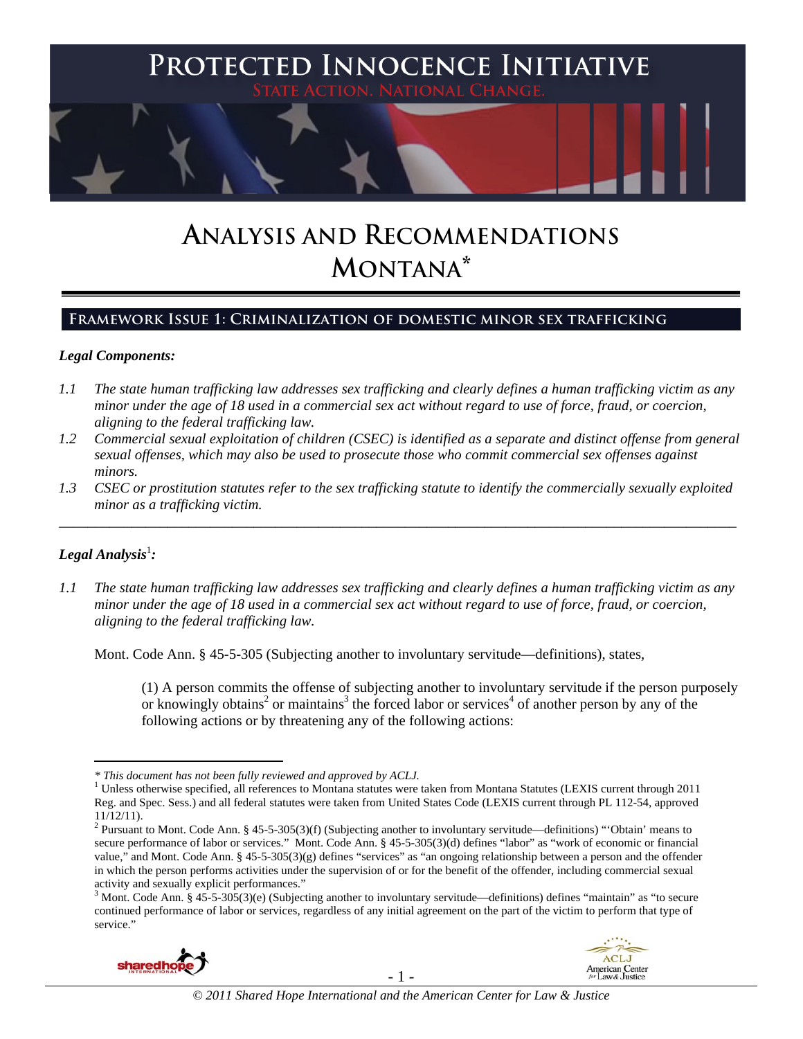# PROTECTED INNOCENCE INITIATIVE

STATE ACTION. NATIONAL CHANGE.

# ANALYSIS AND RECOMMENDATIONS MONTANA*

## FRAMEWORK ISSUE 1: CRIMINALIZATION OF DOMESTIC MINOR SEX TRAFFICKING

### *Legal Components:*

*1.1 The state human trafficking law addresses sex trafficking and clearly defines a human trafficking victim as any minor under the age of 18 used in a commercial sex act without regard to use of force, fraud, or coercion, aligning to the federal trafficking law.*

*1.2 Commercial sexual exploitation of children (CSEC) is identified as a separate and distinct offense from general sexual offenses, which may also be used to prosecute those who commit commercial sex offenses against minors.*

*1.3 CSEC or prostitution statutes refer to the sex trafficking statute to identify the commercially sexually exploited minor as a trafficking victim.*

---

### *Legal Analysis*[1]*:*

*1.1 The state human trafficking law addresses sex trafficking and clearly defines a human trafficking victim as any minor under the age of 18 used in a commercial sex act without regard to use of force, fraud, or coercion, aligning to the federal trafficking law.*

Mont. Code Ann. § 45-5-305 (Subjecting another to involuntary servitude—definitions), states,

> (1) A person commits the offense of subjecting another to involuntary servitude if the person purposely or knowingly obtains[2] or maintains[3] the forced labor or services[4] of another person by any of the following actions or by threatening any of the following actions:

---

*\* This document has not been fully reviewed and approved by ACLJ.*

[1] Unless otherwise specified, all references to Montana statutes were taken from Montana Statutes (LEXIS current through 2011 Reg. and Spec. Sess.) and all federal statutes were taken from United States Code (LEXIS current through PL 112-54, approved 11/12/11).

[2] Pursuant to Mont. Code Ann. § 45-5-305(3)(f) (Subjecting another to involuntary servitude—definitions) "'Obtain' means to secure performance of labor or services." Mont. Code Ann. § 45-5-305(3)(d) defines "labor" as "work of economic or financial value," and Mont. Code Ann. § 45-5-305(3)(g) defines "services" as "an ongoing relationship between a person and the offender in which the person performs activities under the supervision of or for the benefit of the offender, including commercial sexual activity and sexually explicit performances."

[3] Mont. Code Ann. § 45-5-305(3)(e) (Subjecting another to involuntary servitude—definitions) defines "maintain" as "to secure continued performance of labor or services, regardless of any initial agreement on the part of the victim to perform that type of service."

*© 2011 Shared Hope International and the American Center for Law & Justice*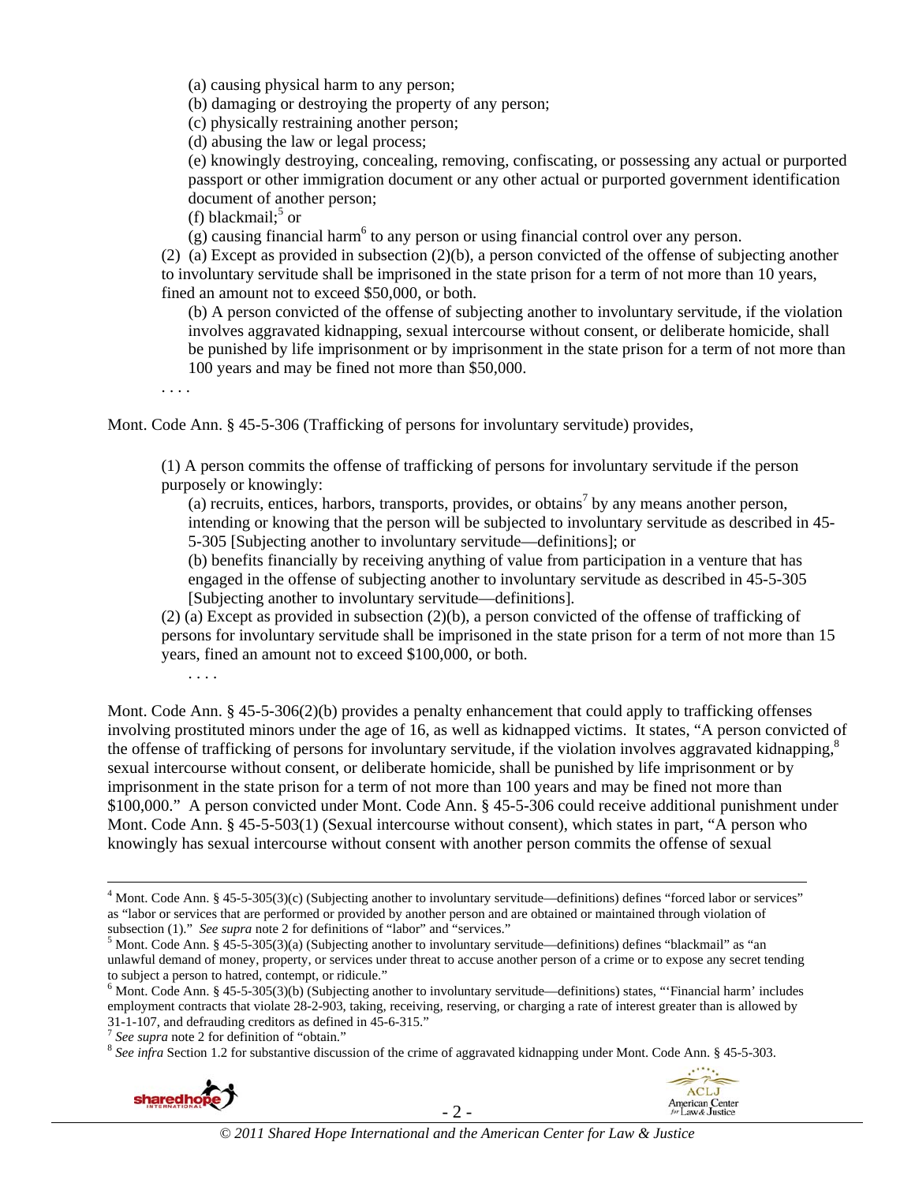(a) causing physical harm to any person;
(b) damaging or destroying the property of any person;
(c) physically restraining another person;
(d) abusing the law or legal process;
(e) knowingly destroying, concealing, removing, confiscating, or possessing any actual or purported passport or other immigration document or any other actual or purported government identification document of another person;
(f) blackmail;[5] or
(g) causing financial harm[6] to any person or using financial control over any person.

(2) (a) Except as provided in subsection (2)(b), a person convicted of the offense of subjecting another to involuntary servitude shall be imprisoned in the state prison for a term of not more than 10 years, fined an amount not to exceed $50,000, or both.

(b) A person convicted of the offense of subjecting another to involuntary servitude, if the violation involves aggravated kidnapping, sexual intercourse without consent, or deliberate homicide, shall be punished by life imprisonment or by imprisonment in the state prison for a term of not more than 100 years and may be fined not more than $50,000.

. . . .

Mont. Code Ann. § 45-5-306 (Trafficking of persons for involuntary servitude) provides,

> (1) A person commits the offense of trafficking of persons for involuntary servitude if the person purposely or knowingly:
>
> (a) recruits, entices, harbors, transports, provides, or obtains[7] by any means another person, intending or knowing that the person will be subjected to involuntary servitude as described in 45-5-305 [Subjecting another to involuntary servitude—definitions]; or
>
> (b) benefits financially by receiving anything of value from participation in a venture that has engaged in the offense of subjecting another to involuntary servitude as described in 45-5-305 [Subjecting another to involuntary servitude—definitions].
>
> (2) (a) Except as provided in subsection (2)(b), a person convicted of the offense of trafficking of persons for involuntary servitude shall be imprisoned in the state prison for a term of not more than 15 years, fined an amount not to exceed $100,000, or both.
>
> . . . .

Mont. Code Ann. § 45-5-306(2)(b) provides a penalty enhancement that could apply to trafficking offenses involving prostituted minors under the age of 16, as well as kidnapped victims. It states, "A person convicted of the offense of trafficking of persons for involuntary servitude, if the violation involves aggravated kidnapping,[8] sexual intercourse without consent, or deliberate homicide, shall be punished by life imprisonment or by imprisonment in the state prison for a term of not more than 100 years and may be fined not more than $100,000." A person convicted under Mont. Code Ann. § 45-5-306 could receive additional punishment under Mont. Code Ann. § 45-5-503(1) (Sexual intercourse without consent), which states in part, "A person who knowingly has sexual intercourse without consent with another person commits the offense of sexual

---

[4] Mont. Code Ann. § 45-5-305(3)(c) (Subjecting another to involuntary servitude—definitions) defines "forced labor or services" as "labor or services that are performed or provided by another person and are obtained or maintained through violation of subsection (1)." *See supra* note 2 for definitions of "labor" and "services."

[5] Mont. Code Ann. § 45-5-305(3)(a) (Subjecting another to involuntary servitude—definitions) defines "blackmail" as "an unlawful demand of money, property, or services under threat to accuse another person of a crime or to expose any secret tending to subject a person to hatred, contempt, or ridicule."

[6] Mont. Code Ann. § 45-5-305(3)(b) (Subjecting another to involuntary servitude—definitions) states, "'Financial harm' includes employment contracts that violate 28-2-903, taking, receiving, reserving, or charging a rate of interest greater than is allowed by 31-1-107, and defrauding creditors as defined in 45-6-315."

[7] *See supra* note 2 for definition of "obtain."

[8] *See infra* Section 1.2 for substantive discussion of the crime of aggravated kidnapping under Mont. Code Ann. § 45-5-303.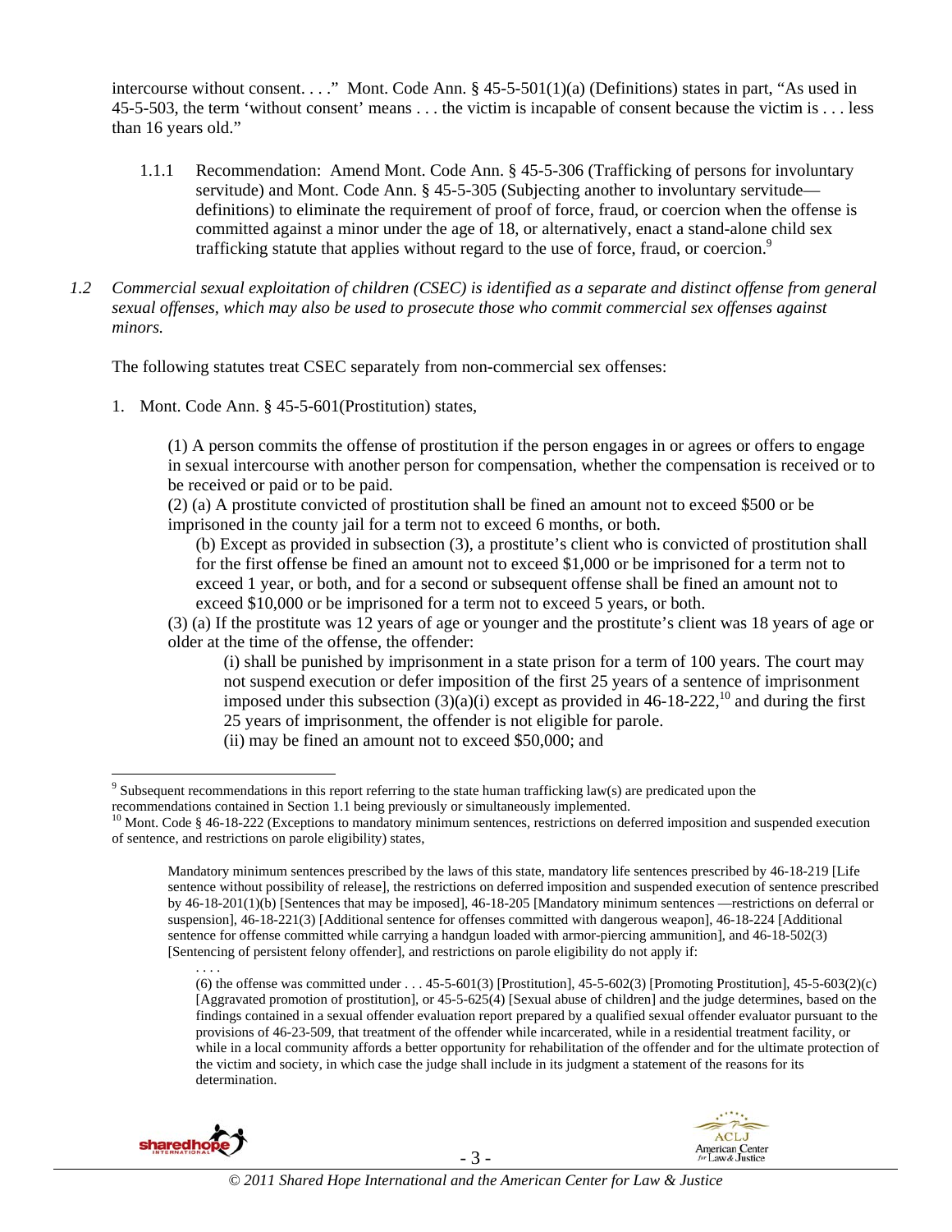intercourse without consent. . . ." Mont. Code Ann. § 45-5-501(1)(a) (Definitions) states in part, "As used in 45-5-503, the term 'without consent' means . . . the victim is incapable of consent because the victim is . . . less than 16 years old."

1.1.1 Recommendation: Amend Mont. Code Ann. § 45-5-306 (Trafficking of persons for involuntary servitude) and Mont. Code Ann. § 45-5-305 (Subjecting another to involuntary servitude—definitions) to eliminate the requirement of proof of force, fraud, or coercion when the offense is committed against a minor under the age of 18, or alternatively, enact a stand-alone child sex trafficking statute that applies without regard to the use of force, fraud, or coercion.[9]

*1.2 Commercial sexual exploitation of children (CSEC) is identified as a separate and distinct offense from general sexual offenses, which may also be used to prosecute those who commit commercial sex offenses against minors.*

The following statutes treat CSEC separately from non-commercial sex offenses:

1. Mont. Code Ann. § 45-5-601(Prostitution) states,

> (1) A person commits the offense of prostitution if the person engages in or agrees or offers to engage in sexual intercourse with another person for compensation, whether the compensation is received or to be received or paid or to be paid.
> (2) (a) A prostitute convicted of prostitution shall be fined an amount not to exceed $500 or be imprisoned in the county jail for a term not to exceed 6 months, or both.
> (b) Except as provided in subsection (3), a prostitute's client who is convicted of prostitution shall for the first offense be fined an amount not to exceed $1,000 or be imprisoned for a term not to exceed 1 year, or both, and for a second or subsequent offense shall be fined an amount not to exceed $10,000 or be imprisoned for a term not to exceed 5 years, or both.
> (3) (a) If the prostitute was 12 years of age or younger and the prostitute's client was 18 years of age or older at the time of the offense, the offender:
> (i) shall be punished by imprisonment in a state prison for a term of 100 years. The court may not suspend execution or defer imposition of the first 25 years of a sentence of imprisonment imposed under this subsection (3)(a)(i) except as provided in 46-18-222,[10] and during the first 25 years of imprisonment, the offender is not eligible for parole.
> (ii) may be fined an amount not to exceed $50,000; and

---

[9] Subsequent recommendations in this report referring to the state human trafficking law(s) are predicated upon the recommendations contained in Section 1.1 being previously or simultaneously implemented.

[10] Mont. Code § 46-18-222 (Exceptions to mandatory minimum sentences, restrictions on deferred imposition and suspended execution of sentence, and restrictions on parole eligibility) states,

> Mandatory minimum sentences prescribed by the laws of this state, mandatory life sentences prescribed by 46-18-219 [Life sentence without possibility of release], the restrictions on deferred imposition and suspended execution of sentence prescribed by 46-18-201(1)(b) [Sentences that may be imposed], 46-18-205 [Mandatory minimum sentences —restrictions on deferral or suspension], 46-18-221(3) [Additional sentence for offenses committed with dangerous weapon], 46-18-224 [Additional sentence for offense committed while carrying a handgun loaded with armor-piercing ammunition], and 46-18-502(3) [Sentencing of persistent felony offender], and restrictions on parole eligibility do not apply if:
> . . . .
> (6) the offense was committed under . . . 45-5-601(3) [Prostitution], 45-5-602(3) [Promoting Prostitution], 45-5-603(2)(c) [Aggravated promotion of prostitution], or 45-5-625(4) [Sexual abuse of children] and the judge determines, based on the findings contained in a sexual offender evaluation report prepared by a qualified sexual offender evaluator pursuant to the provisions of 46-23-509, that treatment of the offender while incarcerated, while in a residential treatment facility, or while in a local community affords a better opportunity for rehabilitation of the offender and for the ultimate protection of the victim and society, in which case the judge shall include in its judgment a statement of the reasons for its determination.

*© 2011 Shared Hope International and the American Center for Law & Justice*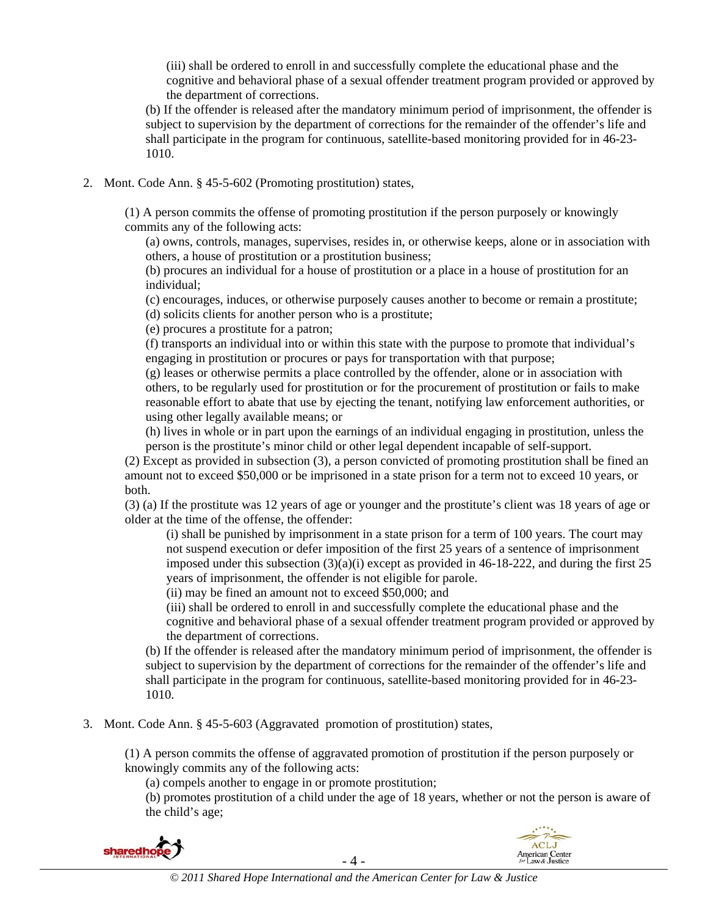(iii) shall be ordered to enroll in and successfully complete the educational phase and the cognitive and behavioral phase of a sexual offender treatment program provided or approved by the department of corrections.

(b) If the offender is released after the mandatory minimum period of imprisonment, the offender is subject to supervision by the department of corrections for the remainder of the offender's life and shall participate in the program for continuous, satellite-based monitoring provided for in 46-23-1010.

2. Mont. Code Ann. § 45-5-602 (Promoting prostitution) states,

(1) A person commits the offense of promoting prostitution if the person purposely or knowingly commits any of the following acts:

(a) owns, controls, manages, supervises, resides in, or otherwise keeps, alone or in association with others, a house of prostitution or a prostitution business;

(b) procures an individual for a house of prostitution or a place in a house of prostitution for an individual;

(c) encourages, induces, or otherwise purposely causes another to become or remain a prostitute;

(d) solicits clients for another person who is a prostitute;

(e) procures a prostitute for a patron;

(f) transports an individual into or within this state with the purpose to promote that individual's engaging in prostitution or procures or pays for transportation with that purpose;

(g) leases or otherwise permits a place controlled by the offender, alone or in association with others, to be regularly used for prostitution or for the procurement of prostitution or fails to make reasonable effort to abate that use by ejecting the tenant, notifying law enforcement authorities, or using other legally available means; or

(h) lives in whole or in part upon the earnings of an individual engaging in prostitution, unless the person is the prostitute's minor child or other legal dependent incapable of self-support.

(2) Except as provided in subsection (3), a person convicted of promoting prostitution shall be fined an amount not to exceed $50,000 or be imprisoned in a state prison for a term not to exceed 10 years, or both.

(3) (a) If the prostitute was 12 years of age or younger and the prostitute's client was 18 years of age or older at the time of the offense, the offender:

(i) shall be punished by imprisonment in a state prison for a term of 100 years. The court may not suspend execution or defer imposition of the first 25 years of a sentence of imprisonment imposed under this subsection (3)(a)(i) except as provided in 46-18-222, and during the first 25 years of imprisonment, the offender is not eligible for parole.

(ii) may be fined an amount not to exceed $50,000; and

(iii) shall be ordered to enroll in and successfully complete the educational phase and the cognitive and behavioral phase of a sexual offender treatment program provided or approved by the department of corrections.

(b) If the offender is released after the mandatory minimum period of imprisonment, the offender is subject to supervision by the department of corrections for the remainder of the offender's life and shall participate in the program for continuous, satellite-based monitoring provided for in 46-23-1010.

3. Mont. Code Ann. § 45-5-603 (Aggravated promotion of prostitution) states,

(1) A person commits the offense of aggravated promotion of prostitution if the person purposely or knowingly commits any of the following acts:

(a) compels another to engage in or promote prostitution;

(b) promotes prostitution of a child under the age of 18 years, whether or not the person is aware of the child's age;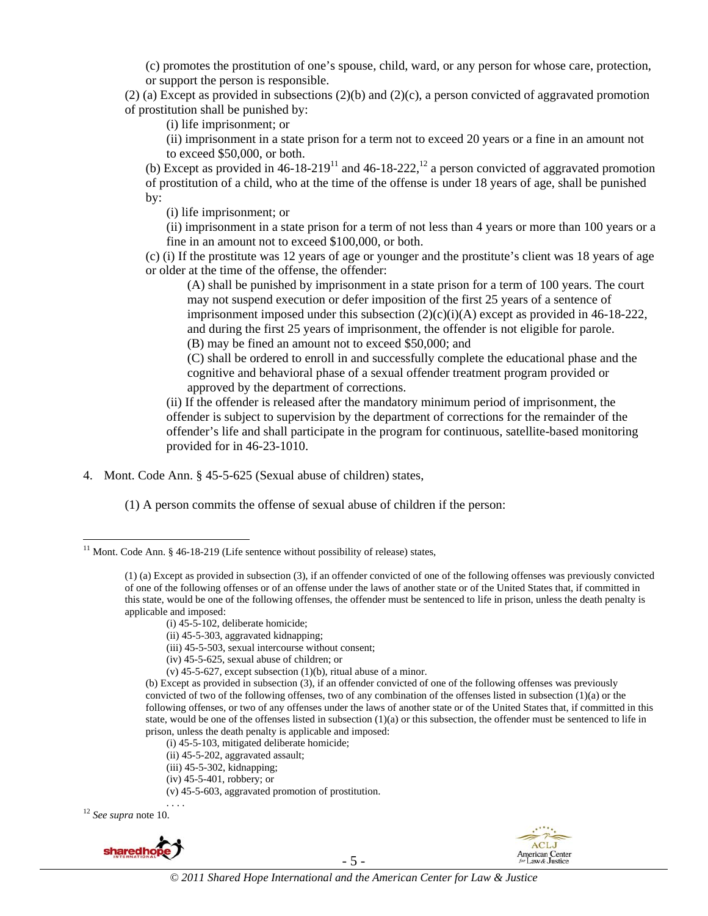(c) promotes the prostitution of one's spouse, child, ward, or any person for whose care, protection, or support the person is responsible.

(2) (a) Except as provided in subsections (2)(b) and (2)(c), a person convicted of aggravated promotion of prostitution shall be punished by:

(i) life imprisonment; or

(ii) imprisonment in a state prison for a term not to exceed 20 years or a fine in an amount not to exceed $50,000, or both.

(b) Except as provided in 46-18-219[11] and 46-18-222,[12] a person convicted of aggravated promotion of prostitution of a child, who at the time of the offense is under 18 years of age, shall be punished by:

(i) life imprisonment; or

(ii) imprisonment in a state prison for a term of not less than 4 years or more than 100 years or a fine in an amount not to exceed $100,000, or both.

(c) (i) If the prostitute was 12 years of age or younger and the prostitute's client was 18 years of age or older at the time of the offense, the offender:

(A) shall be punished by imprisonment in a state prison for a term of 100 years. The court may not suspend execution or defer imposition of the first 25 years of a sentence of imprisonment imposed under this subsection (2)(c)(i)(A) except as provided in 46-18-222, and during the first 25 years of imprisonment, the offender is not eligible for parole.

(B) may be fined an amount not to exceed $50,000; and

(C) shall be ordered to enroll in and successfully complete the educational phase and the cognitive and behavioral phase of a sexual offender treatment program provided or approved by the department of corrections.

(ii) If the offender is released after the mandatory minimum period of imprisonment, the offender is subject to supervision by the department of corrections for the remainder of the offender's life and shall participate in the program for continuous, satellite-based monitoring provided for in 46-23-1010.

4. Mont. Code Ann. § 45-5-625 (Sexual abuse of children) states,

(1) A person commits the offense of sexual abuse of children if the person:

---

[11] Mont. Code Ann. § 46-18-219 (Life sentence without possibility of release) states,

(1) (a) Except as provided in subsection (3), if an offender convicted of one of the following offenses was previously convicted of one of the following offenses or of an offense under the laws of another state or of the United States that, if committed in this state, would be one of the following offenses, the offender must be sentenced to life in prison, unless the death penalty is applicable and imposed:

(i) 45-5-102, deliberate homicide;

(ii) 45-5-303, aggravated kidnapping;

(iii) 45-5-503, sexual intercourse without consent;

(iv) 45-5-625, sexual abuse of children; or

(v) 45-5-627, except subsection (1)(b), ritual abuse of a minor.

(b) Except as provided in subsection (3), if an offender convicted of one of the following offenses was previously convicted of two of the following offenses, two of any combination of the offenses listed in subsection (1)(a) or the following offenses, or two of any offenses under the laws of another state or of the United States that, if committed in this state, would be one of the offenses listed in subsection (1)(a) or this subsection, the offender must be sentenced to life in prison, unless the death penalty is applicable and imposed:

(i) 45-5-103, mitigated deliberate homicide;

(ii) 45-5-202, aggravated assault;

(iii) 45-5-302, kidnapping;

(iv) 45-5-401, robbery; or

(v) 45-5-603, aggravated promotion of prostitution.

. . . .

[12] *See supra* note 10.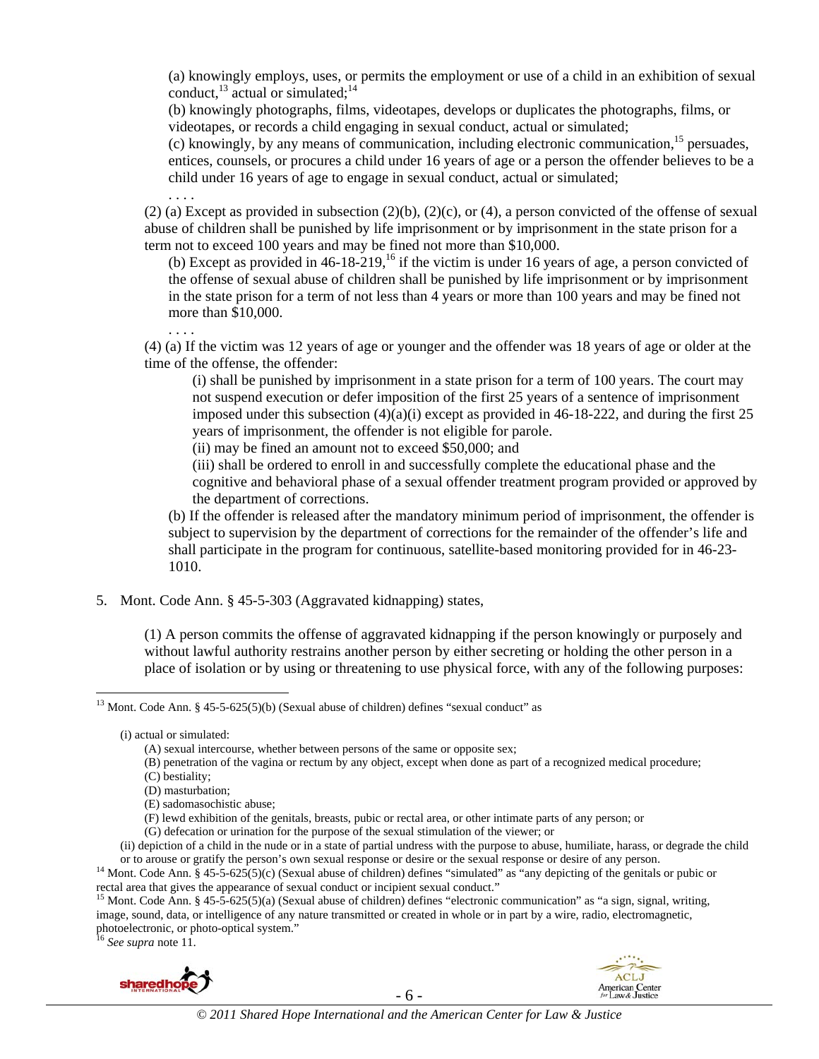(a) knowingly employs, uses, or permits the employment or use of a child in an exhibition of sexual conduct,[13] actual or simulated;[14]

(b) knowingly photographs, films, videotapes, develops or duplicates the photographs, films, or videotapes, or records a child engaging in sexual conduct, actual or simulated;

(c) knowingly, by any means of communication, including electronic communication,[15] persuades, entices, counsels, or procures a child under 16 years of age or a person the offender believes to be a child under 16 years of age to engage in sexual conduct, actual or simulated;

. . . .

(2) (a) Except as provided in subsection (2)(b), (2)(c), or (4), a person convicted of the offense of sexual abuse of children shall be punished by life imprisonment or by imprisonment in the state prison for a term not to exceed 100 years and may be fined not more than $10,000.

(b) Except as provided in 46-18-219,[16] if the victim is under 16 years of age, a person convicted of the offense of sexual abuse of children shall be punished by life imprisonment or by imprisonment in the state prison for a term of not less than 4 years or more than 100 years and may be fined not more than $10,000.

. . . .

(4) (a) If the victim was 12 years of age or younger and the offender was 18 years of age or older at the time of the offense, the offender:

(i) shall be punished by imprisonment in a state prison for a term of 100 years. The court may not suspend execution or defer imposition of the first 25 years of a sentence of imprisonment imposed under this subsection (4)(a)(i) except as provided in 46-18-222, and during the first 25 years of imprisonment, the offender is not eligible for parole.

(ii) may be fined an amount not to exceed $50,000; and

(iii) shall be ordered to enroll in and successfully complete the educational phase and the cognitive and behavioral phase of a sexual offender treatment program provided or approved by the department of corrections.

(b) If the offender is released after the mandatory minimum period of imprisonment, the offender is subject to supervision by the department of corrections for the remainder of the offender's life and shall participate in the program for continuous, satellite-based monitoring provided for in 46-23-1010.

5. Mont. Code Ann. § 45-5-303 (Aggravated kidnapping) states,

(1) A person commits the offense of aggravated kidnapping if the person knowingly or purposely and without lawful authority restrains another person by either secreting or holding the other person in a place of isolation or by using or threatening to use physical force, with any of the following purposes:

---

[13] Mont. Code Ann. § 45-5-625(5)(b) (Sexual abuse of children) defines "sexual conduct" as

(i) actual or simulated:
(A) sexual intercourse, whether between persons of the same or opposite sex;
(B) penetration of the vagina or rectum by any object, except when done as part of a recognized medical procedure;
(C) bestiality;
(D) masturbation;
(E) sadomasochistic abuse;
(F) lewd exhibition of the genitals, breasts, pubic or rectal area, or other intimate parts of any person; or
(G) defecation or urination for the purpose of the sexual stimulation of the viewer; or
(ii) depiction of a child in the nude or in a state of partial undress with the purpose to abuse, humiliate, harass, or degrade the child or to arouse or gratify the person's own sexual response or desire or the sexual response or desire of any person.

[14] Mont. Code Ann. § 45-5-625(5)(c) (Sexual abuse of children) defines "simulated" as "any depicting of the genitals or pubic or rectal area that gives the appearance of sexual conduct or incipient sexual conduct."

[15] Mont. Code Ann. § 45-5-625(5)(a) (Sexual abuse of children) defines "electronic communication" as "a sign, signal, writing, image, sound, data, or intelligence of any nature transmitted or created in whole or in part by a wire, radio, electromagnetic, photoelectronic, or photo-optical system."

[16] *See supra* note 11.

*© 2011 Shared Hope International and the American Center for Law & Justice*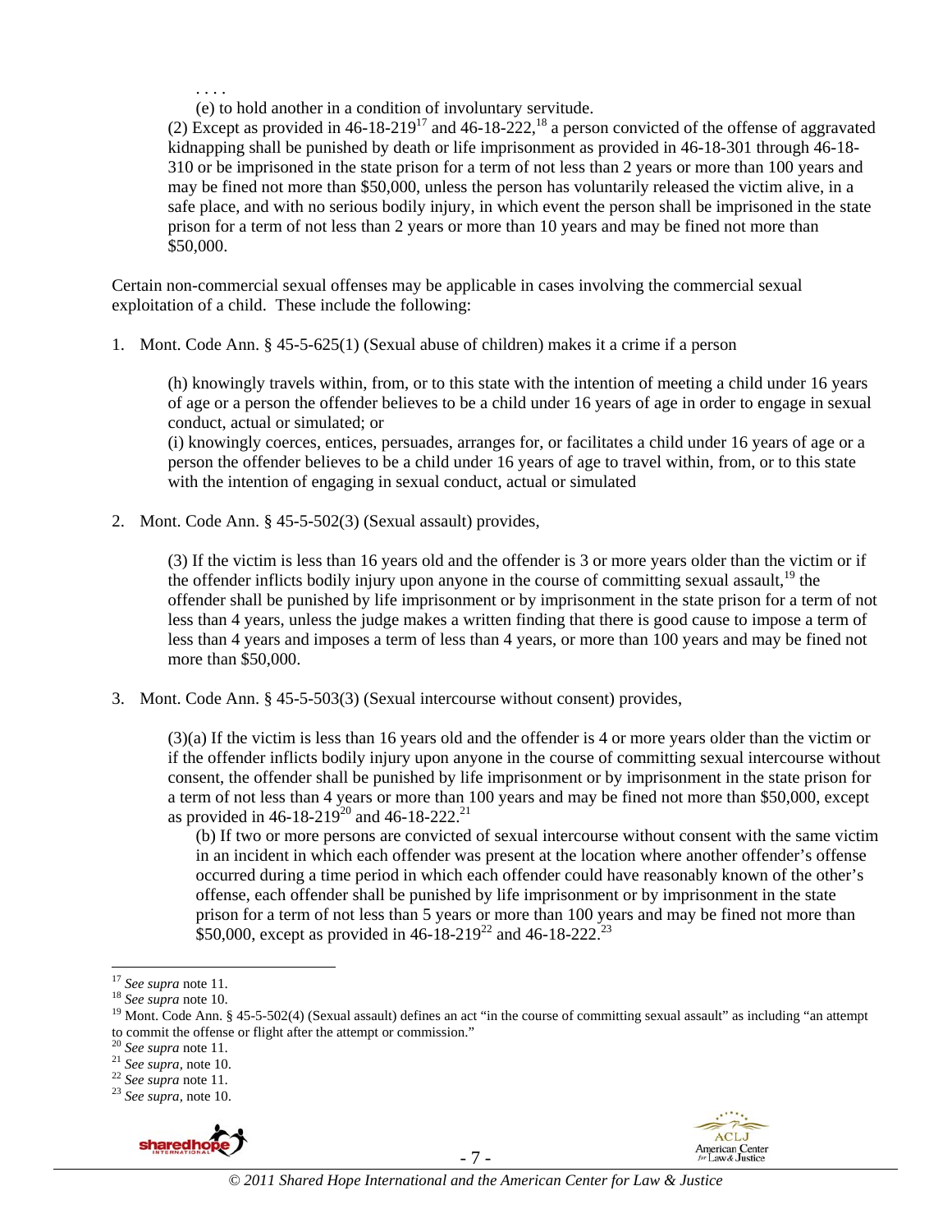. . . .

(e) to hold another in a condition of involuntary servitude.

(2) Except as provided in 46-18-219[17] and 46-18-222,[18] a person convicted of the offense of aggravated kidnapping shall be punished by death or life imprisonment as provided in 46-18-301 through 46-18-310 or be imprisoned in the state prison for a term of not less than 2 years or more than 100 years and may be fined not more than $50,000, unless the person has voluntarily released the victim alive, in a safe place, and with no serious bodily injury, in which event the person shall be imprisoned in the state prison for a term of not less than 2 years or more than 10 years and may be fined not more than $50,000.

Certain non-commercial sexual offenses may be applicable in cases involving the commercial sexual exploitation of a child. These include the following:

1. Mont. Code Ann. § 45-5-625(1) (Sexual abuse of children) makes it a crime if a person

   (h) knowingly travels within, from, or to this state with the intention of meeting a child under 16 years of age or a person the offender believes to be a child under 16 years of age in order to engage in sexual conduct, actual or simulated; or

   (i) knowingly coerces, entices, persuades, arranges for, or facilitates a child under 16 years of age or a person the offender believes to be a child under 16 years of age to travel within, from, or to this state with the intention of engaging in sexual conduct, actual or simulated

2. Mont. Code Ann. § 45-5-502(3) (Sexual assault) provides,

   (3) If the victim is less than 16 years old and the offender is 3 or more years older than the victim or if the offender inflicts bodily injury upon anyone in the course of committing sexual assault,[19] the offender shall be punished by life imprisonment or by imprisonment in the state prison for a term of not less than 4 years, unless the judge makes a written finding that there is good cause to impose a term of less than 4 years and imposes a term of less than 4 years, or more than 100 years and may be fined not more than $50,000.

3. Mont. Code Ann. § 45-5-503(3) (Sexual intercourse without consent) provides,

   (3)(a) If the victim is less than 16 years old and the offender is 4 or more years older than the victim or if the offender inflicts bodily injury upon anyone in the course of committing sexual intercourse without consent, the offender shall be punished by life imprisonment or by imprisonment in the state prison for a term of not less than 4 years or more than 100 years and may be fined not more than $50,000, except as provided in 46-18-219[20] and 46-18-222.[21]

   (b) If two or more persons are convicted of sexual intercourse without consent with the same victim in an incident in which each offender was present at the location where another offender's offense occurred during a time period in which each offender could have reasonably known of the other's offense, each offender shall be punished by life imprisonment or by imprisonment in the state prison for a term of not less than 5 years or more than 100 years and may be fined not more than $50,000, except as provided in 46-18-219[22] and 46-18-222.[23]

---

[17] *See supra* note 11.

[18] *See supra* note 10.

[19] Mont. Code Ann. § 45-5-502(4) (Sexual assault) defines an act "in the course of committing sexual assault" as including "an attempt to commit the offense or flight after the attempt or commission."

[20] *See supra* note 11.

[21] *See supra,* note 10.

[22] *See supra* note 11.

[23] *See supra,* note 10.

*© 2011 Shared Hope International and the American Center for Law & Justice*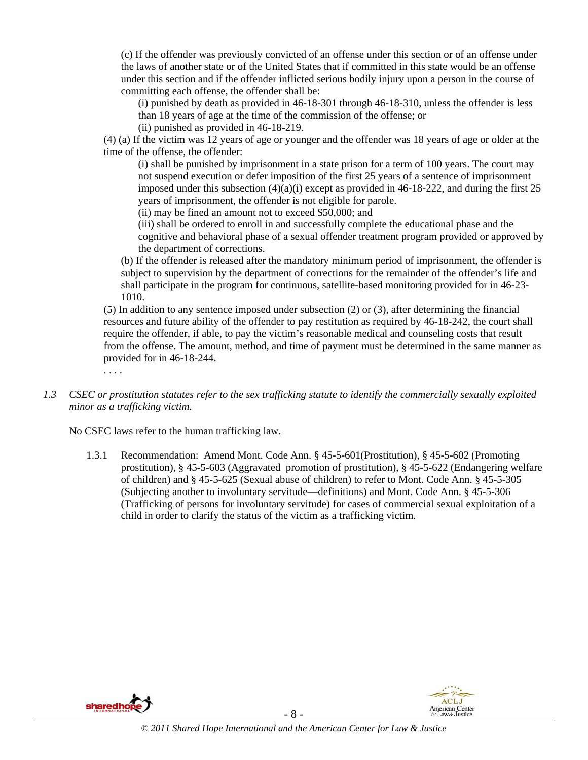(c) If the offender was previously convicted of an offense under this section or of an offense under the laws of another state or of the United States that if committed in this state would be an offense under this section and if the offender inflicted serious bodily injury upon a person in the course of committing each offense, the offender shall be:

(i) punished by death as provided in 46-18-301 through 46-18-310, unless the offender is less than 18 years of age at the time of the commission of the offense; or

(ii) punished as provided in 46-18-219.

(4) (a) If the victim was 12 years of age or younger and the offender was 18 years of age or older at the time of the offense, the offender:

(i) shall be punished by imprisonment in a state prison for a term of 100 years. The court may not suspend execution or defer imposition of the first 25 years of a sentence of imprisonment imposed under this subsection (4)(a)(i) except as provided in 46-18-222, and during the first 25 years of imprisonment, the offender is not eligible for parole.

(ii) may be fined an amount not to exceed $50,000; and

(iii) shall be ordered to enroll in and successfully complete the educational phase and the cognitive and behavioral phase of a sexual offender treatment program provided or approved by the department of corrections.

(b) If the offender is released after the mandatory minimum period of imprisonment, the offender is subject to supervision by the department of corrections for the remainder of the offender's life and shall participate in the program for continuous, satellite-based monitoring provided for in 46-23-1010.

(5) In addition to any sentence imposed under subsection (2) or (3), after determining the financial resources and future ability of the offender to pay restitution as required by 46-18-242, the court shall require the offender, if able, to pay the victim's reasonable medical and counseling costs that result from the offense. The amount, method, and time of payment must be determined in the same manner as provided for in 46-18-244.

. . . .

*1.3 CSEC or prostitution statutes refer to the sex trafficking statute to identify the commercially sexually exploited minor as a trafficking victim.*

No CSEC laws refer to the human trafficking law.

1.3.1 Recommendation: Amend Mont. Code Ann. § 45-5-601(Prostitution), § 45-5-602 (Promoting prostitution), § 45-5-603 (Aggravated promotion of prostitution), § 45-5-622 (Endangering welfare of children) and § 45-5-625 (Sexual abuse of children) to refer to Mont. Code Ann. § 45-5-305 (Subjecting another to involuntary servitude—definitions) and Mont. Code Ann. § 45-5-306 (Trafficking of persons for involuntary servitude) for cases of commercial sexual exploitation of a child in order to clarify the status of the victim as a trafficking victim.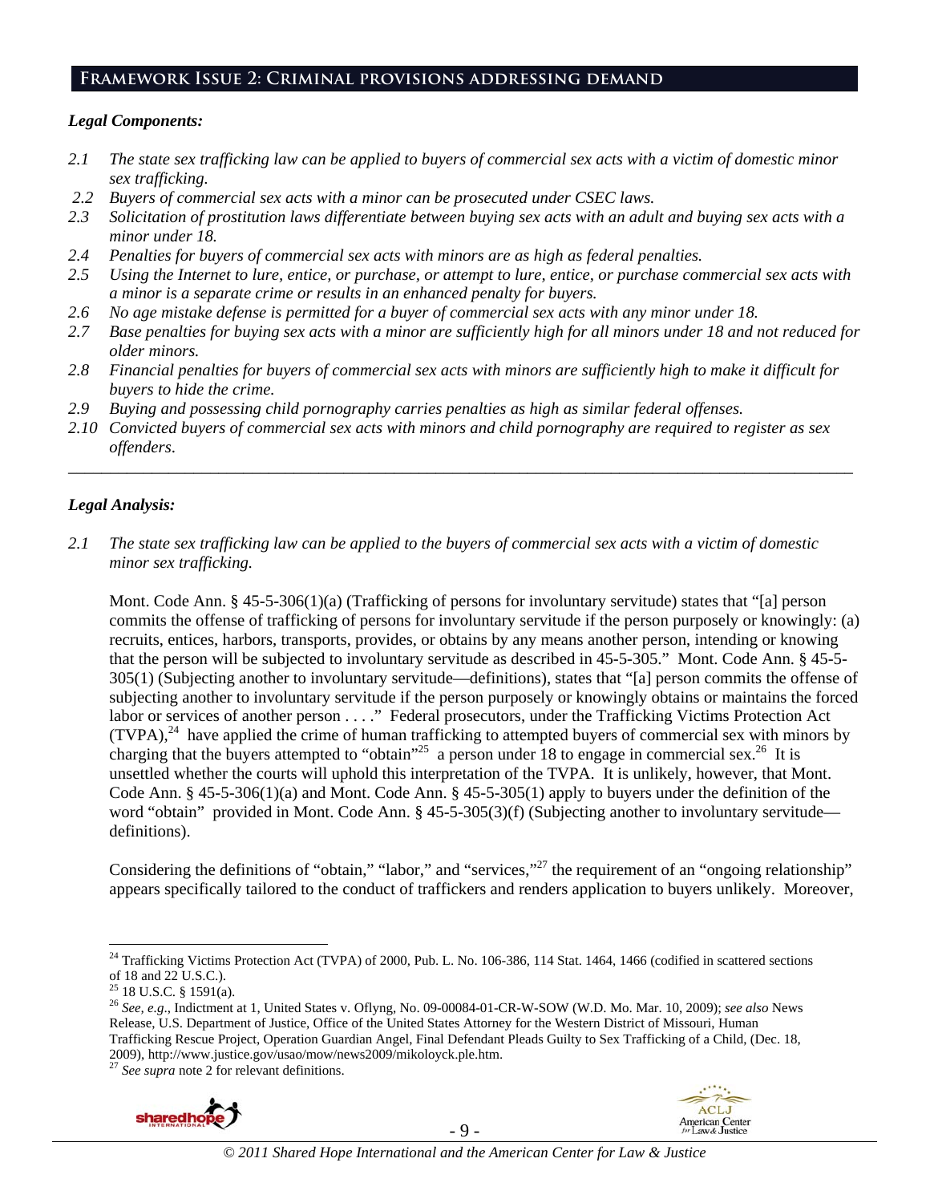## Framework Issue 2: Criminal provisions addressing demand

***Legal Components:***

*2.1 The state sex trafficking law can be applied to buyers of commercial sex acts with a victim of domestic minor sex trafficking.*

*2.2 Buyers of commercial sex acts with a minor can be prosecuted under CSEC laws.*

*2.3 Solicitation of prostitution laws differentiate between buying sex acts with an adult and buying sex acts with a minor under 18.*

*2.4 Penalties for buyers of commercial sex acts with minors are as high as federal penalties.*

*2.5 Using the Internet to lure, entice, or purchase, or attempt to lure, entice, or purchase commercial sex acts with a minor is a separate crime or results in an enhanced penalty for buyers.*

*2.6 No age mistake defense is permitted for a buyer of commercial sex acts with any minor under 18.*

*2.7 Base penalties for buying sex acts with a minor are sufficiently high for all minors under 18 and not reduced for older minors.*

*2.8 Financial penalties for buyers of commercial sex acts with minors are sufficiently high to make it difficult for buyers to hide the crime.*

*2.9 Buying and possessing child pornography carries penalties as high as similar federal offenses.*

*2.10 Convicted buyers of commercial sex acts with minors and child pornography are required to register as sex offenders.*

---

***Legal Analysis:***

*2.1 The state sex trafficking law can be applied to the buyers of commercial sex acts with a victim of domestic minor sex trafficking.*

Mont. Code Ann. § 45-5-306(1)(a) (Trafficking of persons for involuntary servitude) states that "[a] person commits the offense of trafficking of persons for involuntary servitude if the person purposely or knowingly: (a) recruits, entices, harbors, transports, provides, or obtains by any means another person, intending or knowing that the person will be subjected to involuntary servitude as described in 45-5-305." Mont. Code Ann. § 45-5-305(1) (Subjecting another to involuntary servitude—definitions), states that "[a] person commits the offense of subjecting another to involuntary servitude if the person purposely or knowingly obtains or maintains the forced labor or services of another person . . . ." Federal prosecutors, under the Trafficking Victims Protection Act (TVPA),[24] have applied the crime of human trafficking to attempted buyers of commercial sex with minors by charging that the buyers attempted to "obtain"[25] a person under 18 to engage in commercial sex.[26] It is unsettled whether the courts will uphold this interpretation of the TVPA. It is unlikely, however, that Mont. Code Ann. § 45-5-306(1)(a) and Mont. Code Ann. § 45-5-305(1) apply to buyers under the definition of the word "obtain" provided in Mont. Code Ann. § 45-5-305(3)(f) (Subjecting another to involuntary servitude—definitions).

Considering the definitions of "obtain," "labor," and "services,"[27] the requirement of an "ongoing relationship" appears specifically tailored to the conduct of traffickers and renders application to buyers unlikely. Moreover,

---

[24] Trafficking Victims Protection Act (TVPA) of 2000, Pub. L. No. 106-386, 114 Stat. 1464, 1466 (codified in scattered sections of 18 and 22 U.S.C.).

[25] 18 U.S.C. § 1591(a).

[26] *See, e.g*., Indictment at 1, United States v. Oflyng, No. 09-00084-01-CR-W-SOW (W.D. Mo. Mar. 10, 2009); *see also* News Release, U.S. Department of Justice, Office of the United States Attorney for the Western District of Missouri, Human Trafficking Rescue Project, Operation Guardian Angel, Final Defendant Pleads Guilty to Sex Trafficking of a Child, (Dec. 18, 2009), http://www.justice.gov/usao/mow/news2009/mikoloyck.ple.htm.

[27] *See supra* note 2 for relevant definitions.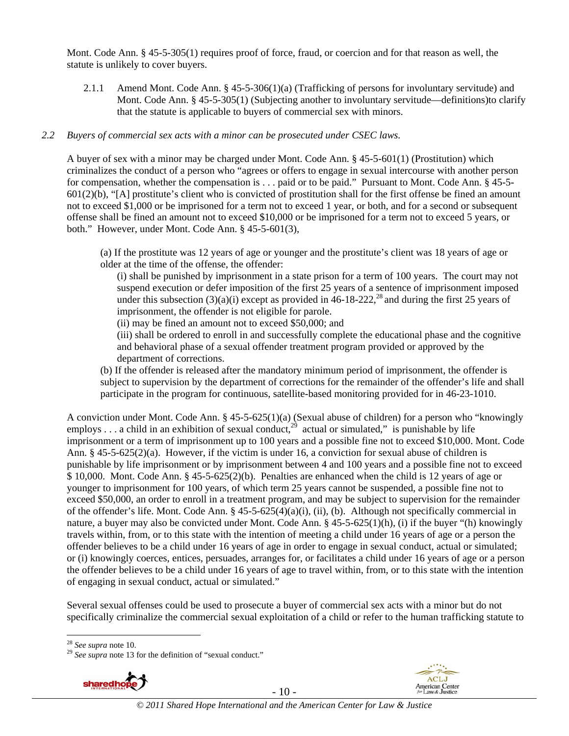Mont. Code Ann. § 45-5-305(1) requires proof of force, fraud, or coercion and for that reason as well, the statute is unlikely to cover buyers.

2.1.1 Amend Mont. Code Ann. § 45-5-306(1)(a) (Trafficking of persons for involuntary servitude) and Mont. Code Ann. § 45-5-305(1) (Subjecting another to involuntary servitude—definitions)to clarify that the statute is applicable to buyers of commercial sex with minors.

*2.2 Buyers of commercial sex acts with a minor can be prosecuted under CSEC laws.*

A buyer of sex with a minor may be charged under Mont. Code Ann. § 45-5-601(1) (Prostitution) which criminalizes the conduct of a person who "agrees or offers to engage in sexual intercourse with another person for compensation, whether the compensation is . . . paid or to be paid." Pursuant to Mont. Code Ann. § 45-5-601(2)(b), "[A] prostitute's client who is convicted of prostitution shall for the first offense be fined an amount not to exceed $1,000 or be imprisoned for a term not to exceed 1 year, or both, and for a second or subsequent offense shall be fined an amount not to exceed $10,000 or be imprisoned for a term not to exceed 5 years, or both." However, under Mont. Code Ann. § 45-5-601(3),

> (a) If the prostitute was 12 years of age or younger and the prostitute's client was 18 years of age or older at the time of the offense, the offender:
>
> (i) shall be punished by imprisonment in a state prison for a term of 100 years. The court may not suspend execution or defer imposition of the first 25 years of a sentence of imprisonment imposed under this subsection (3)(a)(i) except as provided in 46-18-222,[28] and during the first 25 years of imprisonment, the offender is not eligible for parole.
>
> (ii) may be fined an amount not to exceed $50,000; and
>
> (iii) shall be ordered to enroll in and successfully complete the educational phase and the cognitive and behavioral phase of a sexual offender treatment program provided or approved by the department of corrections.
>
> (b) If the offender is released after the mandatory minimum period of imprisonment, the offender is subject to supervision by the department of corrections for the remainder of the offender's life and shall participate in the program for continuous, satellite-based monitoring provided for in 46-23-1010.

A conviction under Mont. Code Ann. § 45-5-625(1)(a) (Sexual abuse of children) for a person who "knowingly employs . . . a child in an exhibition of sexual conduct,[29] actual or simulated," is punishable by life imprisonment or a term of imprisonment up to 100 years and a possible fine not to exceed $10,000. Mont. Code Ann. § 45-5-625(2)(a). However, if the victim is under 16, a conviction for sexual abuse of children is punishable by life imprisonment or by imprisonment between 4 and 100 years and a possible fine not to exceed $ 10,000. Mont. Code Ann. § 45-5-625(2)(b). Penalties are enhanced when the child is 12 years of age or younger to imprisonment for 100 years, of which term 25 years cannot be suspended, a possible fine not to exceed $50,000, an order to enroll in a treatment program, and may be subject to supervision for the remainder of the offender's life. Mont. Code Ann. § 45-5-625(4)(a)(i), (ii), (b). Although not specifically commercial in nature, a buyer may also be convicted under Mont. Code Ann. § 45-5-625(1)(h), (i) if the buyer "(h) knowingly travels within, from, or to this state with the intention of meeting a child under 16 years of age or a person the offender believes to be a child under 16 years of age in order to engage in sexual conduct, actual or simulated; or (i) knowingly coerces, entices, persuades, arranges for, or facilitates a child under 16 years of age or a person the offender believes to be a child under 16 years of age to travel within, from, or to this state with the intention of engaging in sexual conduct, actual or simulated."

Several sexual offenses could be used to prosecute a buyer of commercial sex acts with a minor but do not specifically criminalize the commercial sexual exploitation of a child or refer to the human trafficking statute to

---

[28] *See supra* note 10.

[29] *See supra* note 13 for the definition of "sexual conduct."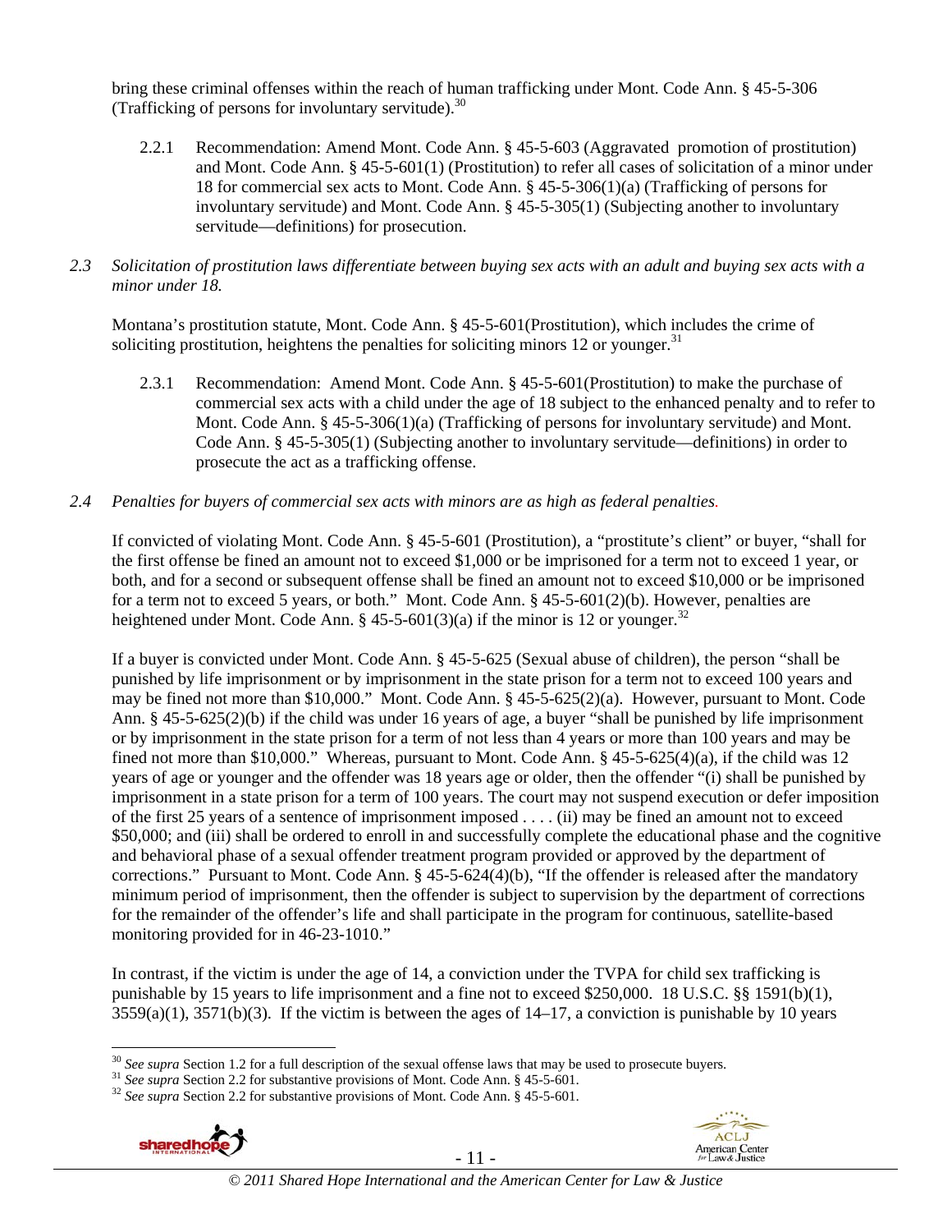bring these criminal offenses within the reach of human trafficking under Mont. Code Ann. § 45-5-306 (Trafficking of persons for involuntary servitude).[30]

2.2.1 Recommendation: Amend Mont. Code Ann. § 45-5-603 (Aggravated promotion of prostitution) and Mont. Code Ann. § 45-5-601(1) (Prostitution) to refer all cases of solicitation of a minor under 18 for commercial sex acts to Mont. Code Ann. § 45-5-306(1)(a) (Trafficking of persons for involuntary servitude) and Mont. Code Ann. § 45-5-305(1) (Subjecting another to involuntary servitude—definitions) for prosecution.

*2.3 Solicitation of prostitution laws differentiate between buying sex acts with an adult and buying sex acts with a minor under 18.*

Montana's prostitution statute, Mont. Code Ann. § 45-5-601(Prostitution), which includes the crime of soliciting prostitution, heightens the penalties for soliciting minors 12 or younger.[31]

2.3.1 Recommendation: Amend Mont. Code Ann. § 45-5-601(Prostitution) to make the purchase of commercial sex acts with a child under the age of 18 subject to the enhanced penalty and to refer to Mont. Code Ann. § 45-5-306(1)(a) (Trafficking of persons for involuntary servitude) and Mont. Code Ann. § 45-5-305(1) (Subjecting another to involuntary servitude—definitions) in order to prosecute the act as a trafficking offense.

*2.4 Penalties for buyers of commercial sex acts with minors are as high as federal penalties.*

If convicted of violating Mont. Code Ann. § 45-5-601 (Prostitution), a "prostitute's client" or buyer, "shall for the first offense be fined an amount not to exceed $1,000 or be imprisoned for a term not to exceed 1 year, or both, and for a second or subsequent offense shall be fined an amount not to exceed $10,000 or be imprisoned for a term not to exceed 5 years, or both." Mont. Code Ann. § 45-5-601(2)(b). However, penalties are heightened under Mont. Code Ann. § 45-5-601(3)(a) if the minor is 12 or younger.[32]

If a buyer is convicted under Mont. Code Ann. § 45-5-625 (Sexual abuse of children), the person "shall be punished by life imprisonment or by imprisonment in the state prison for a term not to exceed 100 years and may be fined not more than $10,000." Mont. Code Ann. § 45-5-625(2)(a). However, pursuant to Mont. Code Ann. § 45-5-625(2)(b) if the child was under 16 years of age, a buyer "shall be punished by life imprisonment or by imprisonment in the state prison for a term of not less than 4 years or more than 100 years and may be fined not more than $10,000." Whereas, pursuant to Mont. Code Ann. § 45-5-625(4)(a), if the child was 12 years of age or younger and the offender was 18 years age or older, then the offender "(i) shall be punished by imprisonment in a state prison for a term of 100 years. The court may not suspend execution or defer imposition of the first 25 years of a sentence of imprisonment imposed . . . . (ii) may be fined an amount not to exceed $50,000; and (iii) shall be ordered to enroll in and successfully complete the educational phase and the cognitive and behavioral phase of a sexual offender treatment program provided or approved by the department of corrections." Pursuant to Mont. Code Ann. § 45-5-624(4)(b), "If the offender is released after the mandatory minimum period of imprisonment, then the offender is subject to supervision by the department of corrections for the remainder of the offender's life and shall participate in the program for continuous, satellite-based monitoring provided for in 46-23-1010."

In contrast, if the victim is under the age of 14, a conviction under the TVPA for child sex trafficking is punishable by 15 years to life imprisonment and a fine not to exceed $250,000. 18 U.S.C. §§ 1591(b)(1), 3559(a)(1), 3571(b)(3). If the victim is between the ages of 14–17, a conviction is punishable by 10 years

---

[30] *See supra* Section 1.2 for a full description of the sexual offense laws that may be used to prosecute buyers.

[31] *See supra* Section 2.2 for substantive provisions of Mont. Code Ann. § 45-5-601.

[32] *See supra* Section 2.2 for substantive provisions of Mont. Code Ann. § 45-5-601.

*© 2011 Shared Hope International and the American Center for Law & Justice*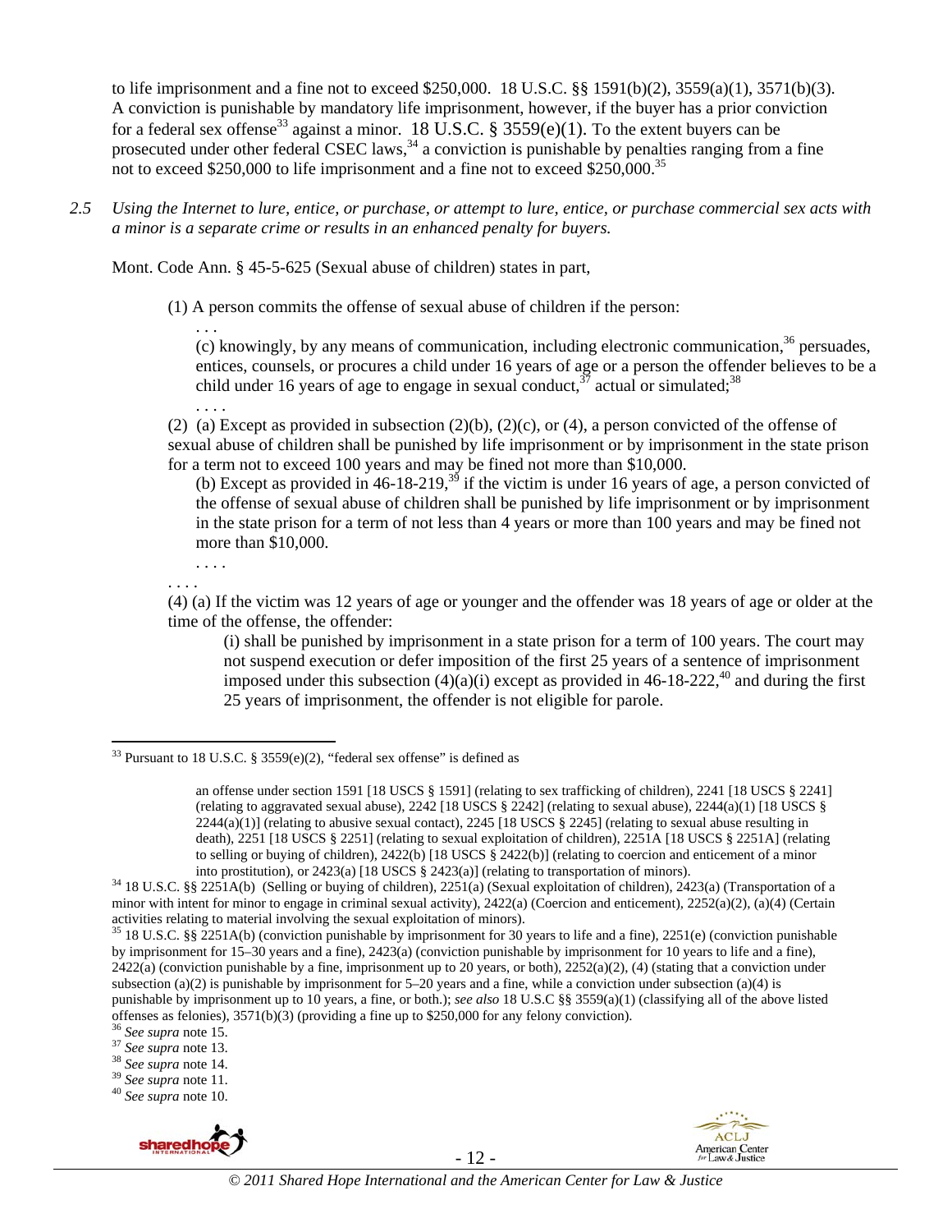to life imprisonment and a fine not to exceed $250,000. 18 U.S.C. §§ 1591(b)(2), 3559(a)(1), 3571(b)(3). A conviction is punishable by mandatory life imprisonment, however, if the buyer has a prior conviction for a federal sex offense[33] against a minor. 18 U.S.C. § 3559(e)(1). To the extent buyers can be prosecuted under other federal CSEC laws,[34] a conviction is punishable by penalties ranging from a fine not to exceed $250,000 to life imprisonment and a fine not to exceed $250,000.[35]

*2.5 Using the Internet to lure, entice, or purchase, or attempt to lure, entice, or purchase commercial sex acts with a minor is a separate crime or results in an enhanced penalty for buyers.*

Mont. Code Ann. § 45-5-625 (Sexual abuse of children) states in part,

> (1) A person commits the offense of sexual abuse of children if the person:
>
> > . . .
> >
> > (c) knowingly, by any means of communication, including electronic communication,[36] persuades, entices, counsels, or procures a child under 16 years of age or a person the offender believes to be a child under 16 years of age to engage in sexual conduct,[37] actual or simulated;[38]
> >
> > . . . .
>
> (2) (a) Except as provided in subsection (2)(b), (2)(c), or (4), a person convicted of the offense of sexual abuse of children shall be punished by life imprisonment or by imprisonment in the state prison for a term not to exceed 100 years and may be fined not more than $10,000.
>
> > (b) Except as provided in 46-18-219,[39] if the victim is under 16 years of age, a person convicted of the offense of sexual abuse of children shall be punished by life imprisonment or by imprisonment in the state prison for a term of not less than 4 years or more than 100 years and may be fined not more than $10,000.
> >
> > . . . .
>
> . . . .
>
> (4) (a) If the victim was 12 years of age or younger and the offender was 18 years of age or older at the time of the offense, the offender:
>
> > (i) shall be punished by imprisonment in a state prison for a term of 100 years. The court may not suspend execution or defer imposition of the first 25 years of a sentence of imprisonment imposed under this subsection (4)(a)(i) except as provided in 46-18-222,[40] and during the first 25 years of imprisonment, the offender is not eligible for parole.

---

[33] Pursuant to 18 U.S.C. § 3559(e)(2), "federal sex offense" is defined as

> an offense under section 1591 [18 USCS § 1591] (relating to sex trafficking of children), 2241 [18 USCS § 2241] (relating to aggravated sexual abuse), 2242 [18 USCS § 2242] (relating to sexual abuse), 2244(a)(1) [18 USCS § 2244(a)(1)] (relating to abusive sexual contact), 2245 [18 USCS § 2245] (relating to sexual abuse resulting in death), 2251 [18 USCS § 2251] (relating to sexual exploitation of children), 2251A [18 USCS § 2251A] (relating to selling or buying of children), 2422(b) [18 USCS § 2422(b)] (relating to coercion and enticement of a minor into prostitution), or 2423(a) [18 USCS § 2423(a)] (relating to transportation of minors).

[34] 18 U.S.C. §§ 2251A(b) (Selling or buying of children), 2251(a) (Sexual exploitation of children), 2423(a) (Transportation of a minor with intent for minor to engage in criminal sexual activity), 2422(a) (Coercion and enticement), 2252(a)(2), (a)(4) (Certain activities relating to material involving the sexual exploitation of minors).

[35] 18 U.S.C. §§ 2251A(b) (conviction punishable by imprisonment for 30 years to life and a fine), 2251(e) (conviction punishable by imprisonment for 15–30 years and a fine), 2423(a) (conviction punishable by imprisonment for 10 years to life and a fine), 2422(a) (conviction punishable by a fine, imprisonment up to 20 years, or both), 2252(a)(2), (4) (stating that a conviction under subsection (a)(2) is punishable by imprisonment for 5–20 years and a fine, while a conviction under subsection (a)(4) is punishable by imprisonment up to 10 years, a fine, or both.); *see also* 18 U.S.C §§ 3559(a)(1) (classifying all of the above listed offenses as felonies), 3571(b)(3) (providing a fine up to $250,000 for any felony conviction).

[36] *See supra* note 15.

[37] *See supra* note 13.

[38] *See supra* note 14.

[39] *See supra* note 11.

[40] *See supra* note 10.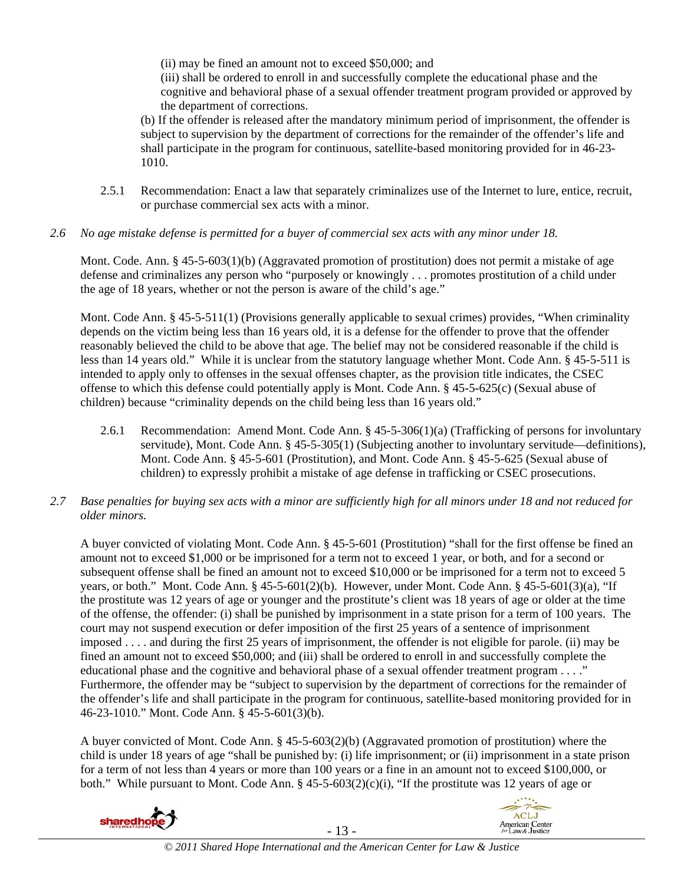(ii) may be fined an amount not to exceed $50,000; and

(iii) shall be ordered to enroll in and successfully complete the educational phase and the cognitive and behavioral phase of a sexual offender treatment program provided or approved by the department of corrections.

(b) If the offender is released after the mandatory minimum period of imprisonment, the offender is subject to supervision by the department of corrections for the remainder of the offender's life and shall participate in the program for continuous, satellite-based monitoring provided for in 46-23-1010.

2.5.1 Recommendation: Enact a law that separately criminalizes use of the Internet to lure, entice, recruit, or purchase commercial sex acts with a minor.

*2.6 No age mistake defense is permitted for a buyer of commercial sex acts with any minor under 18.*

Mont. Code. Ann. § 45-5-603(1)(b) (Aggravated promotion of prostitution) does not permit a mistake of age defense and criminalizes any person who "purposely or knowingly . . . promotes prostitution of a child under the age of 18 years, whether or not the person is aware of the child's age."

Mont. Code Ann. § 45-5-511(1) (Provisions generally applicable to sexual crimes) provides, "When criminality depends on the victim being less than 16 years old, it is a defense for the offender to prove that the offender reasonably believed the child to be above that age. The belief may not be considered reasonable if the child is less than 14 years old." While it is unclear from the statutory language whether Mont. Code Ann. § 45-5-511 is intended to apply only to offenses in the sexual offenses chapter, as the provision title indicates, the CSEC offense to which this defense could potentially apply is Mont. Code Ann. § 45-5-625(c) (Sexual abuse of children) because "criminality depends on the child being less than 16 years old."

2.6.1 Recommendation: Amend Mont. Code Ann. § 45-5-306(1)(a) (Trafficking of persons for involuntary servitude), Mont. Code Ann. § 45-5-305(1) (Subjecting another to involuntary servitude—definitions), Mont. Code Ann. § 45-5-601 (Prostitution), and Mont. Code Ann. § 45-5-625 (Sexual abuse of children) to expressly prohibit a mistake of age defense in trafficking or CSEC prosecutions.

*2.7 Base penalties for buying sex acts with a minor are sufficiently high for all minors under 18 and not reduced for older minors.*

A buyer convicted of violating Mont. Code Ann. § 45-5-601 (Prostitution) "shall for the first offense be fined an amount not to exceed $1,000 or be imprisoned for a term not to exceed 1 year, or both, and for a second or subsequent offense shall be fined an amount not to exceed $10,000 or be imprisoned for a term not to exceed 5 years, or both." Mont. Code Ann. § 45-5-601(2)(b). However, under Mont. Code Ann. § 45-5-601(3)(a), "If the prostitute was 12 years of age or younger and the prostitute's client was 18 years of age or older at the time of the offense, the offender: (i) shall be punished by imprisonment in a state prison for a term of 100 years. The court may not suspend execution or defer imposition of the first 25 years of a sentence of imprisonment imposed . . . . and during the first 25 years of imprisonment, the offender is not eligible for parole. (ii) may be fined an amount not to exceed $50,000; and (iii) shall be ordered to enroll in and successfully complete the educational phase and the cognitive and behavioral phase of a sexual offender treatment program . . . ." Furthermore, the offender may be "subject to supervision by the department of corrections for the remainder of the offender's life and shall participate in the program for continuous, satellite-based monitoring provided for in 46-23-1010." Mont. Code Ann. § 45-5-601(3)(b).

A buyer convicted of Mont. Code Ann. § 45-5-603(2)(b) (Aggravated promotion of prostitution) where the child is under 18 years of age "shall be punished by: (i) life imprisonment; or (ii) imprisonment in a state prison for a term of not less than 4 years or more than 100 years or a fine in an amount not to exceed $100,000, or both." While pursuant to Mont. Code Ann. § 45-5-603(2)(c)(i), "If the prostitute was 12 years of age or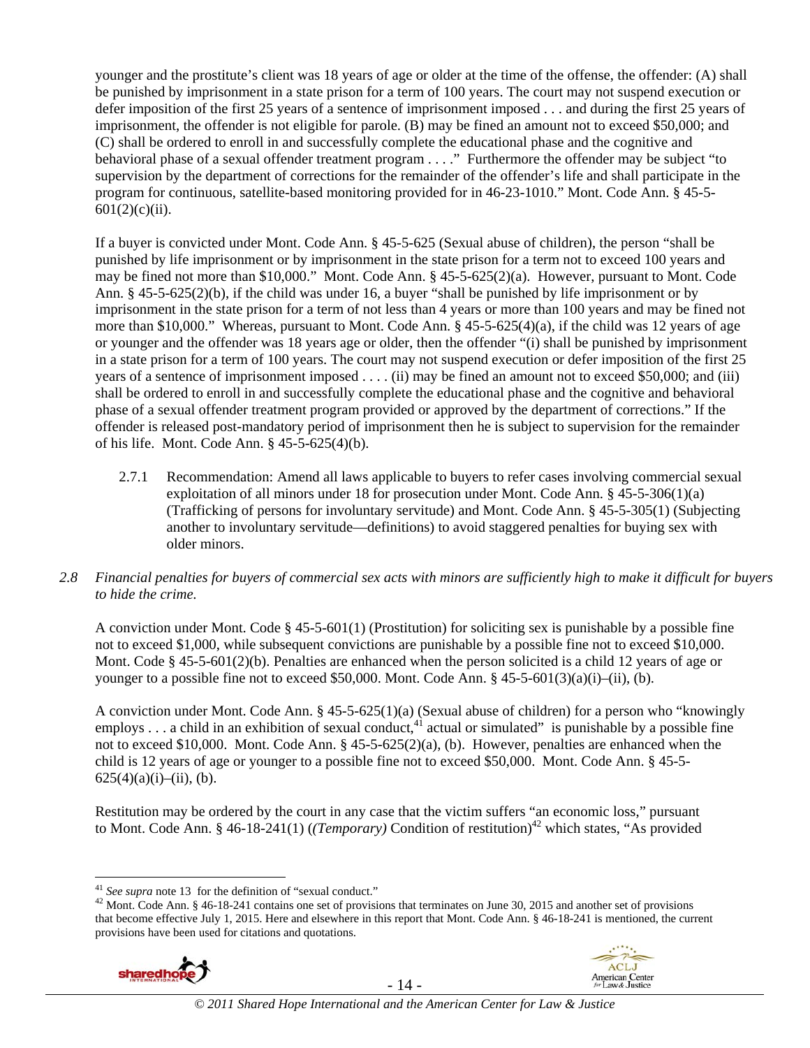younger and the prostitute's client was 18 years of age or older at the time of the offense, the offender: (A) shall be punished by imprisonment in a state prison for a term of 100 years. The court may not suspend execution or defer imposition of the first 25 years of a sentence of imprisonment imposed . . . and during the first 25 years of imprisonment, the offender is not eligible for parole. (B) may be fined an amount not to exceed $50,000; and (C) shall be ordered to enroll in and successfully complete the educational phase and the cognitive and behavioral phase of a sexual offender treatment program . . . ." Furthermore the offender may be subject "to supervision by the department of corrections for the remainder of the offender's life and shall participate in the program for continuous, satellite-based monitoring provided for in 46-23-1010." Mont. Code Ann. § 45-5-601(2)(c)(ii).

If a buyer is convicted under Mont. Code Ann. § 45-5-625 (Sexual abuse of children), the person "shall be punished by life imprisonment or by imprisonment in the state prison for a term not to exceed 100 years and may be fined not more than $10,000." Mont. Code Ann. § 45-5-625(2)(a). However, pursuant to Mont. Code Ann. § 45-5-625(2)(b), if the child was under 16, a buyer "shall be punished by life imprisonment or by imprisonment in the state prison for a term of not less than 4 years or more than 100 years and may be fined not more than $10,000." Whereas, pursuant to Mont. Code Ann. § 45-5-625(4)(a), if the child was 12 years of age or younger and the offender was 18 years age or older, then the offender "(i) shall be punished by imprisonment in a state prison for a term of 100 years. The court may not suspend execution or defer imposition of the first 25 years of a sentence of imprisonment imposed . . . . (ii) may be fined an amount not to exceed $50,000; and (iii) shall be ordered to enroll in and successfully complete the educational phase and the cognitive and behavioral phase of a sexual offender treatment program provided or approved by the department of corrections." If the offender is released post-mandatory period of imprisonment then he is subject to supervision for the remainder of his life. Mont. Code Ann. § 45-5-625(4)(b).

2.7.1 Recommendation: Amend all laws applicable to buyers to refer cases involving commercial sexual exploitation of all minors under 18 for prosecution under Mont. Code Ann. § 45-5-306(1)(a) (Trafficking of persons for involuntary servitude) and Mont. Code Ann. § 45-5-305(1) (Subjecting another to involuntary servitude—definitions) to avoid staggered penalties for buying sex with older minors.

*2.8 Financial penalties for buyers of commercial sex acts with minors are sufficiently high to make it difficult for buyers to hide the crime.*

A conviction under Mont. Code § 45-5-601(1) (Prostitution) for soliciting sex is punishable by a possible fine not to exceed $1,000, while subsequent convictions are punishable by a possible fine not to exceed $10,000. Mont. Code § 45-5-601(2)(b). Penalties are enhanced when the person solicited is a child 12 years of age or younger to a possible fine not to exceed $50,000. Mont. Code Ann. § 45-5-601(3)(a)(i)–(ii), (b).

A conviction under Mont. Code Ann. § 45-5-625(1)(a) (Sexual abuse of children) for a person who "knowingly employs . . . a child in an exhibition of sexual conduct,[41] actual or simulated" is punishable by a possible fine not to exceed $10,000. Mont. Code Ann. § 45-5-625(2)(a), (b). However, penalties are enhanced when the child is 12 years of age or younger to a possible fine not to exceed $50,000. Mont. Code Ann. § 45-5-625(4)(a)(i)–(ii), (b).

Restitution may be ordered by the court in any case that the victim suffers "an economic loss," pursuant to Mont. Code Ann. § 46-18-241(1) (*(Temporary)* Condition of restitution)[42] which states, "As provided

---

[41] *See supra* note 13 for the definition of "sexual conduct."

[42] Mont. Code Ann. § 46-18-241 contains one set of provisions that terminates on June 30, 2015 and another set of provisions that become effective July 1, 2015. Here and elsewhere in this report that Mont. Code Ann. § 46-18-241 is mentioned, the current provisions have been used for citations and quotations.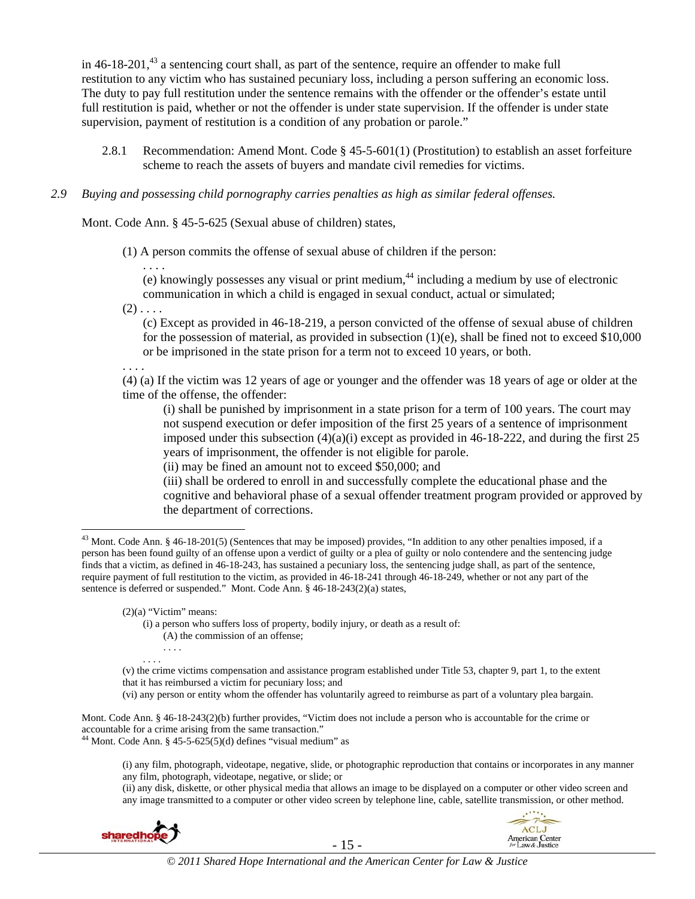in 46-18-201,[43] a sentencing court shall, as part of the sentence, require an offender to make full restitution to any victim who has sustained pecuniary loss, including a person suffering an economic loss. The duty to pay full restitution under the sentence remains with the offender or the offender's estate until full restitution is paid, whether or not the offender is under state supervision. If the offender is under state supervision, payment of restitution is a condition of any probation or parole."

2.8.1 Recommendation: Amend Mont. Code § 45-5-601(1) (Prostitution) to establish an asset forfeiture scheme to reach the assets of buyers and mandate civil remedies for victims.

*2.9 Buying and possessing child pornography carries penalties as high as similar federal offenses.*

Mont. Code Ann. § 45-5-625 (Sexual abuse of children) states,

> (1) A person commits the offense of sexual abuse of children if the person:
>
> . . . .
>
> (e) knowingly possesses any visual or print medium,[44] including a medium by use of electronic communication in which a child is engaged in sexual conduct, actual or simulated;
>
> (2) . . . .
>
> (c) Except as provided in 46-18-219, a person convicted of the offense of sexual abuse of children for the possession of material, as provided in subsection (1)(e), shall be fined not to exceed $10,000 or be imprisoned in the state prison for a term not to exceed 10 years, or both.
>
> . . . .
>
> (4) (a) If the victim was 12 years of age or younger and the offender was 18 years of age or older at the time of the offense, the offender:
>
> (i) shall be punished by imprisonment in a state prison for a term of 100 years. The court may not suspend execution or defer imposition of the first 25 years of a sentence of imprisonment imposed under this subsection (4)(a)(i) except as provided in 46-18-222, and during the first 25 years of imprisonment, the offender is not eligible for parole.
>
> (ii) may be fined an amount not to exceed $50,000; and
>
> (iii) shall be ordered to enroll in and successfully complete the educational phase and the cognitive and behavioral phase of a sexual offender treatment program provided or approved by the department of corrections.

---

[43] Mont. Code Ann. § 46-18-201(5) (Sentences that may be imposed) provides, "In addition to any other penalties imposed, if a person has been found guilty of an offense upon a verdict of guilty or a plea of guilty or nolo contendere and the sentencing judge finds that a victim, as defined in 46-18-243, has sustained a pecuniary loss, the sentencing judge shall, as part of the sentence, require payment of full restitution to the victim, as provided in 46-18-241 through 46-18-249, whether or not any part of the sentence is deferred or suspended." Mont. Code Ann. § 46-18-243(2)(a) states,

> (2)(a) "Victim" means:
>
> (i) a person who suffers loss of property, bodily injury, or death as a result of:
>
> (A) the commission of an offense;
>
> . . . .
>
> . . . .
>
> (v) the crime victims compensation and assistance program established under Title 53, chapter 9, part 1, to the extent that it has reimbursed a victim for pecuniary loss; and
>
> (vi) any person or entity whom the offender has voluntarily agreed to reimburse as part of a voluntary plea bargain.

Mont. Code Ann. § 46-18-243(2)(b) further provides, "Victim does not include a person who is accountable for the crime or accountable for a crime arising from the same transaction."

[44] Mont. Code Ann. § 45-5-625(5)(d) defines "visual medium" as

> (i) any film, photograph, videotape, negative, slide, or photographic reproduction that contains or incorporates in any manner any film, photograph, videotape, negative, or slide; or
>
> (ii) any disk, diskette, or other physical media that allows an image to be displayed on a computer or other video screen and any image transmitted to a computer or other video screen by telephone line, cable, satellite transmission, or other method.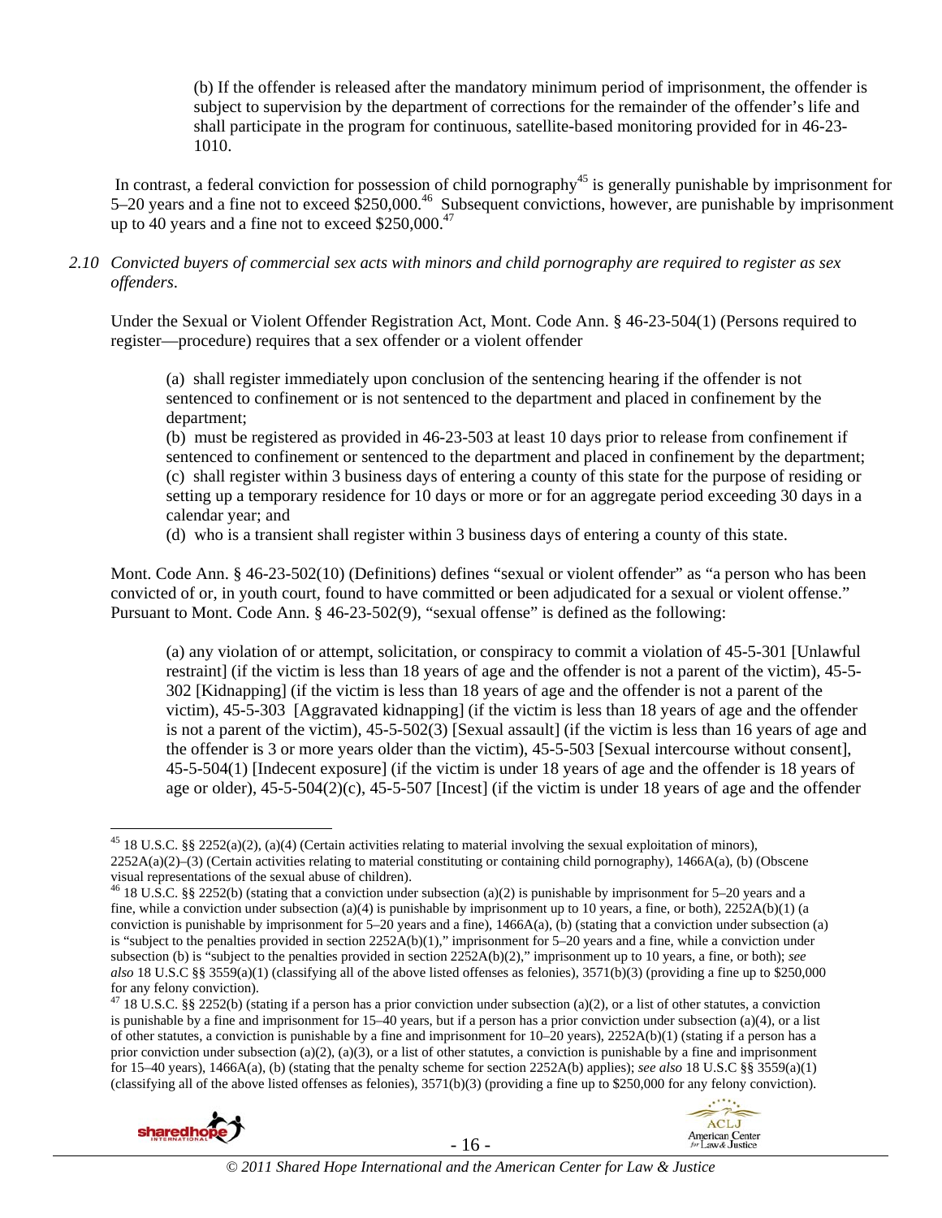(b) If the offender is released after the mandatory minimum period of imprisonment, the offender is subject to supervision by the department of corrections for the remainder of the offender's life and shall participate in the program for continuous, satellite-based monitoring provided for in 46-23-1010.

In contrast, a federal conviction for possession of child pornography[45] is generally punishable by imprisonment for 5–20 years and a fine not to exceed $250,000.[46] Subsequent convictions, however, are punishable by imprisonment up to 40 years and a fine not to exceed $250,000.[47]

*2.10 Convicted buyers of commercial sex acts with minors and child pornography are required to register as sex offenders.*

Under the Sexual or Violent Offender Registration Act, Mont. Code Ann. § 46-23-504(1) (Persons required to register—procedure) requires that a sex offender or a violent offender

> (a) shall register immediately upon conclusion of the sentencing hearing if the offender is not sentenced to confinement or is not sentenced to the department and placed in confinement by the department;
> (b) must be registered as provided in 46-23-503 at least 10 days prior to release from confinement if sentenced to confinement or sentenced to the department and placed in confinement by the department;
> (c) shall register within 3 business days of entering a county of this state for the purpose of residing or setting up a temporary residence for 10 days or more or for an aggregate period exceeding 30 days in a calendar year; and
> (d) who is a transient shall register within 3 business days of entering a county of this state.

Mont. Code Ann. § 46-23-502(10) (Definitions) defines "sexual or violent offender" as "a person who has been convicted of or, in youth court, found to have committed or been adjudicated for a sexual or violent offense." Pursuant to Mont. Code Ann. § 46-23-502(9), "sexual offense" is defined as the following:

> (a) any violation of or attempt, solicitation, or conspiracy to commit a violation of 45-5-301 [Unlawful restraint] (if the victim is less than 18 years of age and the offender is not a parent of the victim), 45-5-302 [Kidnapping] (if the victim is less than 18 years of age and the offender is not a parent of the victim), 45-5-303 [Aggravated kidnapping] (if the victim is less than 18 years of age and the offender is not a parent of the victim), 45-5-502(3) [Sexual assault] (if the victim is less than 16 years of age and the offender is 3 or more years older than the victim), 45-5-503 [Sexual intercourse without consent], 45-5-504(1) [Indecent exposure] (if the victim is under 18 years of age and the offender is 18 years of age or older), 45-5-504(2)(c), 45-5-507 [Incest] (if the victim is under 18 years of age and the offender

---

[45] 18 U.S.C. §§ 2252(a)(2), (a)(4) (Certain activities relating to material involving the sexual exploitation of minors), 2252A(a)(2)–(3) (Certain activities relating to material constituting or containing child pornography), 1466A(a), (b) (Obscene visual representations of the sexual abuse of children).

[46] 18 U.S.C. §§ 2252(b) (stating that a conviction under subsection (a)(2) is punishable by imprisonment for 5–20 years and a fine, while a conviction under subsection (a)(4) is punishable by imprisonment up to 10 years, a fine, or both), 2252A(b)(1) (a conviction is punishable by imprisonment for 5–20 years and a fine), 1466A(a), (b) (stating that a conviction under subsection (a) is "subject to the penalties provided in section 2252A(b)(1)," imprisonment for 5–20 years and a fine, while a conviction under subsection (b) is "subject to the penalties provided in section 2252A(b)(2)," imprisonment up to 10 years, a fine, or both); *see also* 18 U.S.C §§ 3559(a)(1) (classifying all of the above listed offenses as felonies), 3571(b)(3) (providing a fine up to $250,000 for any felony conviction).

[47] 18 U.S.C. §§ 2252(b) (stating if a person has a prior conviction under subsection (a)(2), or a list of other statutes, a conviction is punishable by a fine and imprisonment for 15–40 years, but if a person has a prior conviction under subsection (a)(4), or a list of other statutes, a conviction is punishable by a fine and imprisonment for 10–20 years), 2252A(b)(1) (stating if a person has a prior conviction under subsection (a)(2), (a)(3), or a list of other statutes, a conviction is punishable by a fine and imprisonment for 15–40 years), 1466A(a), (b) (stating that the penalty scheme for section 2252A(b) applies); *see also* 18 U.S.C §§ 3559(a)(1) (classifying all of the above listed offenses as felonies), 3571(b)(3) (providing a fine up to $250,000 for any felony conviction).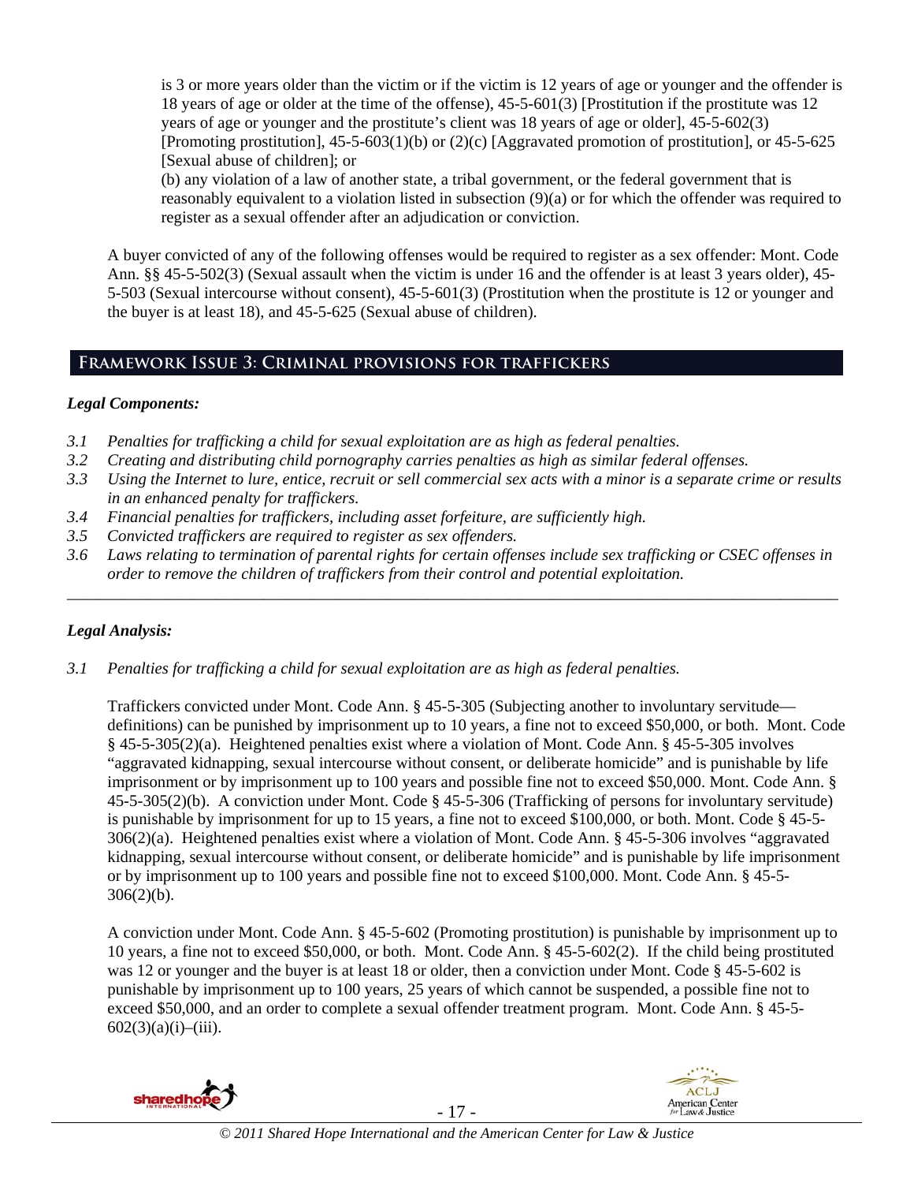is 3 or more years older than the victim or if the victim is 12 years of age or younger and the offender is 18 years of age or older at the time of the offense), 45-5-601(3) [Prostitution if the prostitute was 12 years of age or younger and the prostitute's client was 18 years of age or older], 45-5-602(3) [Promoting prostitution], 45-5-603(1)(b) or (2)(c) [Aggravated promotion of prostitution], or 45-5-625 [Sexual abuse of children]; or

(b) any violation of a law of another state, a tribal government, or the federal government that is reasonably equivalent to a violation listed in subsection (9)(a) or for which the offender was required to register as a sexual offender after an adjudication or conviction.

A buyer convicted of any of the following offenses would be required to register as a sex offender: Mont. Code Ann. §§ 45-5-502(3) (Sexual assault when the victim is under 16 and the offender is at least 3 years older), 45-5-503 (Sexual intercourse without consent), 45-5-601(3) (Prostitution when the prostitute is 12 or younger and the buyer is at least 18), and 45-5-625 (Sexual abuse of children).

## Framework Issue 3: Criminal provisions for traffickers

### *Legal Components:*

- *3.1 Penalties for trafficking a child for sexual exploitation are as high as federal penalties.*
- *3.2 Creating and distributing child pornography carries penalties as high as similar federal offenses.*
- *3.3 Using the Internet to lure, entice, recruit or sell commercial sex acts with a minor is a separate crime or results in an enhanced penalty for traffickers.*
- *3.4 Financial penalties for traffickers, including asset forfeiture, are sufficiently high.*
- *3.5 Convicted traffickers are required to register as sex offenders.*
- *3.6 Laws relating to termination of parental rights for certain offenses include sex trafficking or CSEC offenses in order to remove the children of traffickers from their control and potential exploitation.*

---

### *Legal Analysis:*

*3.1 Penalties for trafficking a child for sexual exploitation are as high as federal penalties.*

Traffickers convicted under Mont. Code Ann. § 45-5-305 (Subjecting another to involuntary servitude—definitions) can be punished by imprisonment up to 10 years, a fine not to exceed $50,000, or both. Mont. Code § 45-5-305(2)(a). Heightened penalties exist where a violation of Mont. Code Ann. § 45-5-305 involves "aggravated kidnapping, sexual intercourse without consent, or deliberate homicide" and is punishable by life imprisonment or by imprisonment up to 100 years and possible fine not to exceed $50,000. Mont. Code Ann. § 45-5-305(2)(b). A conviction under Mont. Code § 45-5-306 (Trafficking of persons for involuntary servitude) is punishable by imprisonment for up to 15 years, a fine not to exceed $100,000, or both. Mont. Code § 45-5-306(2)(a). Heightened penalties exist where a violation of Mont. Code Ann. § 45-5-306 involves "aggravated kidnapping, sexual intercourse without consent, or deliberate homicide" and is punishable by life imprisonment or by imprisonment up to 100 years and possible fine not to exceed $100,000. Mont. Code Ann. § 45-5-306(2)(b).

A conviction under Mont. Code Ann. § 45-5-602 (Promoting prostitution) is punishable by imprisonment up to 10 years, a fine not to exceed $50,000, or both. Mont. Code Ann. § 45-5-602(2). If the child being prostituted was 12 or younger and the buyer is at least 18 or older, then a conviction under Mont. Code § 45-5-602 is punishable by imprisonment up to 100 years, 25 years of which cannot be suspended, a possible fine not to exceed $50,000, and an order to complete a sexual offender treatment program. Mont. Code Ann. § 45-5-602(3)(a)(i)–(iii).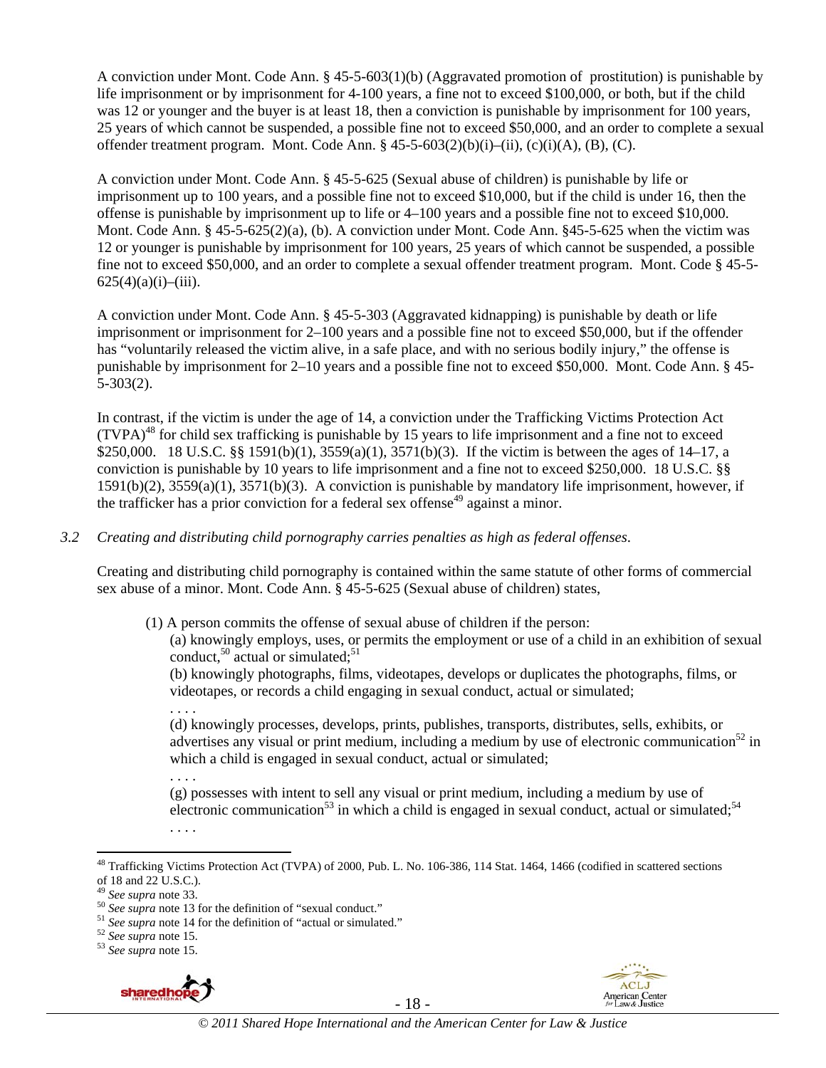A conviction under Mont. Code Ann. § 45-5-603(1)(b) (Aggravated promotion of prostitution) is punishable by life imprisonment or by imprisonment for 4-100 years, a fine not to exceed $100,000, or both, but if the child was 12 or younger and the buyer is at least 18, then a conviction is punishable by imprisonment for 100 years, 25 years of which cannot be suspended, a possible fine not to exceed $50,000, and an order to complete a sexual offender treatment program. Mont. Code Ann. § 45-5-603(2)(b)(i)–(ii), (c)(i)(A), (B), (C).

A conviction under Mont. Code Ann. § 45-5-625 (Sexual abuse of children) is punishable by life or imprisonment up to 100 years, and a possible fine not to exceed $10,000, but if the child is under 16, then the offense is punishable by imprisonment up to life or 4–100 years and a possible fine not to exceed $10,000. Mont. Code Ann. § 45-5-625(2)(a), (b). A conviction under Mont. Code Ann. §45-5-625 when the victim was 12 or younger is punishable by imprisonment for 100 years, 25 years of which cannot be suspended, a possible fine not to exceed $50,000, and an order to complete a sexual offender treatment program. Mont. Code § 45-5-625(4)(a)(i)–(iii).

A conviction under Mont. Code Ann. § 45-5-303 (Aggravated kidnapping) is punishable by death or life imprisonment or imprisonment for 2–100 years and a possible fine not to exceed $50,000, but if the offender has "voluntarily released the victim alive, in a safe place, and with no serious bodily injury," the offense is punishable by imprisonment for 2–10 years and a possible fine not to exceed $50,000. Mont. Code Ann. § 45-5-303(2).

In contrast, if the victim is under the age of 14, a conviction under the Trafficking Victims Protection Act (TVPA)[48] for child sex trafficking is punishable by 15 years to life imprisonment and a fine not to exceed $250,000. 18 U.S.C. §§ 1591(b)(1), 3559(a)(1), 3571(b)(3). If the victim is between the ages of 14–17, a conviction is punishable by 10 years to life imprisonment and a fine not to exceed $250,000. 18 U.S.C. §§ 1591(b)(2), 3559(a)(1), 3571(b)(3). A conviction is punishable by mandatory life imprisonment, however, if the trafficker has a prior conviction for a federal sex offense[49] against a minor.

*3.2 Creating and distributing child pornography carries penalties as high as federal offenses.*

Creating and distributing child pornography is contained within the same statute of other forms of commercial sex abuse of a minor. Mont. Code Ann. § 45-5-625 (Sexual abuse of children) states,

> (1) A person commits the offense of sexual abuse of children if the person:
>
> (a) knowingly employs, uses, or permits the employment or use of a child in an exhibition of sexual conduct,[50] actual or simulated;[51]
>
> (b) knowingly photographs, films, videotapes, develops or duplicates the photographs, films, or videotapes, or records a child engaging in sexual conduct, actual or simulated;
>
> . . . .
>
> (d) knowingly processes, develops, prints, publishes, transports, distributes, sells, exhibits, or advertises any visual or print medium, including a medium by use of electronic communication[52] in which a child is engaged in sexual conduct, actual or simulated;
>
> . . . .
>
> (g) possesses with intent to sell any visual or print medium, including a medium by use of electronic communication[53] in which a child is engaged in sexual conduct, actual or simulated;[54]
>
> . . . .

---

[48] Trafficking Victims Protection Act (TVPA) of 2000, Pub. L. No. 106-386, 114 Stat. 1464, 1466 (codified in scattered sections of 18 and 22 U.S.C.).

[49] *See supra* note 33.

[50] *See supra* note 13 for the definition of "sexual conduct."

[51] *See supra* note 14 for the definition of "actual or simulated."

[52] *See supra* note 15.

[53] *See supra* note 15.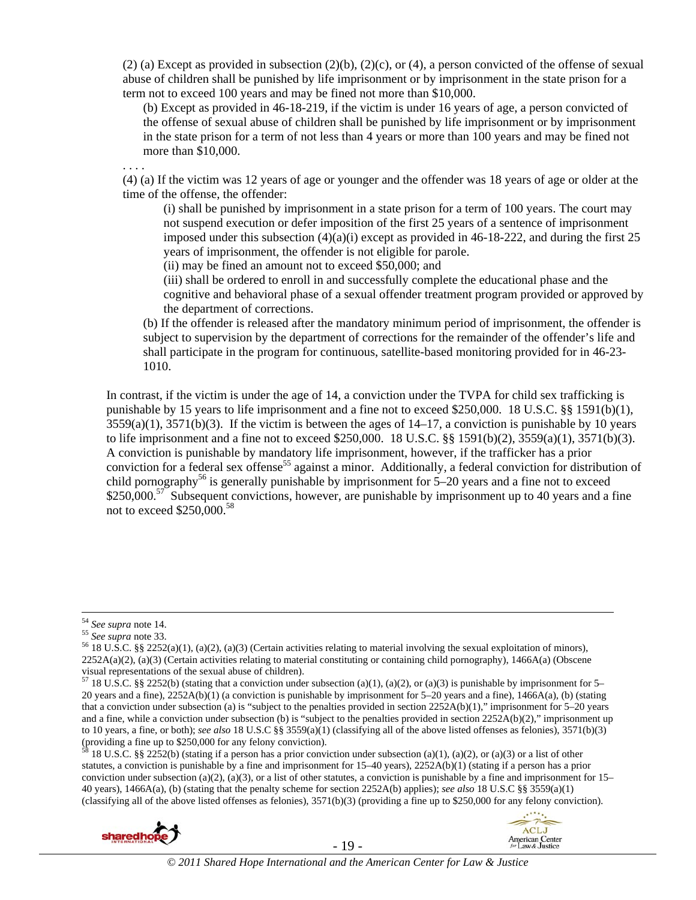(2) (a) Except as provided in subsection (2)(b), (2)(c), or (4), a person convicted of the offense of sexual abuse of children shall be punished by life imprisonment or by imprisonment in the state prison for a term not to exceed 100 years and may be fined not more than $10,000.

> (b) Except as provided in 46-18-219, if the victim is under 16 years of age, a person convicted of the offense of sexual abuse of children shall be punished by life imprisonment or by imprisonment in the state prison for a term of not less than 4 years or more than 100 years and may be fined not more than $10,000.

. . . .

(4) (a) If the victim was 12 years of age or younger and the offender was 18 years of age or older at the time of the offense, the offender:

> (i) shall be punished by imprisonment in a state prison for a term of 100 years. The court may not suspend execution or defer imposition of the first 25 years of a sentence of imprisonment imposed under this subsection (4)(a)(i) except as provided in 46-18-222, and during the first 25 years of imprisonment, the offender is not eligible for parole.
>
> (ii) may be fined an amount not to exceed $50,000; and
>
> (iii) shall be ordered to enroll in and successfully complete the educational phase and the cognitive and behavioral phase of a sexual offender treatment program provided or approved by the department of corrections.

(b) If the offender is released after the mandatory minimum period of imprisonment, the offender is subject to supervision by the department of corrections for the remainder of the offender's life and shall participate in the program for continuous, satellite-based monitoring provided for in 46-23-1010.

In contrast, if the victim is under the age of 14, a conviction under the TVPA for child sex trafficking is punishable by 15 years to life imprisonment and a fine not to exceed $250,000. 18 U.S.C. §§ 1591(b)(1), 3559(a)(1), 3571(b)(3). If the victim is between the ages of 14–17, a conviction is punishable by 10 years to life imprisonment and a fine not to exceed $250,000. 18 U.S.C. §§ 1591(b)(2), 3559(a)(1), 3571(b)(3). A conviction is punishable by mandatory life imprisonment, however, if the trafficker has a prior conviction for a federal sex offense[55] against a minor. Additionally, a federal conviction for distribution of child pornography[56] is generally punishable by imprisonment for 5–20 years and a fine not to exceed $250,000.[57] Subsequent convictions, however, are punishable by imprisonment up to 40 years and a fine not to exceed $250,000.[58]

---

[54] *See supra* note 14.

[55] *See supra* note 33.

[56] 18 U.S.C. §§ 2252(a)(1), (a)(2), (a)(3) (Certain activities relating to material involving the sexual exploitation of minors), 2252A(a)(2), (a)(3) (Certain activities relating to material constituting or containing child pornography), 1466A(a) (Obscene visual representations of the sexual abuse of children).

[57] 18 U.S.C. §§ 2252(b) (stating that a conviction under subsection (a)(1), (a)(2), or (a)(3) is punishable by imprisonment for 5–20 years and a fine), 2252A(b)(1) (a conviction is punishable by imprisonment for 5–20 years and a fine), 1466A(a), (b) (stating that a conviction under subsection (a) is "subject to the penalties provided in section 2252A(b)(1)," imprisonment for 5–20 years and a fine, while a conviction under subsection (b) is "subject to the penalties provided in section 2252A(b)(2)," imprisonment up to 10 years, a fine, or both); *see also* 18 U.S.C §§ 3559(a)(1) (classifying all of the above listed offenses as felonies), 3571(b)(3) (providing a fine up to $250,000 for any felony conviction).

[58] 18 U.S.C. §§ 2252(b) (stating if a person has a prior conviction under subsection (a)(1), (a)(2), or (a)(3) or a list of other statutes, a conviction is punishable by a fine and imprisonment for 15–40 years), 2252A(b)(1) (stating if a person has a prior conviction under subsection (a)(2), (a)(3), or a list of other statutes, a conviction is punishable by a fine and imprisonment for 15–40 years), 1466A(a), (b) (stating that the penalty scheme for section 2252A(b) applies); *see also* 18 U.S.C §§ 3559(a)(1) (classifying all of the above listed offenses as felonies), 3571(b)(3) (providing a fine up to $250,000 for any felony conviction).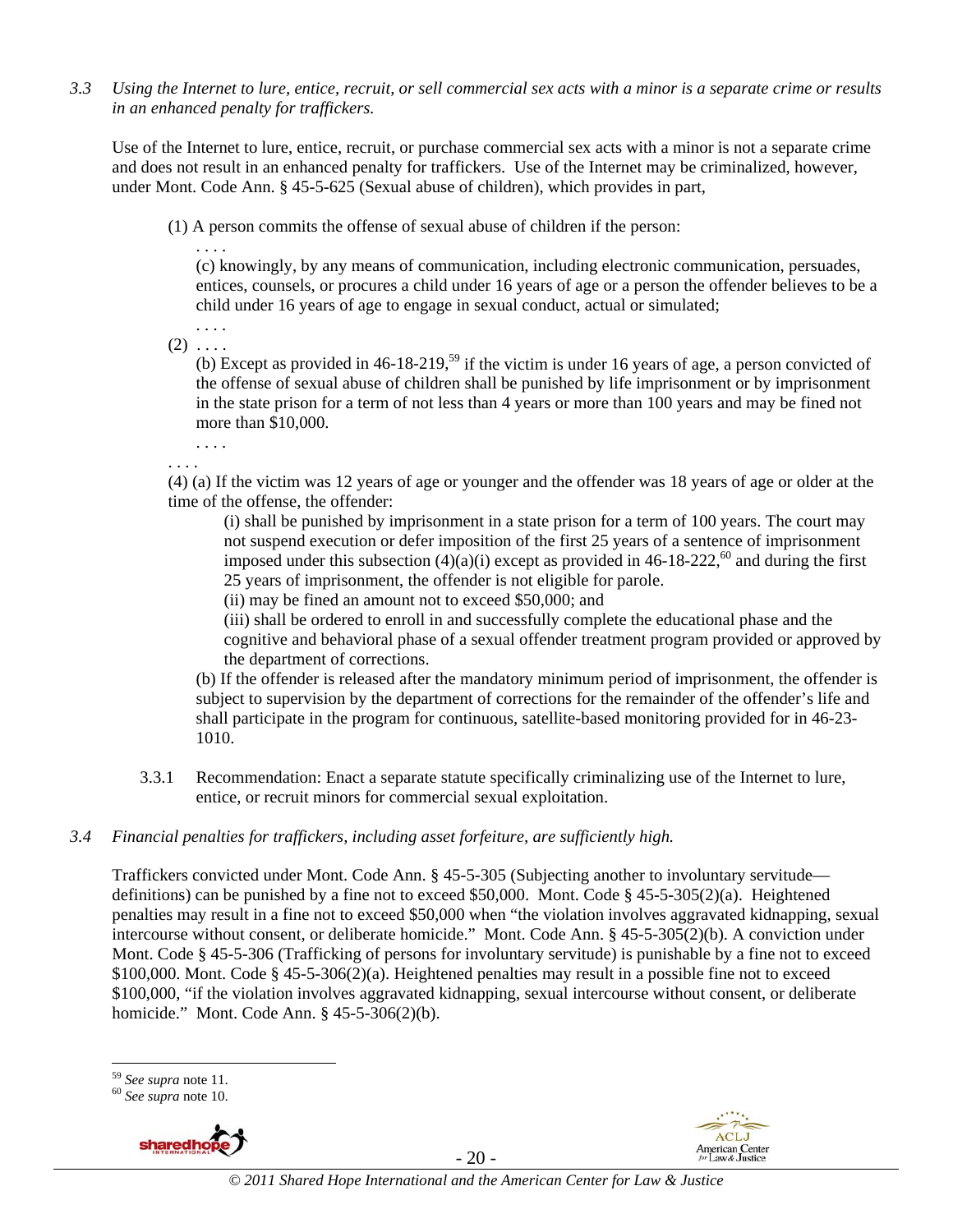*3.3 Using the Internet to lure, entice, recruit, or sell commercial sex acts with a minor is a separate crime or results in an enhanced penalty for traffickers.*

Use of the Internet to lure, entice, recruit, or purchase commercial sex acts with a minor is not a separate crime and does not result in an enhanced penalty for traffickers. Use of the Internet may be criminalized, however, under Mont. Code Ann. § 45-5-625 (Sexual abuse of children), which provides in part,

> (1) A person commits the offense of sexual abuse of children if the person:
>
> . . . .
>
> (c) knowingly, by any means of communication, including electronic communication, persuades, entices, counsels, or procures a child under 16 years of age or a person the offender believes to be a child under 16 years of age to engage in sexual conduct, actual or simulated;
>
> . . . .
>
> (2) . . . .
>
> (b) Except as provided in 46-18-219,[59] if the victim is under 16 years of age, a person convicted of the offense of sexual abuse of children shall be punished by life imprisonment or by imprisonment in the state prison for a term of not less than 4 years or more than 100 years and may be fined not more than $10,000.
>
> . . . .
>
> . . . .
>
> (4) (a) If the victim was 12 years of age or younger and the offender was 18 years of age or older at the time of the offense, the offender:
>
> (i) shall be punished by imprisonment in a state prison for a term of 100 years. The court may not suspend execution or defer imposition of the first 25 years of a sentence of imprisonment imposed under this subsection (4)(a)(i) except as provided in 46-18-222,[60] and during the first 25 years of imprisonment, the offender is not eligible for parole.
>
> (ii) may be fined an amount not to exceed $50,000; and
>
> (iii) shall be ordered to enroll in and successfully complete the educational phase and the cognitive and behavioral phase of a sexual offender treatment program provided or approved by the department of corrections.
>
> (b) If the offender is released after the mandatory minimum period of imprisonment, the offender is subject to supervision by the department of corrections for the remainder of the offender's life and shall participate in the program for continuous, satellite-based monitoring provided for in 46-23-1010.

3.3.1 Recommendation: Enact a separate statute specifically criminalizing use of the Internet to lure, entice, or recruit minors for commercial sexual exploitation.

*3.4 Financial penalties for traffickers, including asset forfeiture, are sufficiently high.*

Traffickers convicted under Mont. Code Ann. § 45-5-305 (Subjecting another to involuntary servitude—definitions) can be punished by a fine not to exceed $50,000. Mont. Code § 45-5-305(2)(a). Heightened penalties may result in a fine not to exceed $50,000 when "the violation involves aggravated kidnapping, sexual intercourse without consent, or deliberate homicide." Mont. Code Ann. § 45-5-305(2)(b). A conviction under Mont. Code § 45-5-306 (Trafficking of persons for involuntary servitude) is punishable by a fine not to exceed $100,000. Mont. Code § 45-5-306(2)(a). Heightened penalties may result in a possible fine not to exceed $100,000, "if the violation involves aggravated kidnapping, sexual intercourse without consent, or deliberate homicide." Mont. Code Ann. § 45-5-306(2)(b).

---

[59] *See supra* note 11.

[60] *See supra* note 10.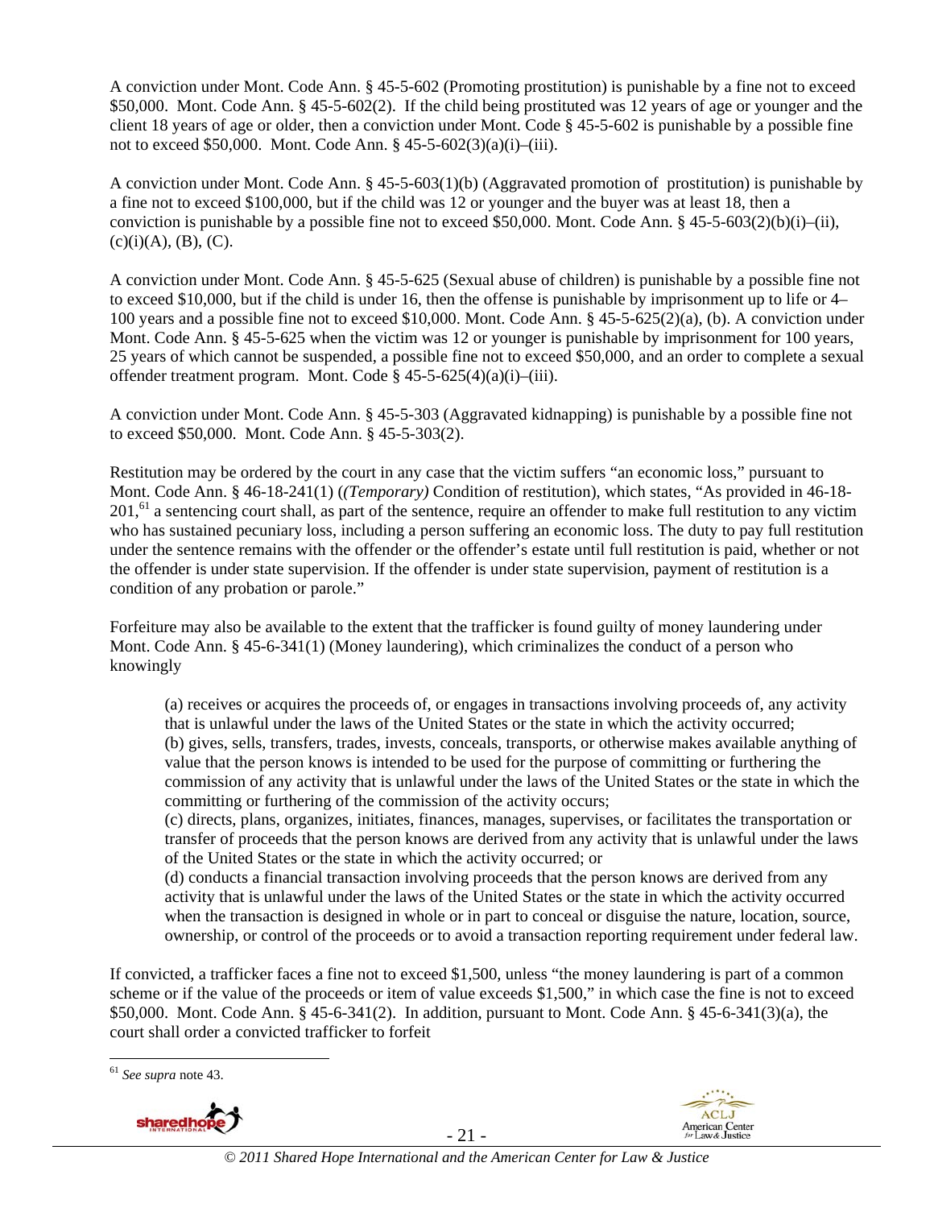A conviction under Mont. Code Ann. § 45-5-602 (Promoting prostitution) is punishable by a fine not to exceed $50,000. Mont. Code Ann. § 45-5-602(2). If the child being prostituted was 12 years of age or younger and the client 18 years of age or older, then a conviction under Mont. Code § 45-5-602 is punishable by a possible fine not to exceed $50,000. Mont. Code Ann. § 45-5-602(3)(a)(i)–(iii).

A conviction under Mont. Code Ann. § 45-5-603(1)(b) (Aggravated promotion of prostitution) is punishable by a fine not to exceed $100,000, but if the child was 12 or younger and the buyer was at least 18, then a conviction is punishable by a possible fine not to exceed $50,000. Mont. Code Ann. § 45-5-603(2)(b)(i)–(ii), (c)(i)(A), (B), (C).

A conviction under Mont. Code Ann. § 45-5-625 (Sexual abuse of children) is punishable by a possible fine not to exceed $10,000, but if the child is under 16, then the offense is punishable by imprisonment up to life or 4–100 years and a possible fine not to exceed $10,000. Mont. Code Ann. § 45-5-625(2)(a), (b). A conviction under Mont. Code Ann. § 45-5-625 when the victim was 12 or younger is punishable by imprisonment for 100 years, 25 years of which cannot be suspended, a possible fine not to exceed $50,000, and an order to complete a sexual offender treatment program. Mont. Code § 45-5-625(4)(a)(i)–(iii).

A conviction under Mont. Code Ann. § 45-5-303 (Aggravated kidnapping) is punishable by a possible fine not to exceed $50,000. Mont. Code Ann. § 45-5-303(2).

Restitution may be ordered by the court in any case that the victim suffers "an economic loss," pursuant to Mont. Code Ann. § 46-18-241(1) (*(Temporary)* Condition of restitution), which states, "As provided in 46-18-201,[61] a sentencing court shall, as part of the sentence, require an offender to make full restitution to any victim who has sustained pecuniary loss, including a person suffering an economic loss. The duty to pay full restitution under the sentence remains with the offender or the offender's estate until full restitution is paid, whether or not the offender is under state supervision. If the offender is under state supervision, payment of restitution is a condition of any probation or parole."

Forfeiture may also be available to the extent that the trafficker is found guilty of money laundering under Mont. Code Ann. § 45-6-341(1) (Money laundering), which criminalizes the conduct of a person who knowingly

> (a) receives or acquires the proceeds of, or engages in transactions involving proceeds of, any activity that is unlawful under the laws of the United States or the state in which the activity occurred;
> (b) gives, sells, transfers, trades, invests, conceals, transports, or otherwise makes available anything of value that the person knows is intended to be used for the purpose of committing or furthering the commission of any activity that is unlawful under the laws of the United States or the state in which the committing or furthering of the commission of the activity occurs;
> (c) directs, plans, organizes, initiates, finances, manages, supervises, or facilitates the transportation or transfer of proceeds that the person knows are derived from any activity that is unlawful under the laws of the United States or the state in which the activity occurred; or
> (d) conducts a financial transaction involving proceeds that the person knows are derived from any activity that is unlawful under the laws of the United States or the state in which the activity occurred when the transaction is designed in whole or in part to conceal or disguise the nature, location, source, ownership, or control of the proceeds or to avoid a transaction reporting requirement under federal law.

If convicted, a trafficker faces a fine not to exceed $1,500, unless "the money laundering is part of a common scheme or if the value of the proceeds or item of value exceeds $1,500," in which case the fine is not to exceed $50,000. Mont. Code Ann. § 45-6-341(2). In addition, pursuant to Mont. Code Ann. § 45-6-341(3)(a), the court shall order a convicted trafficker to forfeit

---

[61] *See supra* note 43.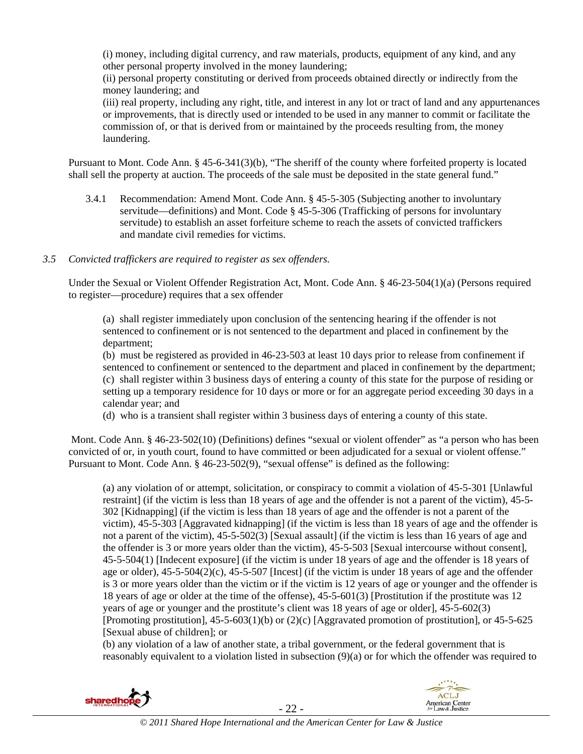(i) money, including digital currency, and raw materials, products, equipment of any kind, and any other personal property involved in the money laundering;
(ii) personal property constituting or derived from proceeds obtained directly or indirectly from the money laundering; and
(iii) real property, including any right, title, and interest in any lot or tract of land and any appurtenances or improvements, that is directly used or intended to be used in any manner to commit or facilitate the commission of, or that is derived from or maintained by the proceeds resulting from, the money laundering.

Pursuant to Mont. Code Ann. § 45-6-341(3)(b), "The sheriff of the county where forfeited property is located shall sell the property at auction. The proceeds of the sale must be deposited in the state general fund."

3.4.1 Recommendation: Amend Mont. Code Ann. § 45-5-305 (Subjecting another to involuntary servitude—definitions) and Mont. Code § 45-5-306 (Trafficking of persons for involuntary servitude) to establish an asset forfeiture scheme to reach the assets of convicted traffickers and mandate civil remedies for victims.

*3.5 Convicted traffickers are required to register as sex offenders.*

Under the Sexual or Violent Offender Registration Act, Mont. Code Ann. § 46-23-504(1)(a) (Persons required to register—procedure) requires that a sex offender

> (a) shall register immediately upon conclusion of the sentencing hearing if the offender is not sentenced to confinement or is not sentenced to the department and placed in confinement by the department;
> (b) must be registered as provided in 46-23-503 at least 10 days prior to release from confinement if sentenced to confinement or sentenced to the department and placed in confinement by the department;
> (c) shall register within 3 business days of entering a county of this state for the purpose of residing or setting up a temporary residence for 10 days or more or for an aggregate period exceeding 30 days in a calendar year; and
> (d) who is a transient shall register within 3 business days of entering a county of this state.

Mont. Code Ann. § 46-23-502(10) (Definitions) defines "sexual or violent offender" as "a person who has been convicted of or, in youth court, found to have committed or been adjudicated for a sexual or violent offense." Pursuant to Mont. Code Ann. § 46-23-502(9), "sexual offense" is defined as the following:

> (a) any violation of or attempt, solicitation, or conspiracy to commit a violation of 45-5-301 [Unlawful restraint] (if the victim is less than 18 years of age and the offender is not a parent of the victim), 45-5-302 [Kidnapping] (if the victim is less than 18 years of age and the offender is not a parent of the victim), 45-5-303 [Aggravated kidnapping] (if the victim is less than 18 years of age and the offender is not a parent of the victim), 45-5-502(3) [Sexual assault] (if the victim is less than 16 years of age and the offender is 3 or more years older than the victim), 45-5-503 [Sexual intercourse without consent], 45-5-504(1) [Indecent exposure] (if the victim is under 18 years of age and the offender is 18 years of age or older), 45-5-504(2)(c), 45-5-507 [Incest] (if the victim is under 18 years of age and the offender is 3 or more years older than the victim or if the victim is 12 years of age or younger and the offender is 18 years of age or older at the time of the offense), 45-5-601(3) [Prostitution if the prostitute was 12 years of age or younger and the prostitute's client was 18 years of age or older], 45-5-602(3) [Promoting prostitution], 45-5-603(1)(b) or (2)(c) [Aggravated promotion of prostitution], or 45-5-625 [Sexual abuse of children]; or
> (b) any violation of a law of another state, a tribal government, or the federal government that is reasonably equivalent to a violation listed in subsection (9)(a) or for which the offender was required to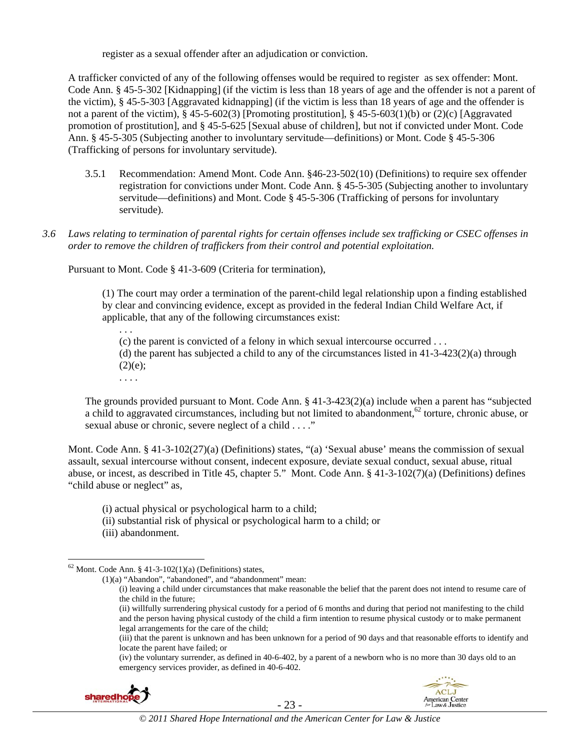register as a sexual offender after an adjudication or conviction.

A trafficker convicted of any of the following offenses would be required to register as sex offender: Mont. Code Ann. § 45-5-302 [Kidnapping] (if the victim is less than 18 years of age and the offender is not a parent of the victim), § 45-5-303 [Aggravated kidnapping] (if the victim is less than 18 years of age and the offender is not a parent of the victim), § 45-5-602(3) [Promoting prostitution], § 45-5-603(1)(b) or (2)(c) [Aggravated promotion of prostitution], and § 45-5-625 [Sexual abuse of children], but not if convicted under Mont. Code Ann. § 45-5-305 (Subjecting another to involuntary servitude—definitions) or Mont. Code § 45-5-306 (Trafficking of persons for involuntary servitude).

3.5.1 Recommendation: Amend Mont. Code Ann. §46-23-502(10) (Definitions) to require sex offender registration for convictions under Mont. Code Ann. § 45-5-305 (Subjecting another to involuntary servitude—definitions) and Mont. Code § 45-5-306 (Trafficking of persons for involuntary servitude).

*3.6 Laws relating to termination of parental rights for certain offenses include sex trafficking or CSEC offenses in order to remove the children of traffickers from their control and potential exploitation.*

Pursuant to Mont. Code § 41-3-609 (Criteria for termination),

> (1) The court may order a termination of the parent-child legal relationship upon a finding established by clear and convincing evidence, except as provided in the federal Indian Child Welfare Act, if applicable, that any of the following circumstances exist:
>
> . . .
>
> (c) the parent is convicted of a felony in which sexual intercourse occurred . . .
>
> (d) the parent has subjected a child to any of the circumstances listed in 41-3-423(2)(a) through (2)(e);
>
> . . . .

The grounds provided pursuant to Mont. Code Ann. § 41-3-423(2)(a) include when a parent has "subjected a child to aggravated circumstances, including but not limited to abandonment,[62] torture, chronic abuse, or sexual abuse or chronic, severe neglect of a child . . . ."

Mont. Code Ann. § 41-3-102(27)(a) (Definitions) states, "(a) 'Sexual abuse' means the commission of sexual assault, sexual intercourse without consent, indecent exposure, deviate sexual conduct, sexual abuse, ritual abuse, or incest, as described in Title 45, chapter 5." Mont. Code Ann. § 41-3-102(7)(a) (Definitions) defines "child abuse or neglect" as,

> (i) actual physical or psychological harm to a child;
> (ii) substantial risk of physical or psychological harm to a child; or
> (iii) abandonment.

---

[62] Mont. Code Ann. § 41-3-102(1)(a) (Definitions) states,

> (1)(a) "Abandon", "abandoned", and "abandonment" mean:
>
> (i) leaving a child under circumstances that make reasonable the belief that the parent does not intend to resume care of the child in the future;
>
> (ii) willfully surrendering physical custody for a period of 6 months and during that period not manifesting to the child and the person having physical custody of the child a firm intention to resume physical custody or to make permanent legal arrangements for the care of the child;
>
> (iii) that the parent is unknown and has been unknown for a period of 90 days and that reasonable efforts to identify and locate the parent have failed; or
>
> (iv) the voluntary surrender, as defined in 40-6-402, by a parent of a newborn who is no more than 30 days old to an emergency services provider, as defined in 40-6-402.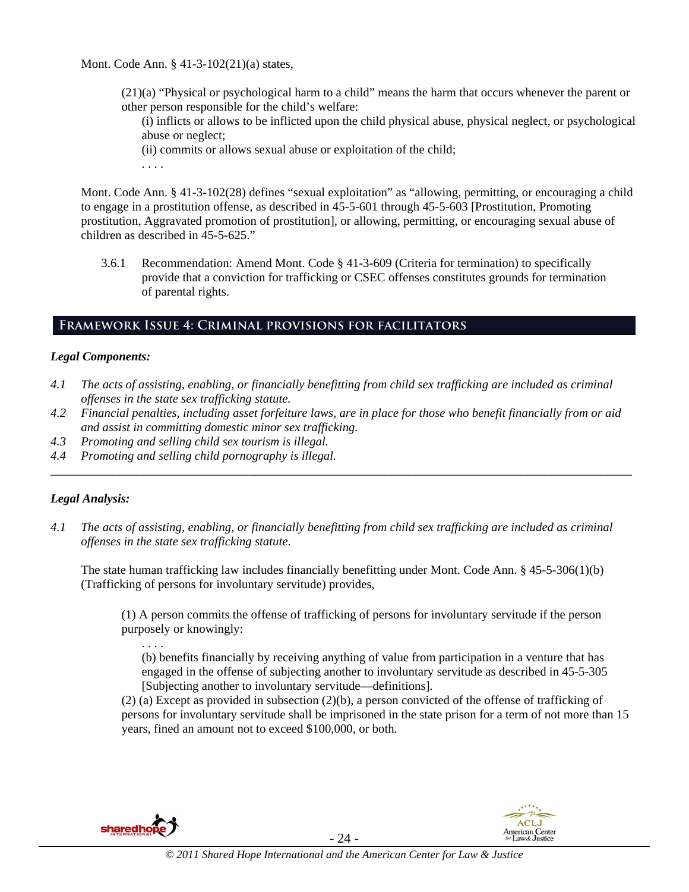Mont. Code Ann. § 41-3-102(21)(a) states,

> (21)(a) "Physical or psychological harm to a child" means the harm that occurs whenever the parent or other person responsible for the child's welfare:
>
> (i) inflicts or allows to be inflicted upon the child physical abuse, physical neglect, or psychological abuse or neglect;
>
> (ii) commits or allows sexual abuse or exploitation of the child;
>
> . . . .

Mont. Code Ann. § 41-3-102(28) defines "sexual exploitation" as "allowing, permitting, or encouraging a child to engage in a prostitution offense, as described in 45-5-601 through 45-5-603 [Prostitution, Promoting prostitution, Aggravated promotion of prostitution], or allowing, permitting, or encouraging sexual abuse of children as described in 45-5-625."

3.6.1 Recommendation: Amend Mont. Code § 41-3-609 (Criteria for termination) to specifically provide that a conviction for trafficking or CSEC offenses constitutes grounds for termination of parental rights.

## Framework Issue 4: Criminal provisions for facilitators

### *Legal Components:*

*4.1 The acts of assisting, enabling, or financially benefitting from child sex trafficking are included as criminal offenses in the state sex trafficking statute.*

*4.2 Financial penalties, including asset forfeiture laws, are in place for those who benefit financially from or aid and assist in committing domestic minor sex trafficking.*

*4.3 Promoting and selling child sex tourism is illegal.*

*4.4 Promoting and selling child pornography is illegal.*

---

### *Legal Analysis:*

*4.1 The acts of assisting, enabling, or financially benefitting from child sex trafficking are included as criminal offenses in the state sex trafficking statute*.

The state human trafficking law includes financially benefitting under Mont. Code Ann. § 45-5-306(1)(b) (Trafficking of persons for involuntary servitude) provides,

> (1) A person commits the offense of trafficking of persons for involuntary servitude if the person purposely or knowingly:
>
> . . . .
>
> (b) benefits financially by receiving anything of value from participation in a venture that has engaged in the offense of subjecting another to involuntary servitude as described in 45-5-305 [Subjecting another to involuntary servitude—definitions].
>
> (2) (a) Except as provided in subsection (2)(b), a person convicted of the offense of trafficking of persons for involuntary servitude shall be imprisoned in the state prison for a term of not more than 15 years, fined an amount not to exceed $100,000, or both.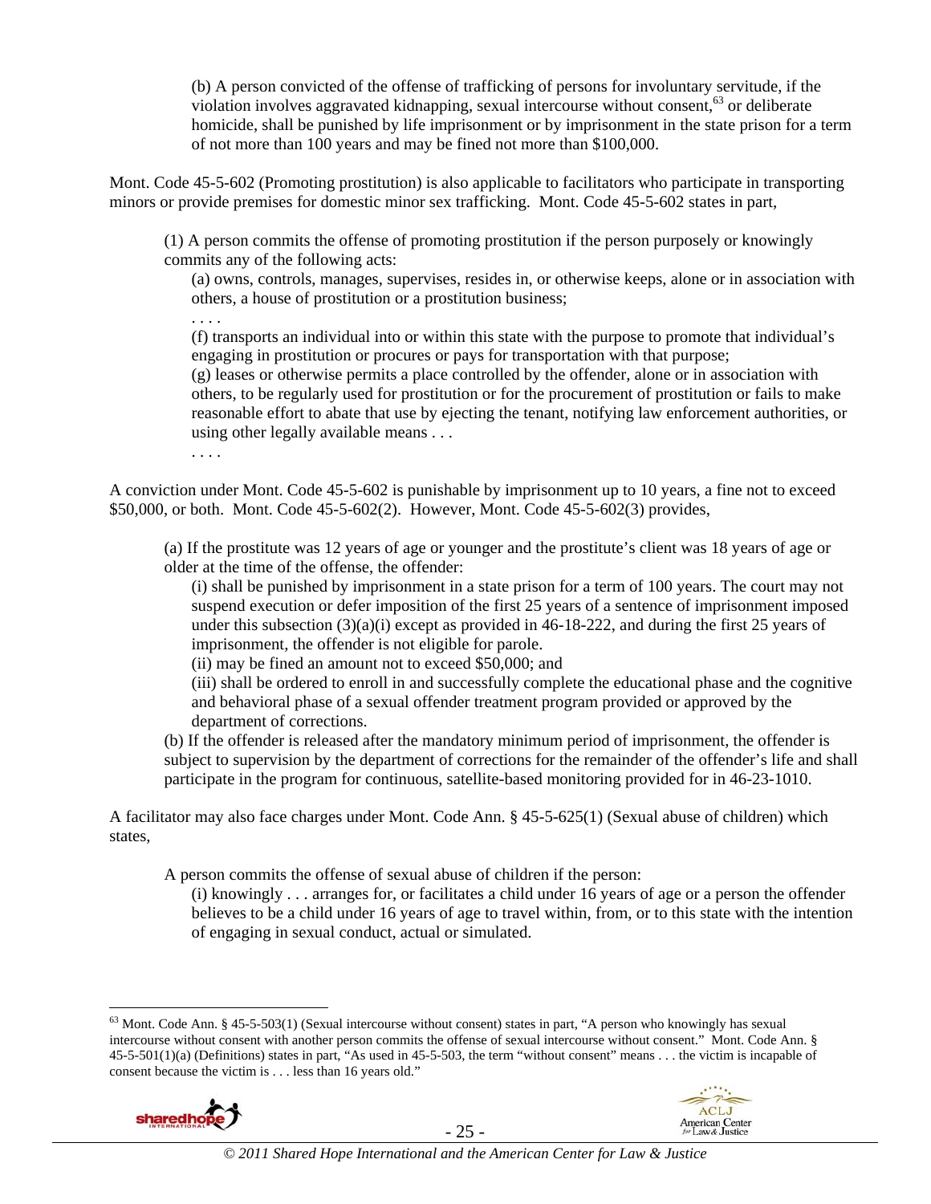> (b) A person convicted of the offense of trafficking of persons for involuntary servitude, if the violation involves aggravated kidnapping, sexual intercourse without consent,[63] or deliberate homicide, shall be punished by life imprisonment or by imprisonment in the state prison for a term of not more than 100 years and may be fined not more than $100,000.

Mont. Code 45-5-602 (Promoting prostitution) is also applicable to facilitators who participate in transporting minors or provide premises for domestic minor sex trafficking. Mont. Code 45-5-602 states in part,

> (1) A person commits the offense of promoting prostitution if the person purposely or knowingly commits any of the following acts:
>
> > (a) owns, controls, manages, supervises, resides in, or otherwise keeps, alone or in association with others, a house of prostitution or a prostitution business;
> >
> > . . . .
> >
> > (f) transports an individual into or within this state with the purpose to promote that individual's engaging in prostitution or procures or pays for transportation with that purpose;
> >
> > (g) leases or otherwise permits a place controlled by the offender, alone or in association with others, to be regularly used for prostitution or for the procurement of prostitution or fails to make reasonable effort to abate that use by ejecting the tenant, notifying law enforcement authorities, or using other legally available means . . .
> >
> > . . . .

A conviction under Mont. Code 45-5-602 is punishable by imprisonment up to 10 years, a fine not to exceed $50,000, or both. Mont. Code 45-5-602(2). However, Mont. Code 45-5-602(3) provides,

> (a) If the prostitute was 12 years of age or younger and the prostitute's client was 18 years of age or older at the time of the offense, the offender:
>
> > (i) shall be punished by imprisonment in a state prison for a term of 100 years. The court may not suspend execution or defer imposition of the first 25 years of a sentence of imprisonment imposed under this subsection (3)(a)(i) except as provided in 46-18-222, and during the first 25 years of imprisonment, the offender is not eligible for parole.
> >
> > (ii) may be fined an amount not to exceed $50,000; and
> >
> > (iii) shall be ordered to enroll in and successfully complete the educational phase and the cognitive and behavioral phase of a sexual offender treatment program provided or approved by the department of corrections.
>
> (b) If the offender is released after the mandatory minimum period of imprisonment, the offender is subject to supervision by the department of corrections for the remainder of the offender's life and shall participate in the program for continuous, satellite-based monitoring provided for in 46-23-1010.

A facilitator may also face charges under Mont. Code Ann. § 45-5-625(1) (Sexual abuse of children) which states,

> A person commits the offense of sexual abuse of children if the person:
>
> > (i) knowingly . . . arranges for, or facilitates a child under 16 years of age or a person the offender believes to be a child under 16 years of age to travel within, from, or to this state with the intention of engaging in sexual conduct, actual or simulated.

---

[63] Mont. Code Ann. § 45-5-503(1) (Sexual intercourse without consent) states in part, "A person who knowingly has sexual intercourse without consent with another person commits the offense of sexual intercourse without consent." Mont. Code Ann. § 45-5-501(1)(a) (Definitions) states in part, "As used in 45-5-503, the term "without consent" means . . . the victim is incapable of consent because the victim is . . . less than 16 years old."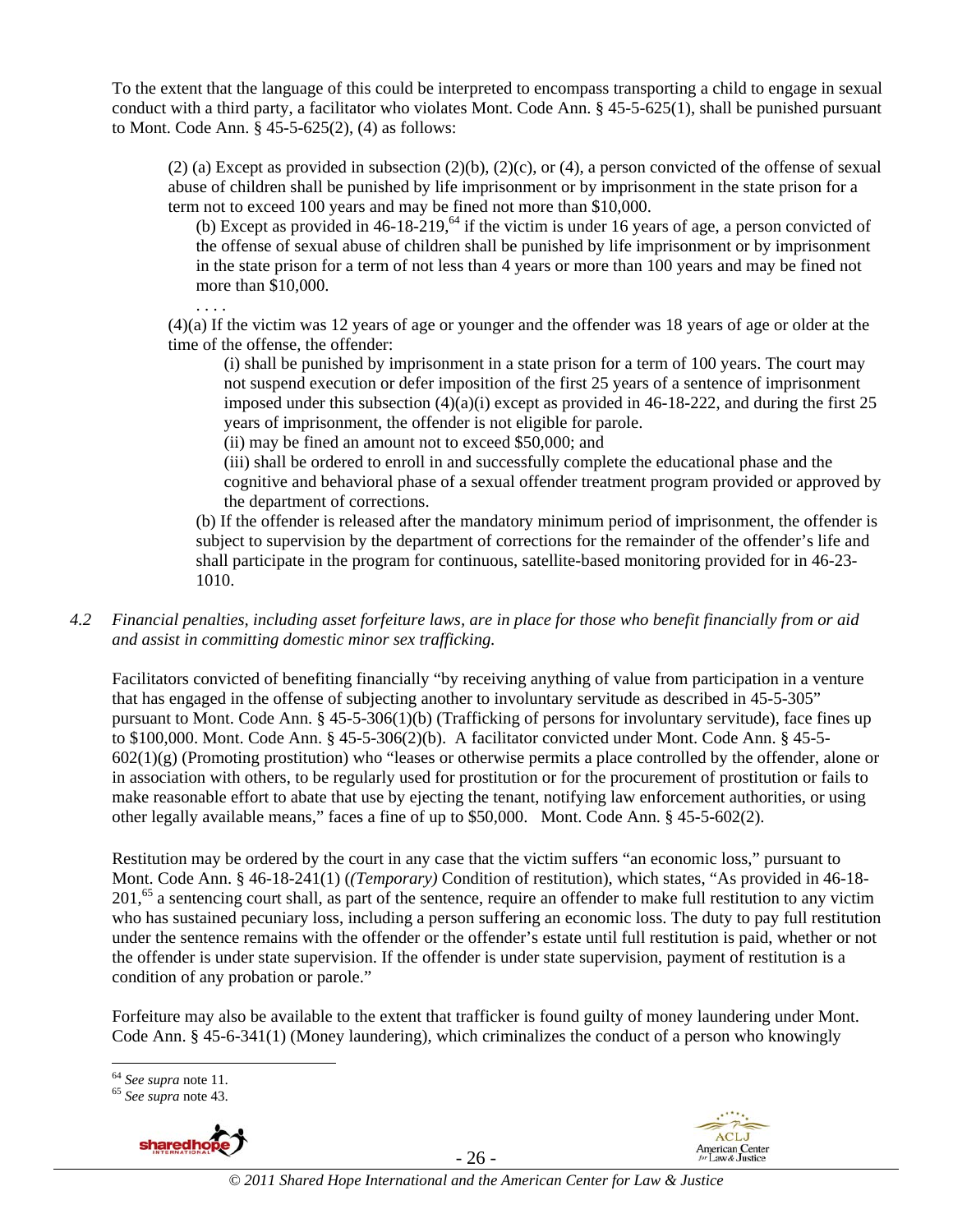To the extent that the language of this could be interpreted to encompass transporting a child to engage in sexual conduct with a third party, a facilitator who violates Mont. Code Ann. § 45-5-625(1), shall be punished pursuant to Mont. Code Ann. § 45-5-625(2), (4) as follows:

> (2) (a) Except as provided in subsection (2)(b), (2)(c), or (4), a person convicted of the offense of sexual abuse of children shall be punished by life imprisonment or by imprisonment in the state prison for a term not to exceed 100 years and may be fined not more than $10,000.
>
> (b) Except as provided in 46-18-219,[64] if the victim is under 16 years of age, a person convicted of the offense of sexual abuse of children shall be punished by life imprisonment or by imprisonment in the state prison for a term of not less than 4 years or more than 100 years and may be fined not more than $10,000.
>
> . . . .
>
> (4)(a) If the victim was 12 years of age or younger and the offender was 18 years of age or older at the time of the offense, the offender:
>
> (i) shall be punished by imprisonment in a state prison for a term of 100 years. The court may not suspend execution or defer imposition of the first 25 years of a sentence of imprisonment imposed under this subsection (4)(a)(i) except as provided in 46-18-222, and during the first 25 years of imprisonment, the offender is not eligible for parole.
>
> (ii) may be fined an amount not to exceed $50,000; and
>
> (iii) shall be ordered to enroll in and successfully complete the educational phase and the cognitive and behavioral phase of a sexual offender treatment program provided or approved by the department of corrections.
>
> (b) If the offender is released after the mandatory minimum period of imprisonment, the offender is subject to supervision by the department of corrections for the remainder of the offender's life and shall participate in the program for continuous, satellite-based monitoring provided for in 46-23-1010.

*4.2 Financial penalties, including asset forfeiture laws, are in place for those who benefit financially from or aid and assist in committing domestic minor sex trafficking.*

Facilitators convicted of benefiting financially "by receiving anything of value from participation in a venture that has engaged in the offense of subjecting another to involuntary servitude as described in 45-5-305" pursuant to Mont. Code Ann. § 45-5-306(1)(b) (Trafficking of persons for involuntary servitude), face fines up to $100,000. Mont. Code Ann. § 45-5-306(2)(b). A facilitator convicted under Mont. Code Ann. § 45-5-602(1)(g) (Promoting prostitution) who "leases or otherwise permits a place controlled by the offender, alone or in association with others, to be regularly used for prostitution or for the procurement of prostitution or fails to make reasonable effort to abate that use by ejecting the tenant, notifying law enforcement authorities, or using other legally available means," faces a fine of up to $50,000. Mont. Code Ann. § 45-5-602(2).

Restitution may be ordered by the court in any case that the victim suffers "an economic loss," pursuant to Mont. Code Ann. § 46-18-241(1) (*(Temporary)* Condition of restitution), which states, "As provided in 46-18-201,[65] a sentencing court shall, as part of the sentence, require an offender to make full restitution to any victim who has sustained pecuniary loss, including a person suffering an economic loss. The duty to pay full restitution under the sentence remains with the offender or the offender's estate until full restitution is paid, whether or not the offender is under state supervision. If the offender is under state supervision, payment of restitution is a condition of any probation or parole."

Forfeiture may also be available to the extent that trafficker is found guilty of money laundering under Mont. Code Ann. § 45-6-341(1) (Money laundering), which criminalizes the conduct of a person who knowingly

---

[64] *See supra* note 11.

[65] *See supra* note 43.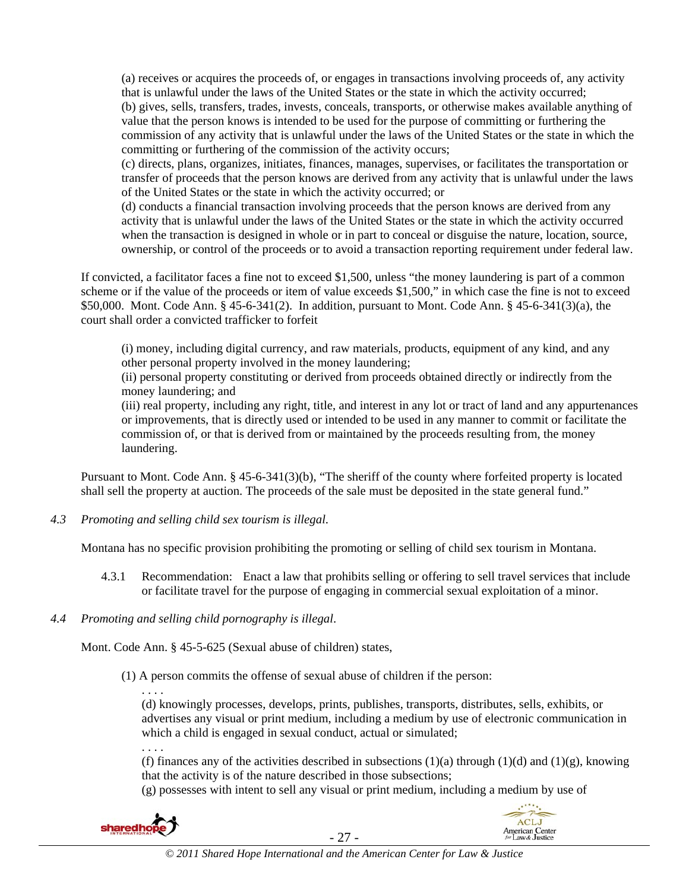(a) receives or acquires the proceeds of, or engages in transactions involving proceeds of, any activity that is unlawful under the laws of the United States or the state in which the activity occurred;
(b) gives, sells, transfers, trades, invests, conceals, transports, or otherwise makes available anything of value that the person knows is intended to be used for the purpose of committing or furthering the commission of any activity that is unlawful under the laws of the United States or the state in which the committing or furthering of the commission of the activity occurs;
(c) directs, plans, organizes, initiates, finances, manages, supervises, or facilitates the transportation or transfer of proceeds that the person knows are derived from any activity that is unlawful under the laws of the United States or the state in which the activity occurred; or
(d) conducts a financial transaction involving proceeds that the person knows are derived from any activity that is unlawful under the laws of the United States or the state in which the activity occurred when the transaction is designed in whole or in part to conceal or disguise the nature, location, source, ownership, or control of the proceeds or to avoid a transaction reporting requirement under federal law.

If convicted, a facilitator faces a fine not to exceed $1,500, unless "the money laundering is part of a common scheme or if the value of the proceeds or item of value exceeds $1,500," in which case the fine is not to exceed $50,000. Mont. Code Ann. § 45-6-341(2). In addition, pursuant to Mont. Code Ann. § 45-6-341(3)(a), the court shall order a convicted trafficker to forfeit

(i) money, including digital currency, and raw materials, products, equipment of any kind, and any other personal property involved in the money laundering;
(ii) personal property constituting or derived from proceeds obtained directly or indirectly from the money laundering; and
(iii) real property, including any right, title, and interest in any lot or tract of land and any appurtenances or improvements, that is directly used or intended to be used in any manner to commit or facilitate the commission of, or that is derived from or maintained by the proceeds resulting from, the money laundering.

Pursuant to Mont. Code Ann. § 45-6-341(3)(b), "The sheriff of the county where forfeited property is located shall sell the property at auction. The proceeds of the sale must be deposited in the state general fund."

*4.3 Promoting and selling child sex tourism is illegal.*

Montana has no specific provision prohibiting the promoting or selling of child sex tourism in Montana.

4.3.1 Recommendation: Enact a law that prohibits selling or offering to sell travel services that include or facilitate travel for the purpose of engaging in commercial sexual exploitation of a minor.

*4.4 Promoting and selling child pornography is illegal.*

Mont. Code Ann. § 45-5-625 (Sexual abuse of children) states,

(1) A person commits the offense of sexual abuse of children if the person:
. . . .
(d) knowingly processes, develops, prints, publishes, transports, distributes, sells, exhibits, or advertises any visual or print medium, including a medium by use of electronic communication in which a child is engaged in sexual conduct, actual or simulated;
. . . .
(f) finances any of the activities described in subsections (1)(a) through (1)(d) and (1)(g), knowing that the activity is of the nature described in those subsections;
(g) possesses with intent to sell any visual or print medium, including a medium by use of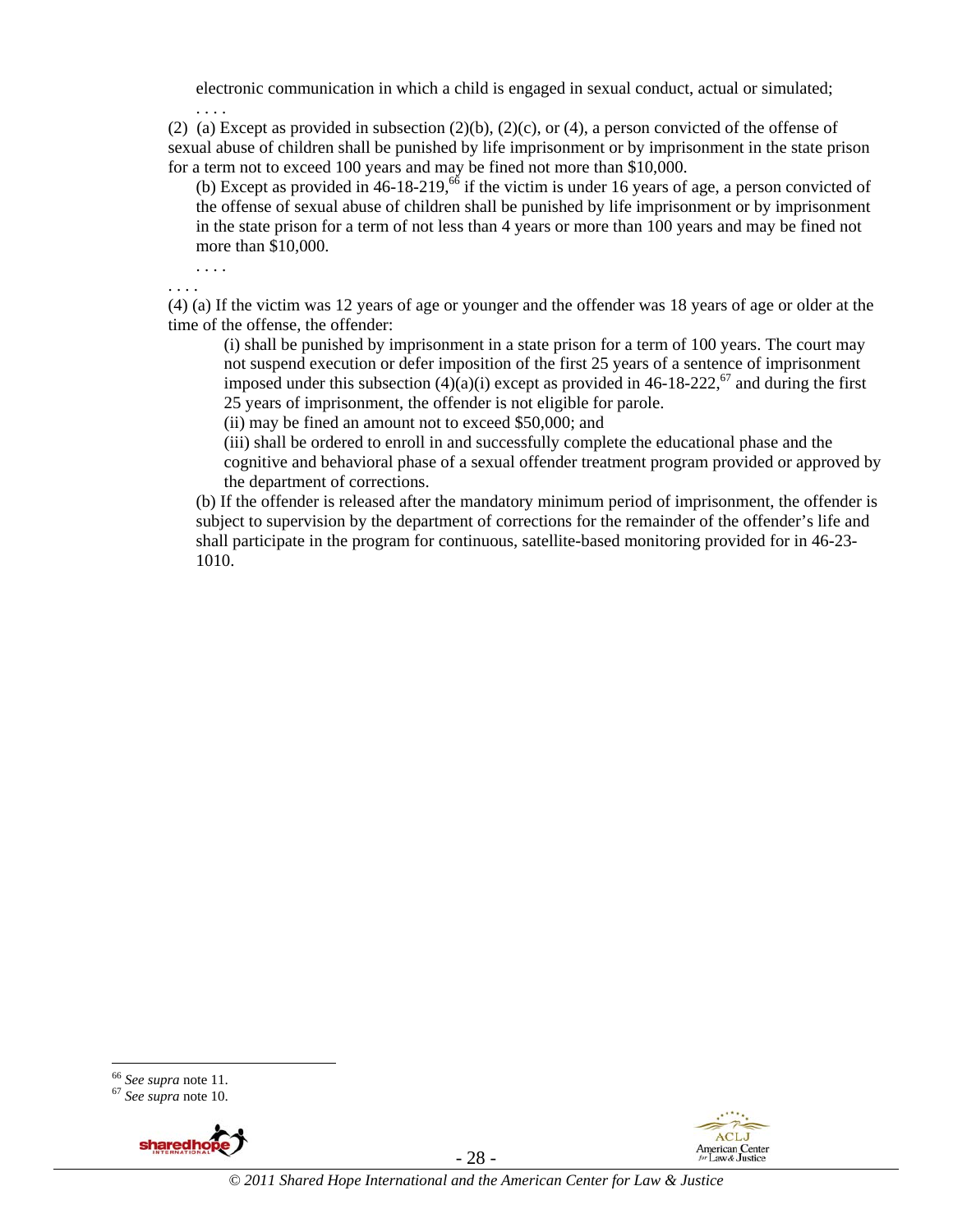electronic communication in which a child is engaged in sexual conduct, actual or simulated;

. . . .

(2) (a) Except as provided in subsection (2)(b), (2)(c), or (4), a person convicted of the offense of sexual abuse of children shall be punished by life imprisonment or by imprisonment in the state prison for a term not to exceed 100 years and may be fined not more than $10,000.

(b) Except as provided in 46-18-219,[66] if the victim is under 16 years of age, a person convicted of the offense of sexual abuse of children shall be punished by life imprisonment or by imprisonment in the state prison for a term of not less than 4 years or more than 100 years and may be fined not more than $10,000.

. . . .

. . . .

(4) (a) If the victim was 12 years of age or younger and the offender was 18 years of age or older at the time of the offense, the offender:

(i) shall be punished by imprisonment in a state prison for a term of 100 years. The court may not suspend execution or defer imposition of the first 25 years of a sentence of imprisonment imposed under this subsection (4)(a)(i) except as provided in 46-18-222,[67] and during the first 25 years of imprisonment, the offender is not eligible for parole.

(ii) may be fined an amount not to exceed $50,000; and

(iii) shall be ordered to enroll in and successfully complete the educational phase and the cognitive and behavioral phase of a sexual offender treatment program provided or approved by the department of corrections.

(b) If the offender is released after the mandatory minimum period of imprisonment, the offender is subject to supervision by the department of corrections for the remainder of the offender's life and shall participate in the program for continuous, satellite-based monitoring provided for in 46-23-1010.

---

[66] *See supra* note 11.

[67] *See supra* note 10.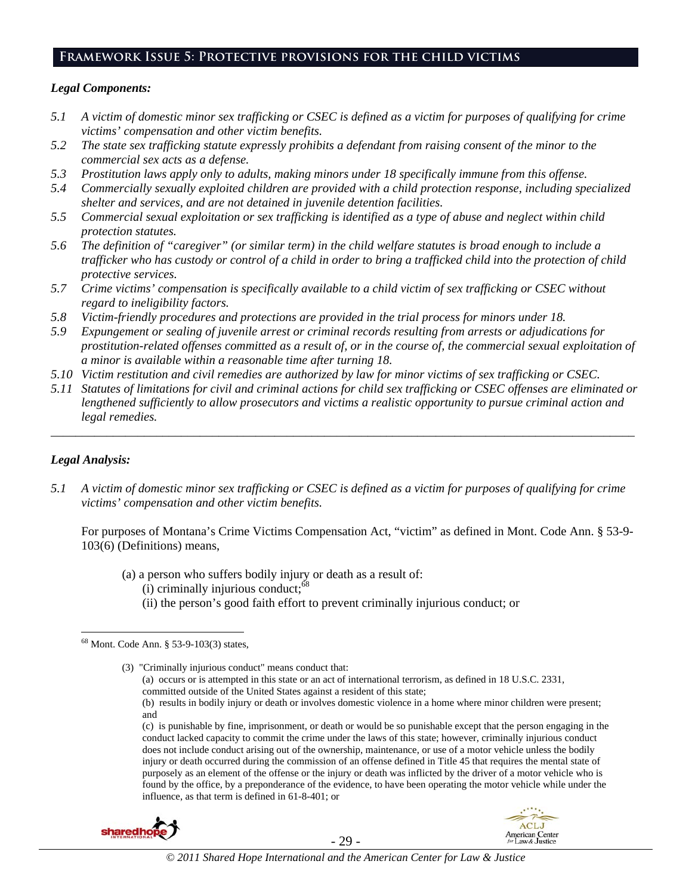## Framework Issue 5: Protective provisions for the child victims

### *Legal Components:*

*5.1 A victim of domestic minor sex trafficking or CSEC is defined as a victim for purposes of qualifying for crime victims' compensation and other victim benefits.*

*5.2 The state sex trafficking statute expressly prohibits a defendant from raising consent of the minor to the commercial sex acts as a defense.*

*5.3 Prostitution laws apply only to adults, making minors under 18 specifically immune from this offense.*

*5.4 Commercially sexually exploited children are provided with a child protection response, including specialized shelter and services, and are not detained in juvenile detention facilities.*

*5.5 Commercial sexual exploitation or sex trafficking is identified as a type of abuse and neglect within child protection statutes.*

*5.6 The definition of "caregiver" (or similar term) in the child welfare statutes is broad enough to include a trafficker who has custody or control of a child in order to bring a trafficked child into the protection of child protective services.*

*5.7 Crime victims' compensation is specifically available to a child victim of sex trafficking or CSEC without regard to ineligibility factors.*

*5.8 Victim-friendly procedures and protections are provided in the trial process for minors under 18.*

*5.9 Expungement or sealing of juvenile arrest or criminal records resulting from arrests or adjudications for prostitution-related offenses committed as a result of, or in the course of, the commercial sexual exploitation of a minor is available within a reasonable time after turning 18.*

*5.10 Victim restitution and civil remedies are authorized by law for minor victims of sex trafficking or CSEC.*

*5.11 Statutes of limitations for civil and criminal actions for child sex trafficking or CSEC offenses are eliminated or lengthened sufficiently to allow prosecutors and victims a realistic opportunity to pursue criminal action and legal remedies.*

---

### *Legal Analysis:*

*5.1 A victim of domestic minor sex trafficking or CSEC is defined as a victim for purposes of qualifying for crime victims' compensation and other victim benefits.*

For purposes of Montana's Crime Victims Compensation Act, "victim" as defined in Mont. Code Ann. § 53-9-103(6) (Definitions) means,

> (a) a person who suffers bodily injury or death as a result of:
> (i) criminally injurious conduct;[68]
> (ii) the person's good faith effort to prevent criminally injurious conduct; or

---

[68] Mont. Code Ann. § 53-9-103(3) states,

> (3) "Criminally injurious conduct" means conduct that:
> (a) occurs or is attempted in this state or an act of international terrorism, as defined in 18 U.S.C. 2331, committed outside of the United States against a resident of this state;
> (b) results in bodily injury or death or involves domestic violence in a home where minor children were present; and
> (c) is punishable by fine, imprisonment, or death or would be so punishable except that the person engaging in the conduct lacked capacity to commit the crime under the laws of this state; however, criminally injurious conduct does not include conduct arising out of the ownership, maintenance, or use of a motor vehicle unless the bodily injury or death occurred during the commission of an offense defined in Title 45 that requires the mental state of purposely as an element of the offense or the injury or death was inflicted by the driver of a motor vehicle who is found by the office, by a preponderance of the evidence, to have been operating the motor vehicle while under the influence, as that term is defined in 61-8-401; or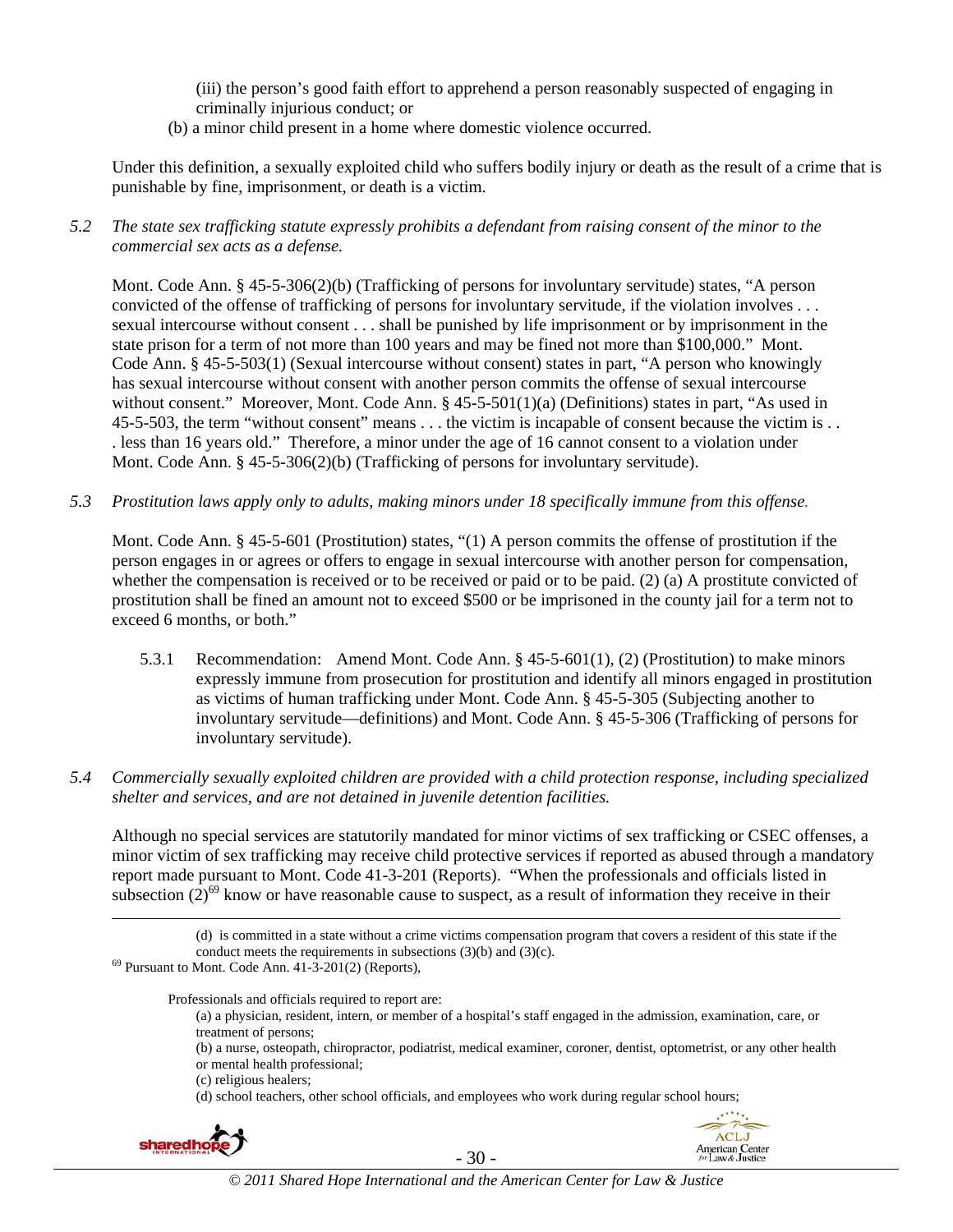(iii) the person's good faith effort to apprehend a person reasonably suspected of engaging in criminally injurious conduct; or

(b) a minor child present in a home where domestic violence occurred.

Under this definition, a sexually exploited child who suffers bodily injury or death as the result of a crime that is punishable by fine, imprisonment, or death is a victim.

*5.2 The state sex trafficking statute expressly prohibits a defendant from raising consent of the minor to the commercial sex acts as a defense.*

Mont. Code Ann. § 45-5-306(2)(b) (Trafficking of persons for involuntary servitude) states, "A person convicted of the offense of trafficking of persons for involuntary servitude, if the violation involves . . . sexual intercourse without consent . . . shall be punished by life imprisonment or by imprisonment in the state prison for a term of not more than 100 years and may be fined not more than $100,000." Mont. Code Ann. § 45-5-503(1) (Sexual intercourse without consent) states in part, "A person who knowingly has sexual intercourse without consent with another person commits the offense of sexual intercourse without consent." Moreover, Mont. Code Ann. § 45-5-501(1)(a) (Definitions) states in part, "As used in 45-5-503, the term "without consent" means . . . the victim is incapable of consent because the victim is . . . less than 16 years old." Therefore, a minor under the age of 16 cannot consent to a violation under Mont. Code Ann. § 45-5-306(2)(b) (Trafficking of persons for involuntary servitude).

*5.3 Prostitution laws apply only to adults, making minors under 18 specifically immune from this offense.*

Mont. Code Ann. § 45-5-601 (Prostitution) states, "(1) A person commits the offense of prostitution if the person engages in or agrees or offers to engage in sexual intercourse with another person for compensation, whether the compensation is received or to be received or paid or to be paid. (2) (a) A prostitute convicted of prostitution shall be fined an amount not to exceed $500 or be imprisoned in the county jail for a term not to exceed 6 months, or both."

5.3.1 Recommendation: Amend Mont. Code Ann. § 45-5-601(1), (2) (Prostitution) to make minors expressly immune from prosecution for prostitution and identify all minors engaged in prostitution as victims of human trafficking under Mont. Code Ann. § 45-5-305 (Subjecting another to involuntary servitude—definitions) and Mont. Code Ann. § 45-5-306 (Trafficking of persons for involuntary servitude).

*5.4 Commercially sexually exploited children are provided with a child protection response, including specialized shelter and services, and are not detained in juvenile detention facilities.*

Although no special services are statutorily mandated for minor victims of sex trafficking or CSEC offenses, a minor victim of sex trafficking may receive child protective services if reported as abused through a mandatory report made pursuant to Mont. Code 41-3-201 (Reports). "When the professionals and officials listed in subsection (2)[69] know or have reasonable cause to suspect, as a result of information they receive in their

---

(d) is committed in a state without a crime victims compensation program that covers a resident of this state if the conduct meets the requirements in subsections (3)(b) and (3)(c).

[69] Pursuant to Mont. Code Ann. 41-3-201(2) (Reports),

> Professionals and officials required to report are:
>
> (a) a physician, resident, intern, or member of a hospital's staff engaged in the admission, examination, care, or treatment of persons;
>
> (b) a nurse, osteopath, chiropractor, podiatrist, medical examiner, coroner, dentist, optometrist, or any other health or mental health professional;
>
> (c) religious healers;
>
> (d) school teachers, other school officials, and employees who work during regular school hours;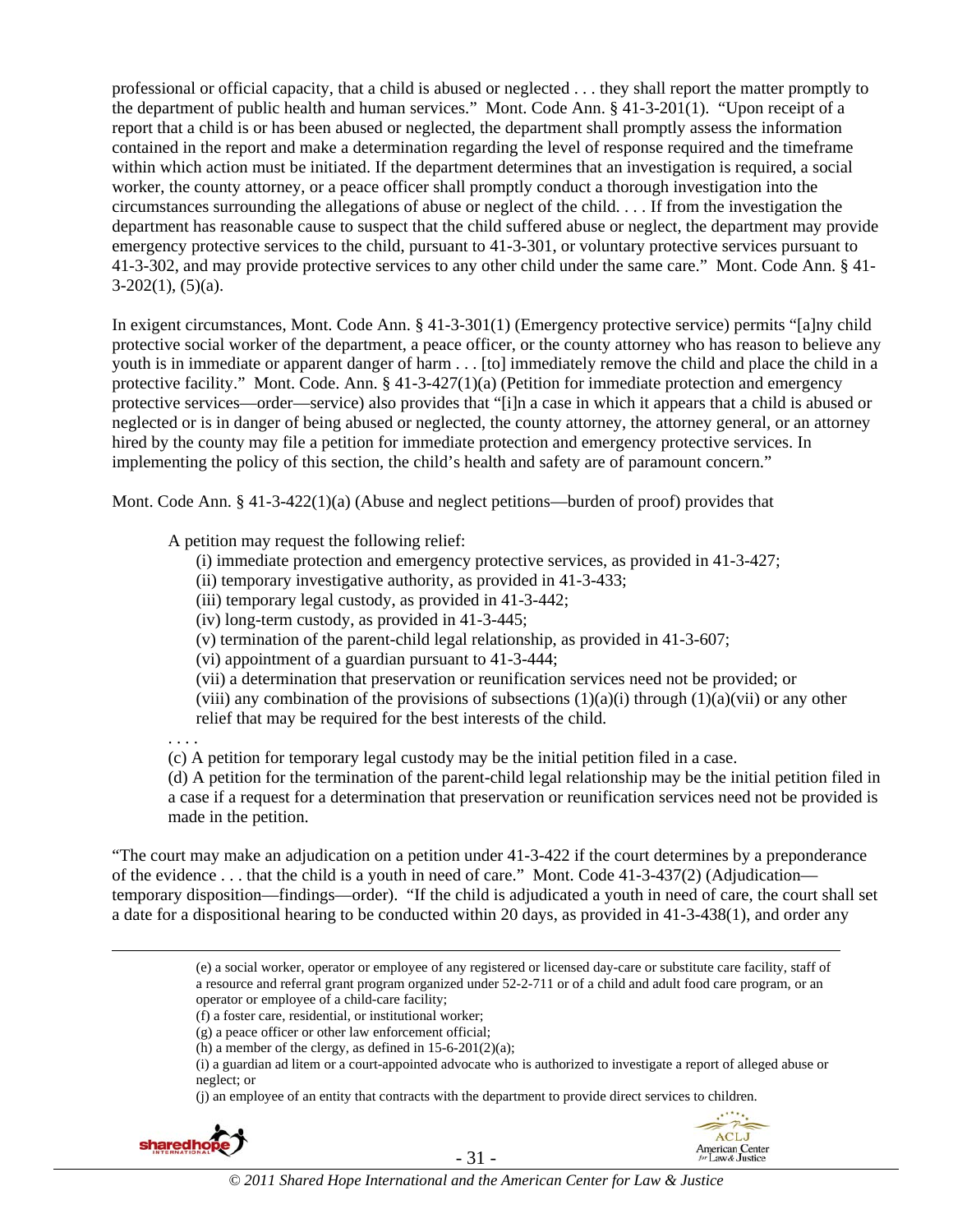professional or official capacity, that a child is abused or neglected . . . they shall report the matter promptly to the department of public health and human services." Mont. Code Ann. § 41-3-201(1). "Upon receipt of a report that a child is or has been abused or neglected, the department shall promptly assess the information contained in the report and make a determination regarding the level of response required and the timeframe within which action must be initiated. If the department determines that an investigation is required, a social worker, the county attorney, or a peace officer shall promptly conduct a thorough investigation into the circumstances surrounding the allegations of abuse or neglect of the child. . . . If from the investigation the department has reasonable cause to suspect that the child suffered abuse or neglect, the department may provide emergency protective services to the child, pursuant to 41-3-301, or voluntary protective services pursuant to 41-3-302, and may provide protective services to any other child under the same care." Mont. Code Ann. § 41-3-202(1), (5)(a).

In exigent circumstances, Mont. Code Ann. § 41-3-301(1) (Emergency protective service) permits "[a]ny child protective social worker of the department, a peace officer, or the county attorney who has reason to believe any youth is in immediate or apparent danger of harm . . . [to] immediately remove the child and place the child in a protective facility." Mont. Code. Ann. § 41-3-427(1)(a) (Petition for immediate protection and emergency protective services—order—service) also provides that "[i]n a case in which it appears that a child is abused or neglected or is in danger of being abused or neglected, the county attorney, the attorney general, or an attorney hired by the county may file a petition for immediate protection and emergency protective services. In implementing the policy of this section, the child's health and safety are of paramount concern."

Mont. Code Ann. § 41-3-422(1)(a) (Abuse and neglect petitions—burden of proof) provides that

> A petition may request the following relief:
> (i) immediate protection and emergency protective services, as provided in 41-3-427;
> (ii) temporary investigative authority, as provided in 41-3-433;
> (iii) temporary legal custody, as provided in 41-3-442;
> (iv) long-term custody, as provided in 41-3-445;
> (v) termination of the parent-child legal relationship, as provided in 41-3-607;
> (vi) appointment of a guardian pursuant to 41-3-444;
> (vii) a determination that preservation or reunification services need not be provided; or
> (viii) any combination of the provisions of subsections (1)(a)(i) through (1)(a)(vii) or any other relief that may be required for the best interests of the child.
>
> . . . .
>
> (c) A petition for temporary legal custody may be the initial petition filed in a case.
> (d) A petition for the termination of the parent-child legal relationship may be the initial petition filed in a case if a request for a determination that preservation or reunification services need not be provided is made in the petition.

"The court may make an adjudication on a petition under 41-3-422 if the court determines by a preponderance of the evidence . . . that the child is a youth in need of care." Mont. Code 41-3-437(2) (Adjudication—temporary disposition—findings—order). "If the child is adjudicated a youth in need of care, the court shall set a date for a dispositional hearing to be conducted within 20 days, as provided in 41-3-438(1), and order any

---

(e) a social worker, operator or employee of any registered or licensed day-care or substitute care facility, staff of a resource and referral grant program organized under 52-2-711 or of a child and adult food care program, or an operator or employee of a child-care facility;
(f) a foster care, residential, or institutional worker;
(g) a peace officer or other law enforcement official;
(h) a member of the clergy, as defined in 15-6-201(2)(a);
(i) a guardian ad litem or a court-appointed advocate who is authorized to investigate a report of alleged abuse or neglect; or
(j) an employee of an entity that contracts with the department to provide direct services to children.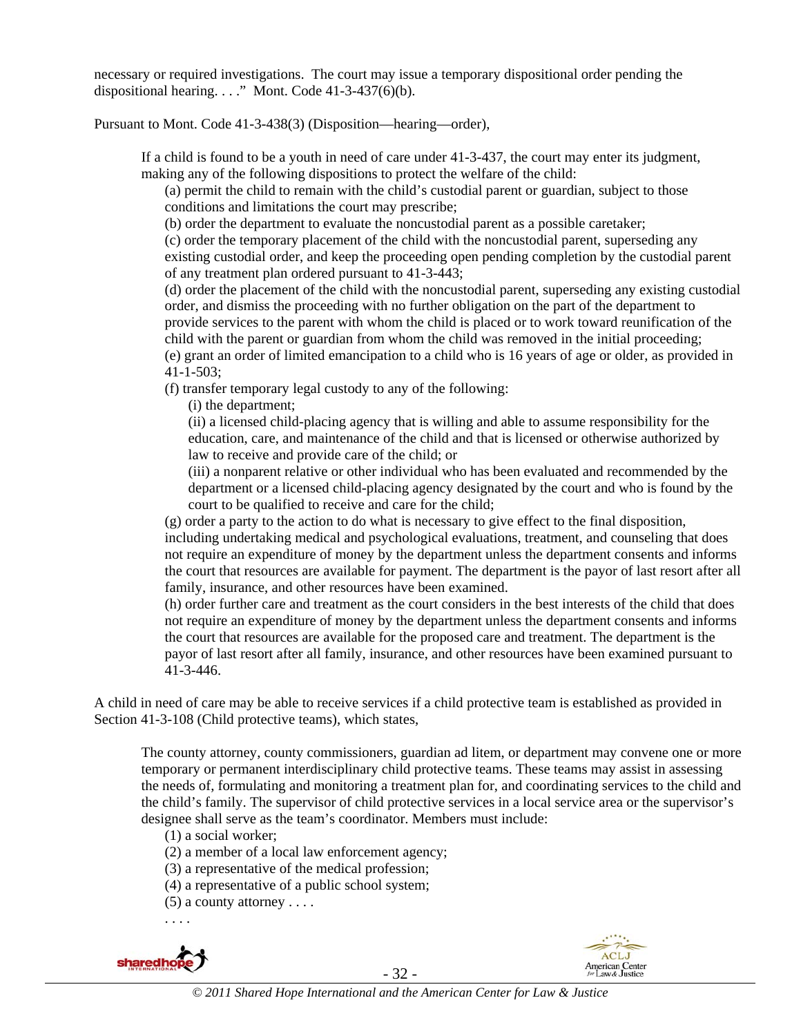necessary or required investigations. The court may issue a temporary dispositional order pending the dispositional hearing. . . ." Mont. Code 41-3-437(6)(b).

Pursuant to Mont. Code 41-3-438(3) (Disposition—hearing—order),

> If a child is found to be a youth in need of care under 41-3-437, the court may enter its judgment, making any of the following dispositions to protect the welfare of the child:
>
> (a) permit the child to remain with the child's custodial parent or guardian, subject to those conditions and limitations the court may prescribe;
>
> (b) order the department to evaluate the noncustodial parent as a possible caretaker;
>
> (c) order the temporary placement of the child with the noncustodial parent, superseding any existing custodial order, and keep the proceeding open pending completion by the custodial parent of any treatment plan ordered pursuant to 41-3-443;
>
> (d) order the placement of the child with the noncustodial parent, superseding any existing custodial order, and dismiss the proceeding with no further obligation on the part of the department to provide services to the parent with whom the child is placed or to work toward reunification of the child with the parent or guardian from whom the child was removed in the initial proceeding;
>
> (e) grant an order of limited emancipation to a child who is 16 years of age or older, as provided in 41-1-503;
>
> (f) transfer temporary legal custody to any of the following:
>
> (i) the department;
>
> (ii) a licensed child-placing agency that is willing and able to assume responsibility for the education, care, and maintenance of the child and that is licensed or otherwise authorized by law to receive and provide care of the child; or
>
> (iii) a nonparent relative or other individual who has been evaluated and recommended by the department or a licensed child-placing agency designated by the court and who is found by the court to be qualified to receive and care for the child;
>
> (g) order a party to the action to do what is necessary to give effect to the final disposition, including undertaking medical and psychological evaluations, treatment, and counseling that does not require an expenditure of money by the department unless the department consents and informs the court that resources are available for payment. The department is the payor of last resort after all family, insurance, and other resources have been examined.
>
> (h) order further care and treatment as the court considers in the best interests of the child that does not require an expenditure of money by the department unless the department consents and informs the court that resources are available for the proposed care and treatment. The department is the payor of last resort after all family, insurance, and other resources have been examined pursuant to 41-3-446.

A child in need of care may be able to receive services if a child protective team is established as provided in Section 41-3-108 (Child protective teams), which states,

> The county attorney, county commissioners, guardian ad litem, or department may convene one or more temporary or permanent interdisciplinary child protective teams. These teams may assist in assessing the needs of, formulating and monitoring a treatment plan for, and coordinating services to the child and the child's family. The supervisor of child protective services in a local service area or the supervisor's designee shall serve as the team's coordinator. Members must include:
>
> (1) a social worker;
>
> (2) a member of a local law enforcement agency;
>
> (3) a representative of the medical profession;
>
> (4) a representative of a public school system;
>
> (5) a county attorney . . . .
>
> . . . .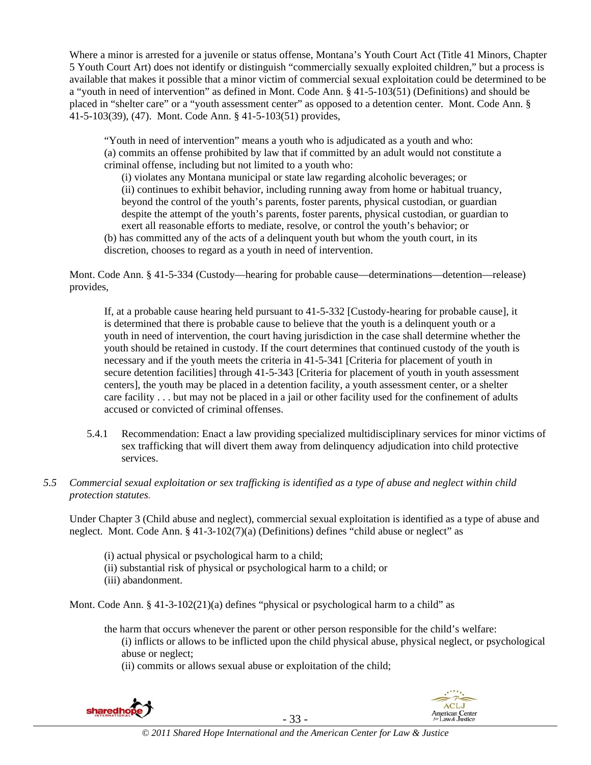Where a minor is arrested for a juvenile or status offense, Montana's Youth Court Act (Title 41 Minors, Chapter 5 Youth Court Art) does not identify or distinguish "commercially sexually exploited children," but a process is available that makes it possible that a minor victim of commercial sexual exploitation could be determined to be a "youth in need of intervention" as defined in Mont. Code Ann. § 41-5-103(51) (Definitions) and should be placed in "shelter care" or a "youth assessment center" as opposed to a detention center. Mont. Code Ann. § 41-5-103(39), (47). Mont. Code Ann. § 41-5-103(51) provides,

> "Youth in need of intervention" means a youth who is adjudicated as a youth and who:
> (a) commits an offense prohibited by law that if committed by an adult would not constitute a criminal offense, including but not limited to a youth who:
> (i) violates any Montana municipal or state law regarding alcoholic beverages; or
> (ii) continues to exhibit behavior, including running away from home or habitual truancy, beyond the control of the youth's parents, foster parents, physical custodian, or guardian despite the attempt of the youth's parents, foster parents, physical custodian, or guardian to exert all reasonable efforts to mediate, resolve, or control the youth's behavior; or
> (b) has committed any of the acts of a delinquent youth but whom the youth court, in its discretion, chooses to regard as a youth in need of intervention.

Mont. Code Ann. § 41-5-334 (Custody—hearing for probable cause—determinations—detention—release) provides,

> If, at a probable cause hearing held pursuant to 41-5-332 [Custody-hearing for probable cause], it is determined that there is probable cause to believe that the youth is a delinquent youth or a youth in need of intervention, the court having jurisdiction in the case shall determine whether the youth should be retained in custody. If the court determines that continued custody of the youth is necessary and if the youth meets the criteria in 41-5-341 [Criteria for placement of youth in secure detention facilities] through 41-5-343 [Criteria for placement of youth in youth assessment centers], the youth may be placed in a detention facility, a youth assessment center, or a shelter care facility . . . but may not be placed in a jail or other facility used for the confinement of adults accused or convicted of criminal offenses.

5.4.1 Recommendation: Enact a law providing specialized multidisciplinary services for minor victims of sex trafficking that will divert them away from delinquency adjudication into child protective services.

*5.5 Commercial sexual exploitation or sex trafficking is identified as a type of abuse and neglect within child protection statutes.*

Under Chapter 3 (Child abuse and neglect), commercial sexual exploitation is identified as a type of abuse and neglect. Mont. Code Ann. § 41-3-102(7)(a) (Definitions) defines "child abuse or neglect" as

> (i) actual physical or psychological harm to a child;
> (ii) substantial risk of physical or psychological harm to a child; or
> (iii) abandonment.

Mont. Code Ann. § 41-3-102(21)(a) defines "physical or psychological harm to a child" as

> the harm that occurs whenever the parent or other person responsible for the child's welfare:
> (i) inflicts or allows to be inflicted upon the child physical abuse, physical neglect, or psychological abuse or neglect;
> (ii) commits or allows sexual abuse or exploitation of the child;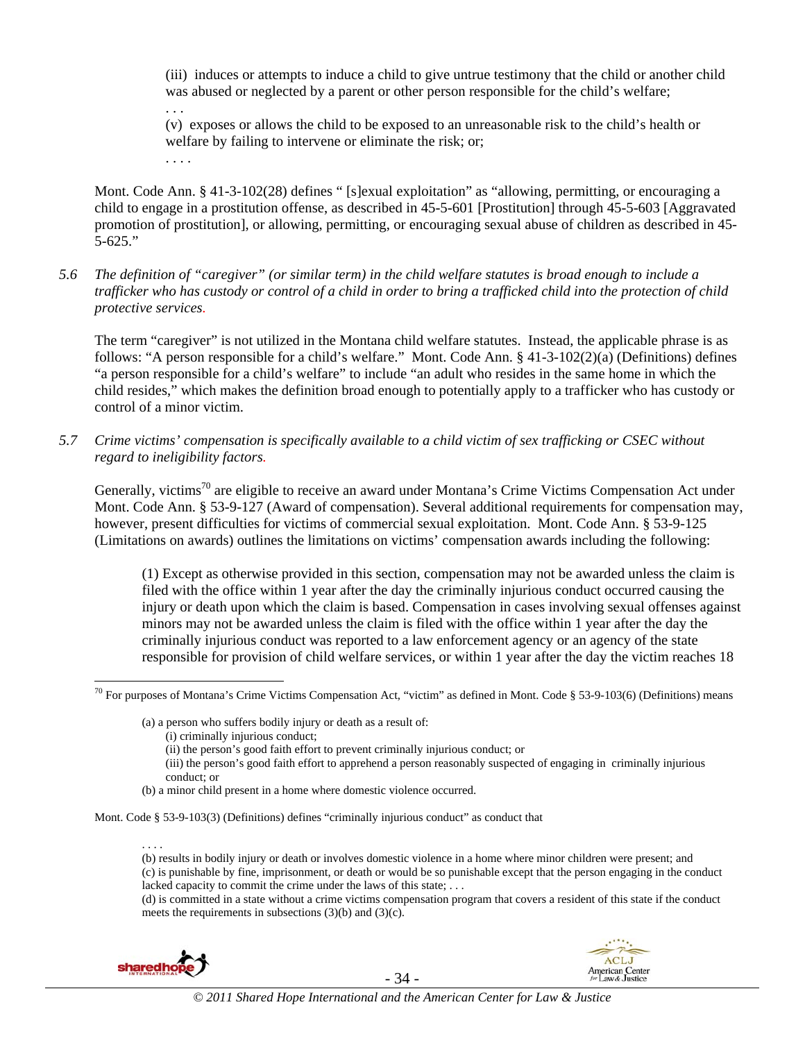> (iii) induces or attempts to induce a child to give untrue testimony that the child or another child was abused or neglected by a parent or other person responsible for the child's welfare;
>
> . . .
>
> (v) exposes or allows the child to be exposed to an unreasonable risk to the child's health or welfare by failing to intervene or eliminate the risk; or;
>
> . . . .

Mont. Code Ann. § 41-3-102(28) defines " [s]exual exploitation" as "allowing, permitting, or encouraging a child to engage in a prostitution offense, as described in 45-5-601 [Prostitution] through 45-5-603 [Aggravated promotion of prostitution], or allowing, permitting, or encouraging sexual abuse of children as described in 45-5-625."

*5.6 The definition of "caregiver" (or similar term) in the child welfare statutes is broad enough to include a trafficker who has custody or control of a child in order to bring a trafficked child into the protection of child protective services.*

The term "caregiver" is not utilized in the Montana child welfare statutes. Instead, the applicable phrase is as follows: "A person responsible for a child's welfare." Mont. Code Ann. § 41-3-102(2)(a) (Definitions) defines "a person responsible for a child's welfare" to include "an adult who resides in the same home in which the child resides," which makes the definition broad enough to potentially apply to a trafficker who has custody or control of a minor victim.

*5.7 Crime victims' compensation is specifically available to a child victim of sex trafficking or CSEC without regard to ineligibility factors.*

Generally, victims[70] are eligible to receive an award under Montana's Crime Victims Compensation Act under Mont. Code Ann. § 53-9-127 (Award of compensation). Several additional requirements for compensation may, however, present difficulties for victims of commercial sexual exploitation. Mont. Code Ann. § 53-9-125 (Limitations on awards) outlines the limitations on victims' compensation awards including the following:

> (1) Except as otherwise provided in this section, compensation may not be awarded unless the claim is filed with the office within 1 year after the day the criminally injurious conduct occurred causing the injury or death upon which the claim is based. Compensation in cases involving sexual offenses against minors may not be awarded unless the claim is filed with the office within 1 year after the day the criminally injurious conduct was reported to a law enforcement agency or an agency of the state responsible for provision of child welfare services, or within 1 year after the day the victim reaches 18

---

[70] For purposes of Montana's Crime Victims Compensation Act, "victim" as defined in Mont. Code § 53-9-103(6) (Definitions) means

> (a) a person who suffers bodily injury or death as a result of:
> (i) criminally injurious conduct;
> (ii) the person's good faith effort to prevent criminally injurious conduct; or
> (iii) the person's good faith effort to apprehend a person reasonably suspected of engaging in criminally injurious conduct; or
> (b) a minor child present in a home where domestic violence occurred.

Mont. Code § 53-9-103(3) (Definitions) defines "criminally injurious conduct" as conduct that

> . . . .
> (b) results in bodily injury or death or involves domestic violence in a home where minor children were present; and
> (c) is punishable by fine, imprisonment, or death or would be so punishable except that the person engaging in the conduct lacked capacity to commit the crime under the laws of this state; . . .
> (d) is committed in a state without a crime victims compensation program that covers a resident of this state if the conduct meets the requirements in subsections (3)(b) and (3)(c).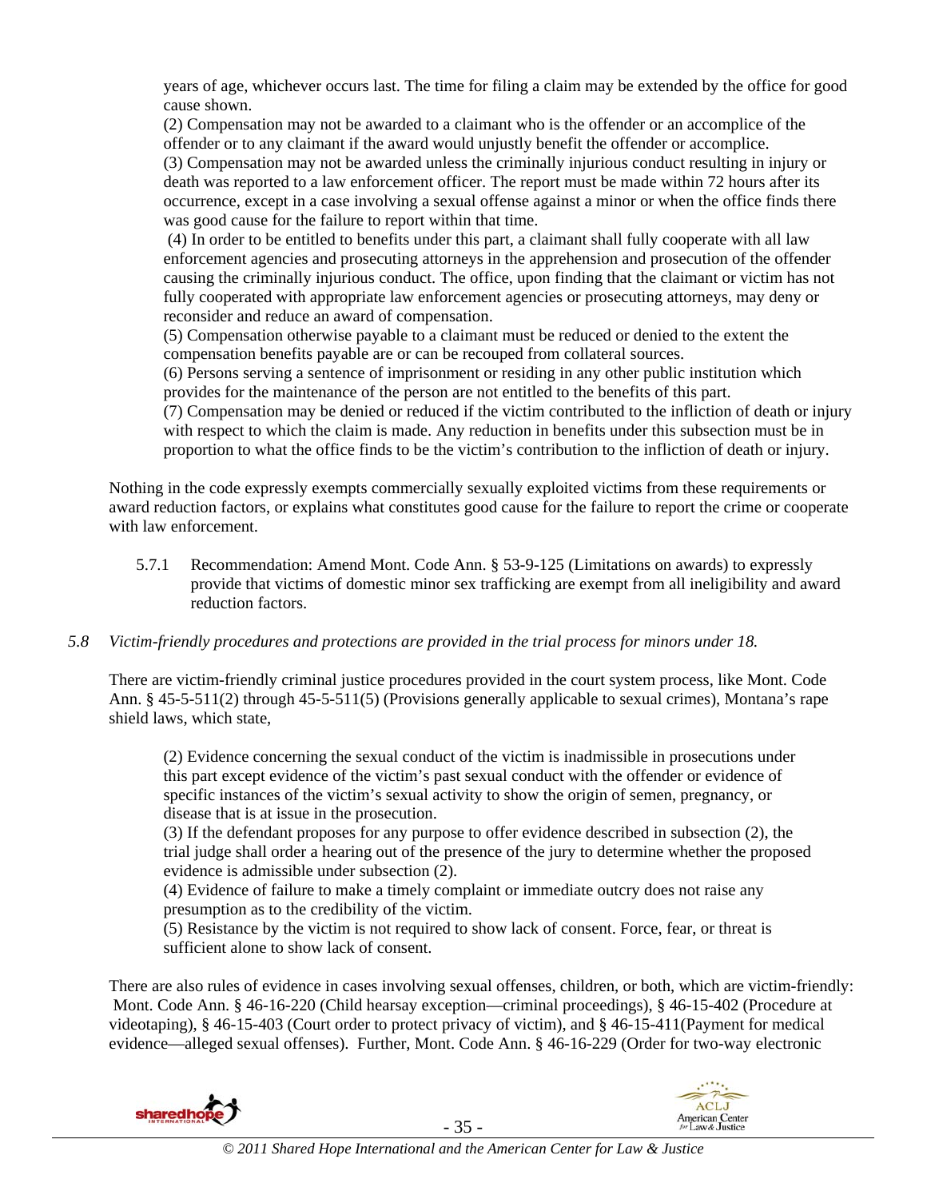years of age, whichever occurs last. The time for filing a claim may be extended by the office for good cause shown.

(2) Compensation may not be awarded to a claimant who is the offender or an accomplice of the offender or to any claimant if the award would unjustly benefit the offender or accomplice.

(3) Compensation may not be awarded unless the criminally injurious conduct resulting in injury or death was reported to a law enforcement officer. The report must be made within 72 hours after its occurrence, except in a case involving a sexual offense against a minor or when the office finds there was good cause for the failure to report within that time.

(4) In order to be entitled to benefits under this part, a claimant shall fully cooperate with all law enforcement agencies and prosecuting attorneys in the apprehension and prosecution of the offender causing the criminally injurious conduct. The office, upon finding that the claimant or victim has not fully cooperated with appropriate law enforcement agencies or prosecuting attorneys, may deny or reconsider and reduce an award of compensation.

(5) Compensation otherwise payable to a claimant must be reduced or denied to the extent the compensation benefits payable are or can be recouped from collateral sources.

(6) Persons serving a sentence of imprisonment or residing in any other public institution which provides for the maintenance of the person are not entitled to the benefits of this part.

(7) Compensation may be denied or reduced if the victim contributed to the infliction of death or injury with respect to which the claim is made. Any reduction in benefits under this subsection must be in proportion to what the office finds to be the victim's contribution to the infliction of death or injury.

Nothing in the code expressly exempts commercially sexually exploited victims from these requirements or award reduction factors, or explains what constitutes good cause for the failure to report the crime or cooperate with law enforcement.

5.7.1 Recommendation: Amend Mont. Code Ann. § 53-9-125 (Limitations on awards) to expressly provide that victims of domestic minor sex trafficking are exempt from all ineligibility and award reduction factors.

*5.8 Victim-friendly procedures and protections are provided in the trial process for minors under 18.*

There are victim-friendly criminal justice procedures provided in the court system process, like Mont. Code Ann. § 45-5-511(2) through 45-5-511(5) (Provisions generally applicable to sexual crimes), Montana's rape shield laws, which state,

> (2) Evidence concerning the sexual conduct of the victim is inadmissible in prosecutions under this part except evidence of the victim's past sexual conduct with the offender or evidence of specific instances of the victim's sexual activity to show the origin of semen, pregnancy, or disease that is at issue in the prosecution.
>
> (3) If the defendant proposes for any purpose to offer evidence described in subsection (2), the trial judge shall order a hearing out of the presence of the jury to determine whether the proposed evidence is admissible under subsection (2).
>
> (4) Evidence of failure to make a timely complaint or immediate outcry does not raise any presumption as to the credibility of the victim.
>
> (5) Resistance by the victim is not required to show lack of consent. Force, fear, or threat is sufficient alone to show lack of consent.

There are also rules of evidence in cases involving sexual offenses, children, or both, which are victim-friendly: Mont. Code Ann. § 46-16-220 (Child hearsay exception—criminal proceedings), § 46-15-402 (Procedure at videotaping), § 46-15-403 (Court order to protect privacy of victim), and § 46-15-411(Payment for medical evidence—alleged sexual offenses). Further, Mont. Code Ann. § 46-16-229 (Order for two-way electronic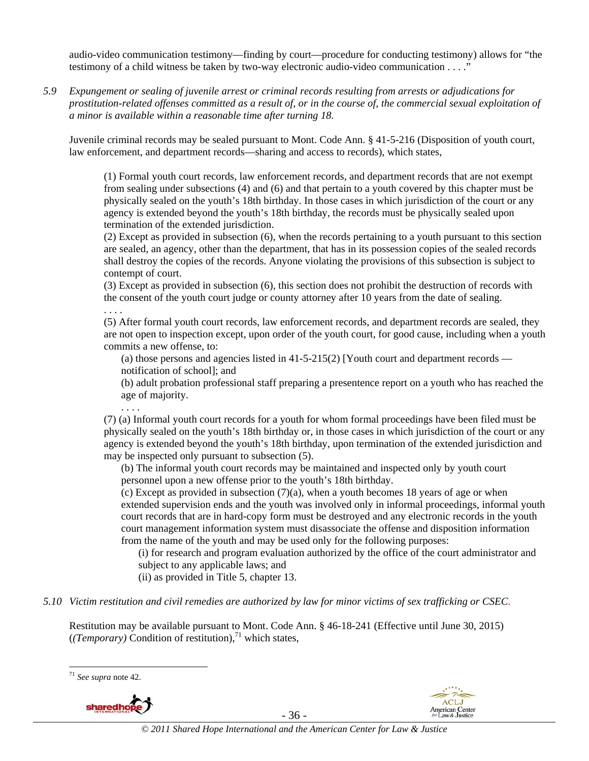audio-video communication testimony—finding by court—procedure for conducting testimony) allows for "the testimony of a child witness be taken by two-way electronic audio-video communication . . . ."

*5.9 Expungement or sealing of juvenile arrest or criminal records resulting from arrests or adjudications for prostitution-related offenses committed as a result of, or in the course of, the commercial sexual exploitation of a minor is available within a reasonable time after turning 18.*

Juvenile criminal records may be sealed pursuant to Mont. Code Ann. § 41-5-216 (Disposition of youth court, law enforcement, and department records—sharing and access to records), which states,

> (1) Formal youth court records, law enforcement records, and department records that are not exempt from sealing under subsections (4) and (6) and that pertain to a youth covered by this chapter must be physically sealed on the youth's 18th birthday. In those cases in which jurisdiction of the court or any agency is extended beyond the youth's 18th birthday, the records must be physically sealed upon termination of the extended jurisdiction.
> (2) Except as provided in subsection (6), when the records pertaining to a youth pursuant to this section are sealed, an agency, other than the department, that has in its possession copies of the sealed records shall destroy the copies of the records. Anyone violating the provisions of this subsection is subject to contempt of court.
> (3) Except as provided in subsection (6), this section does not prohibit the destruction of records with the consent of the youth court judge or county attorney after 10 years from the date of sealing.
> . . . .
> (5) After formal youth court records, law enforcement records, and department records are sealed, they are not open to inspection except, upon order of the youth court, for good cause, including when a youth commits a new offense, to:
>> (a) those persons and agencies listed in 41-5-215(2) [Youth court and department records — notification of school]; and
>> (b) adult probation professional staff preparing a presentence report on a youth who has reached the age of majority.
>> . . . .
>
> (7) (a) Informal youth court records for a youth for whom formal proceedings have been filed must be physically sealed on the youth's 18th birthday or, in those cases in which jurisdiction of the court or any agency is extended beyond the youth's 18th birthday, upon termination of the extended jurisdiction and may be inspected only pursuant to subsection (5).
>> (b) The informal youth court records may be maintained and inspected only by youth court personnel upon a new offense prior to the youth's 18th birthday.
>> (c) Except as provided in subsection (7)(a), when a youth becomes 18 years of age or when extended supervision ends and the youth was involved only in informal proceedings, informal youth court records that are in hard-copy form must be destroyed and any electronic records in the youth court management information system must disassociate the offense and disposition information from the name of the youth and may be used only for the following purposes:
>>> (i) for research and program evaluation authorized by the office of the court administrator and subject to any applicable laws; and
>>> (ii) as provided in Title 5, chapter 13.

*5.10 Victim restitution and civil remedies are authorized by law for minor victims of sex trafficking or CSEC.*

Restitution may be available pursuant to Mont. Code Ann. § 46-18-241 (Effective until June 30, 2015) (*(Temporary)* Condition of restitution),[71] which states,

---

[71] *See supra* note 42.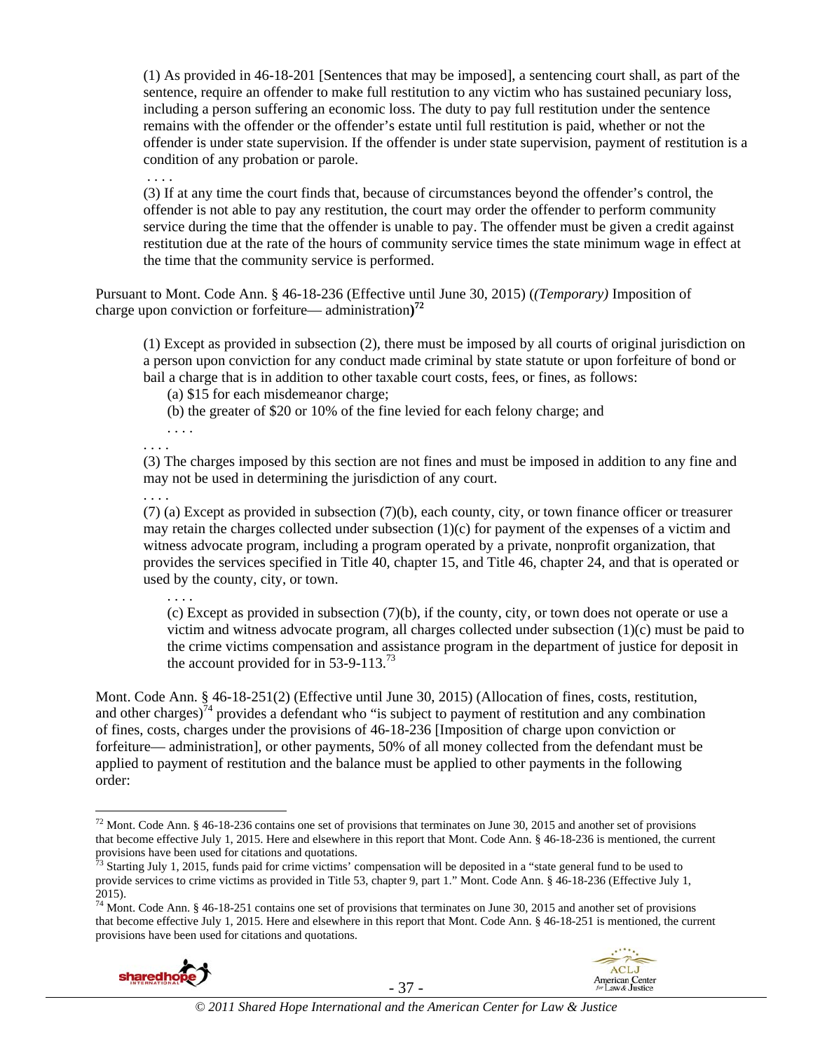> (1) As provided in 46-18-201 [Sentences that may be imposed], a sentencing court shall, as part of the sentence, require an offender to make full restitution to any victim who has sustained pecuniary loss, including a person suffering an economic loss. The duty to pay full restitution under the sentence remains with the offender or the offender's estate until full restitution is paid, whether or not the offender is under state supervision. If the offender is under state supervision, payment of restitution is a condition of any probation or parole.
>
> . . . .
>
> (3) If at any time the court finds that, because of circumstances beyond the offender's control, the offender is not able to pay any restitution, the court may order the offender to perform community service during the time that the offender is unable to pay. The offender must be given a credit against restitution due at the rate of the hours of community service times the state minimum wage in effect at the time that the community service is performed.

Pursuant to Mont. Code Ann. § 46-18-236 (Effective until June 30, 2015) (*(Temporary)* Imposition of charge upon conviction or forfeiture— administration**)**[72]

> (1) Except as provided in subsection (2), there must be imposed by all courts of original jurisdiction on a person upon conviction for any conduct made criminal by state statute or upon forfeiture of bond or bail a charge that is in addition to other taxable court costs, fees, or fines, as follows:
>
> (a) $15 for each misdemeanor charge;
>
> (b) the greater of $20 or 10% of the fine levied for each felony charge; and
>
> . . . .
>
> . . . .
>
> (3) The charges imposed by this section are not fines and must be imposed in addition to any fine and may not be used in determining the jurisdiction of any court.
>
> . . . .
>
> (7) (a) Except as provided in subsection (7)(b), each county, city, or town finance officer or treasurer may retain the charges collected under subsection (1)(c) for payment of the expenses of a victim and witness advocate program, including a program operated by a private, nonprofit organization, that provides the services specified in Title 40, chapter 15, and Title 46, chapter 24, and that is operated or used by the county, city, or town.
>
> . . . .
>
> (c) Except as provided in subsection (7)(b), if the county, city, or town does not operate or use a victim and witness advocate program, all charges collected under subsection (1)(c) must be paid to the crime victims compensation and assistance program in the department of justice for deposit in the account provided for in 53-9-113.[73]

Mont. Code Ann. § 46-18-251(2) (Effective until June 30, 2015) (Allocation of fines, costs, restitution, and other charges)[74] provides a defendant who "is subject to payment of restitution and any combination of fines, costs, charges under the provisions of 46-18-236 [Imposition of charge upon conviction or forfeiture— administration], or other payments, 50% of all money collected from the defendant must be applied to payment of restitution and the balance must be applied to other payments in the following order:

---

[72] Mont. Code Ann. § 46-18-236 contains one set of provisions that terminates on June 30, 2015 and another set of provisions that become effective July 1, 2015. Here and elsewhere in this report that Mont. Code Ann. § 46-18-236 is mentioned, the current provisions have been used for citations and quotations.

[73] Starting July 1, 2015, funds paid for crime victims' compensation will be deposited in a "state general fund to be used to provide services to crime victims as provided in Title 53, chapter 9, part 1." Mont. Code Ann. § 46-18-236 (Effective July 1, 2015).

[74] Mont. Code Ann. § 46-18-251 contains one set of provisions that terminates on June 30, 2015 and another set of provisions that become effective July 1, 2015. Here and elsewhere in this report that Mont. Code Ann. § 46-18-251 is mentioned, the current provisions have been used for citations and quotations.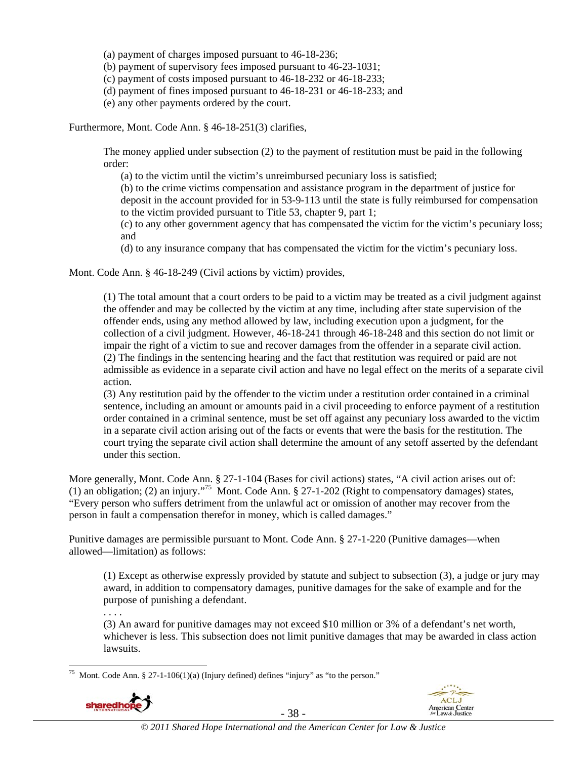(a) payment of charges imposed pursuant to 46-18-236;
(b) payment of supervisory fees imposed pursuant to 46-23-1031;
(c) payment of costs imposed pursuant to 46-18-232 or 46-18-233;
(d) payment of fines imposed pursuant to 46-18-231 or 46-18-233; and
(e) any other payments ordered by the court.

Furthermore, Mont. Code Ann. § 46-18-251(3) clarifies,

> The money applied under subsection (2) to the payment of restitution must be paid in the following order:
>
> (a) to the victim until the victim's unreimbursed pecuniary loss is satisfied;
> (b) to the crime victims compensation and assistance program in the department of justice for deposit in the account provided for in 53-9-113 until the state is fully reimbursed for compensation to the victim provided pursuant to Title 53, chapter 9, part 1;
> (c) to any other government agency that has compensated the victim for the victim's pecuniary loss; and
> (d) to any insurance company that has compensated the victim for the victim's pecuniary loss.

Mont. Code Ann. § 46-18-249 (Civil actions by victim) provides,

> (1) The total amount that a court orders to be paid to a victim may be treated as a civil judgment against the offender and may be collected by the victim at any time, including after state supervision of the offender ends, using any method allowed by law, including execution upon a judgment, for the collection of a civil judgment. However, 46-18-241 through 46-18-248 and this section do not limit or impair the right of a victim to sue and recover damages from the offender in a separate civil action.
> (2) The findings in the sentencing hearing and the fact that restitution was required or paid are not admissible as evidence in a separate civil action and have no legal effect on the merits of a separate civil action.
> (3) Any restitution paid by the offender to the victim under a restitution order contained in a criminal sentence, including an amount or amounts paid in a civil proceeding to enforce payment of a restitution order contained in a criminal sentence, must be set off against any pecuniary loss awarded to the victim in a separate civil action arising out of the facts or events that were the basis for the restitution. The court trying the separate civil action shall determine the amount of any setoff asserted by the defendant under this section.

More generally, Mont. Code Ann. § 27-1-104 (Bases for civil actions) states, "A civil action arises out of: (1) an obligation; (2) an injury."[75] Mont. Code Ann. § 27-1-202 (Right to compensatory damages) states, "Every person who suffers detriment from the unlawful act or omission of another may recover from the person in fault a compensation therefor in money, which is called damages."

Punitive damages are permissible pursuant to Mont. Code Ann. § 27-1-220 (Punitive damages—when allowed—limitation) as follows:

> (1) Except as otherwise expressly provided by statute and subject to subsection (3), a judge or jury may award, in addition to compensatory damages, punitive damages for the sake of example and for the purpose of punishing a defendant.
> . . . .
> (3) An award for punitive damages may not exceed $10 million or 3% of a defendant's net worth, whichever is less. This subsection does not limit punitive damages that may be awarded in class action lawsuits.

---

[75] Mont. Code Ann. § 27-1-106(1)(a) (Injury defined) defines "injury" as "to the person."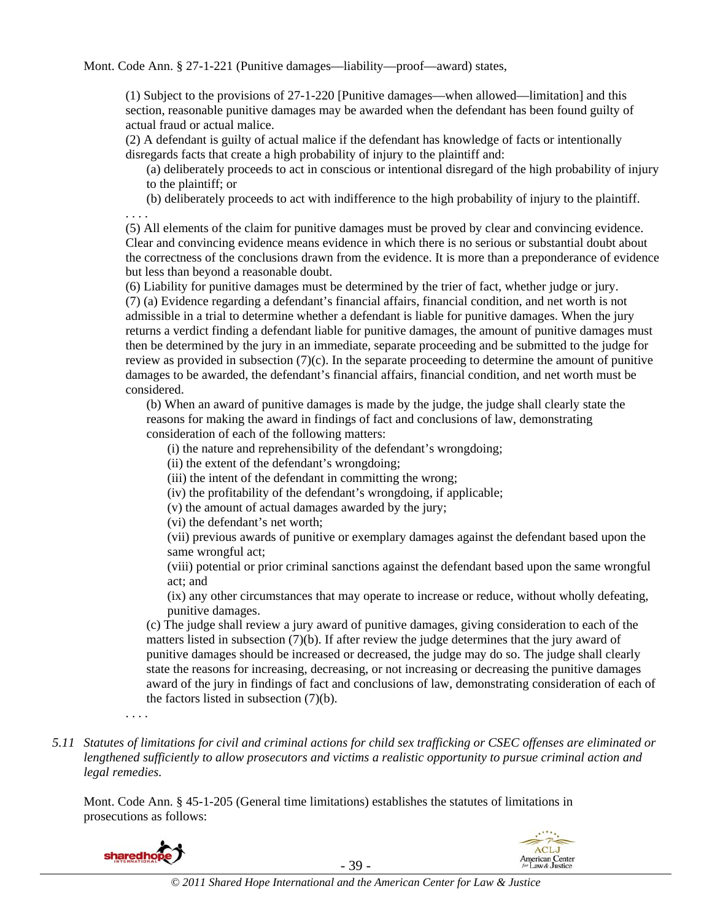Mont. Code Ann. § 27-1-221 (Punitive damages—liability—proof—award) states,

> (1) Subject to the provisions of 27-1-220 [Punitive damages—when allowed—limitation] and this section, reasonable punitive damages may be awarded when the defendant has been found guilty of actual fraud or actual malice.
>
> (2) A defendant is guilty of actual malice if the defendant has knowledge of facts or intentionally disregards facts that create a high probability of injury to the plaintiff and:
>
> > (a) deliberately proceeds to act in conscious or intentional disregard of the high probability of injury to the plaintiff; or
> >
> > (b) deliberately proceeds to act with indifference to the high probability of injury to the plaintiff.
>
> . . . .
>
> (5) All elements of the claim for punitive damages must be proved by clear and convincing evidence. Clear and convincing evidence means evidence in which there is no serious or substantial doubt about the correctness of the conclusions drawn from the evidence. It is more than a preponderance of evidence but less than beyond a reasonable doubt.
>
> (6) Liability for punitive damages must be determined by the trier of fact, whether judge or jury.
>
> (7) (a) Evidence regarding a defendant's financial affairs, financial condition, and net worth is not admissible in a trial to determine whether a defendant is liable for punitive damages. When the jury returns a verdict finding a defendant liable for punitive damages, the amount of punitive damages must then be determined by the jury in an immediate, separate proceeding and be submitted to the judge for review as provided in subsection (7)(c). In the separate proceeding to determine the amount of punitive damages to be awarded, the defendant's financial affairs, financial condition, and net worth must be considered.
>
> > (b) When an award of punitive damages is made by the judge, the judge shall clearly state the reasons for making the award in findings of fact and conclusions of law, demonstrating consideration of each of the following matters:
> >
> > > (i) the nature and reprehensibility of the defendant's wrongdoing;
> > >
> > > (ii) the extent of the defendant's wrongdoing;
> > >
> > > (iii) the intent of the defendant in committing the wrong;
> > >
> > > (iv) the profitability of the defendant's wrongdoing, if applicable;
> > >
> > > (v) the amount of actual damages awarded by the jury;
> > >
> > > (vi) the defendant's net worth;
> > >
> > > (vii) previous awards of punitive or exemplary damages against the defendant based upon the same wrongful act;
> > >
> > > (viii) potential or prior criminal sanctions against the defendant based upon the same wrongful act; and
> > >
> > > (ix) any other circumstances that may operate to increase or reduce, without wholly defeating, punitive damages.
> >
> > (c) The judge shall review a jury award of punitive damages, giving consideration to each of the matters listed in subsection (7)(b). If after review the judge determines that the jury award of punitive damages should be increased or decreased, the judge may do so. The judge shall clearly state the reasons for increasing, decreasing, or not increasing or decreasing the punitive damages award of the jury in findings of fact and conclusions of law, demonstrating consideration of each of the factors listed in subsection (7)(b).
>
> . . . .

*5.11 Statutes of limitations for civil and criminal actions for child sex trafficking or CSEC offenses are eliminated or lengthened sufficiently to allow prosecutors and victims a realistic opportunity to pursue criminal action and legal remedies.*

Mont. Code Ann. § 45-1-205 (General time limitations) establishes the statutes of limitations in prosecutions as follows: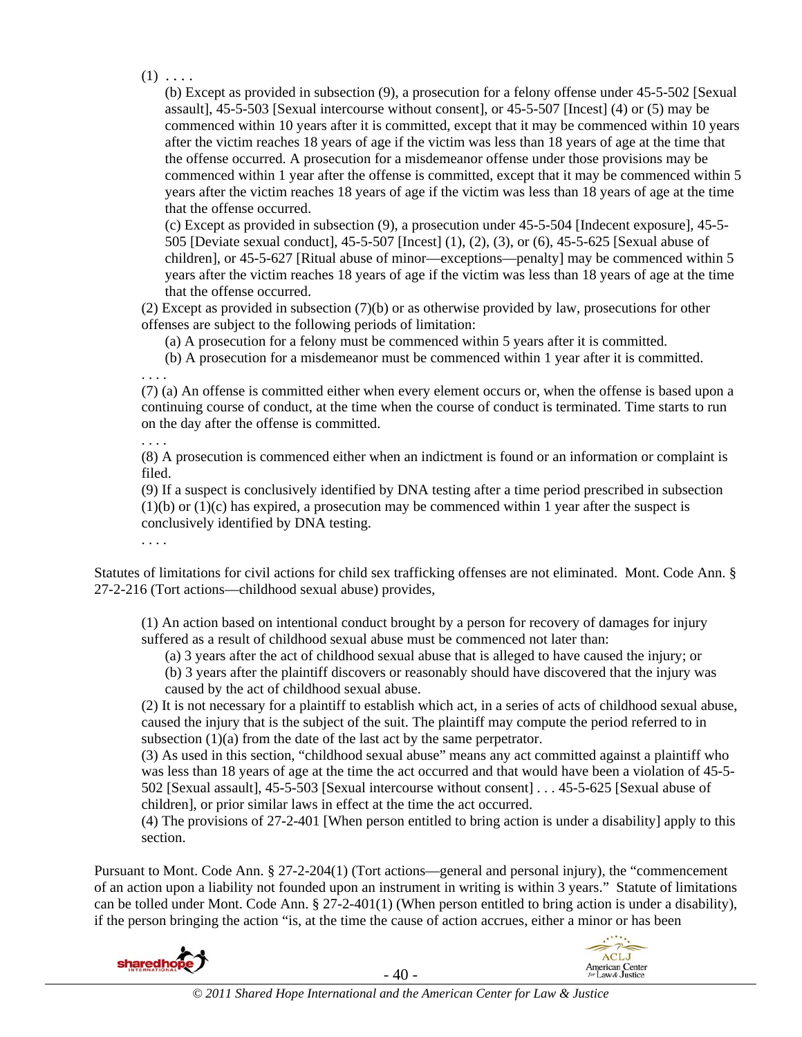(1) . . . .

(b) Except as provided in subsection (9), a prosecution for a felony offense under 45-5-502 [Sexual assault], 45-5-503 [Sexual intercourse without consent], or 45-5-507 [Incest] (4) or (5) may be commenced within 10 years after it is committed, except that it may be commenced within 10 years after the victim reaches 18 years of age if the victim was less than 18 years of age at the time that the offense occurred. A prosecution for a misdemeanor offense under those provisions may be commenced within 1 year after the offense is committed, except that it may be commenced within 5 years after the victim reaches 18 years of age if the victim was less than 18 years of age at the time that the offense occurred.

(c) Except as provided in subsection (9), a prosecution under 45-5-504 [Indecent exposure], 45-5-505 [Deviate sexual conduct], 45-5-507 [Incest] (1), (2), (3), or (6), 45-5-625 [Sexual abuse of children], or 45-5-627 [Ritual abuse of minor—exceptions—penalty] may be commenced within 5 years after the victim reaches 18 years of age if the victim was less than 18 years of age at the time that the offense occurred.

(2) Except as provided in subsection (7)(b) or as otherwise provided by law, prosecutions for other offenses are subject to the following periods of limitation:

(a) A prosecution for a felony must be commenced within 5 years after it is committed.

(b) A prosecution for a misdemeanor must be commenced within 1 year after it is committed.

. . . .

(7) (a) An offense is committed either when every element occurs or, when the offense is based upon a continuing course of conduct, at the time when the course of conduct is terminated. Time starts to run on the day after the offense is committed.

. . . .

(8) A prosecution is commenced either when an indictment is found or an information or complaint is filed.

(9) If a suspect is conclusively identified by DNA testing after a time period prescribed in subsection (1)(b) or (1)(c) has expired, a prosecution may be commenced within 1 year after the suspect is conclusively identified by DNA testing.

. . . .

Statutes of limitations for civil actions for child sex trafficking offenses are not eliminated. Mont. Code Ann. § 27-2-216 (Tort actions—childhood sexual abuse) provides,

(1) An action based on intentional conduct brought by a person for recovery of damages for injury suffered as a result of childhood sexual abuse must be commenced not later than:

(a) 3 years after the act of childhood sexual abuse that is alleged to have caused the injury; or

(b) 3 years after the plaintiff discovers or reasonably should have discovered that the injury was caused by the act of childhood sexual abuse.

(2) It is not necessary for a plaintiff to establish which act, in a series of acts of childhood sexual abuse, caused the injury that is the subject of the suit. The plaintiff may compute the period referred to in subsection (1)(a) from the date of the last act by the same perpetrator.

(3) As used in this section, "childhood sexual abuse" means any act committed against a plaintiff who was less than 18 years of age at the time the act occurred and that would have been a violation of 45-5-502 [Sexual assault], 45-5-503 [Sexual intercourse without consent] . . . 45-5-625 [Sexual abuse of children], or prior similar laws in effect at the time the act occurred.

(4) The provisions of 27-2-401 [When person entitled to bring action is under a disability] apply to this section.

Pursuant to Mont. Code Ann. § 27-2-204(1) (Tort actions—general and personal injury), the "commencement of an action upon a liability not founded upon an instrument in writing is within 3 years." Statute of limitations can be tolled under Mont. Code Ann. § 27-2-401(1) (When person entitled to bring action is under a disability), if the person bringing the action "is, at the time the cause of action accrues, either a minor or has been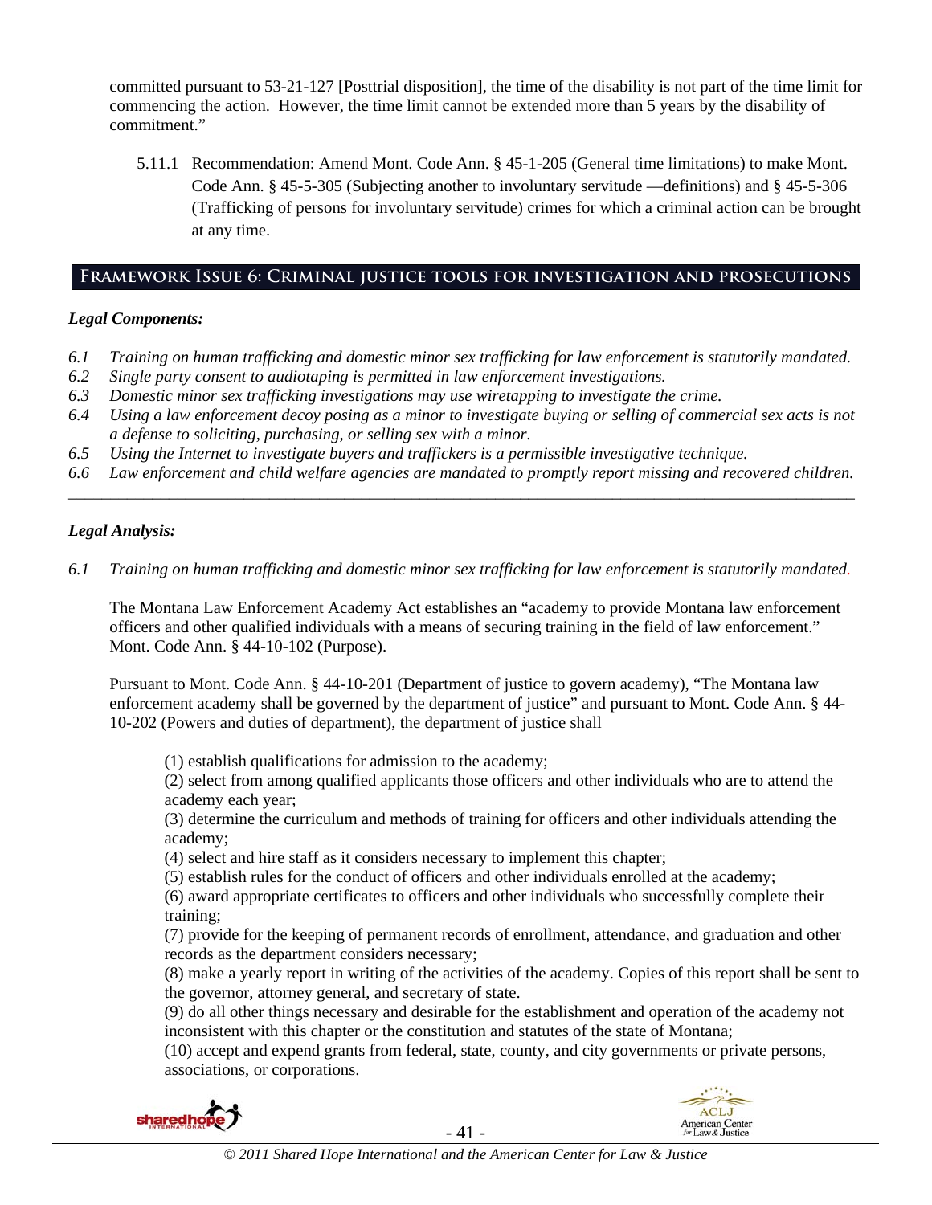committed pursuant to 53-21-127 [Posttrial disposition], the time of the disability is not part of the time limit for commencing the action. However, the time limit cannot be extended more than 5 years by the disability of commitment."

5.11.1 Recommendation: Amend Mont. Code Ann. § 45-1-205 (General time limitations) to make Mont. Code Ann. § 45-5-305 (Subjecting another to involuntary servitude —definitions) and § 45-5-306 (Trafficking of persons for involuntary servitude) crimes for which a criminal action can be brought at any time.

## Framework Issue 6: Criminal justice tools for investigation and prosecutions

***Legal Components:***

*6.1 Training on human trafficking and domestic minor sex trafficking for law enforcement is statutorily mandated.*
*6.2 Single party consent to audiotaping is permitted in law enforcement investigations.*
*6.3 Domestic minor sex trafficking investigations may use wiretapping to investigate the crime.*
*6.4 Using a law enforcement decoy posing as a minor to investigate buying or selling of commercial sex acts is not a defense to soliciting, purchasing, or selling sex with a minor.*
*6.5 Using the Internet to investigate buyers and traffickers is a permissible investigative technique.*
*6.6 Law enforcement and child welfare agencies are mandated to promptly report missing and recovered children.*

---

***Legal Analysis:***

*6.1 Training on human trafficking and domestic minor sex trafficking for law enforcement is statutorily mandated.*

The Montana Law Enforcement Academy Act establishes an "academy to provide Montana law enforcement officers and other qualified individuals with a means of securing training in the field of law enforcement." Mont. Code Ann. § 44-10-102 (Purpose).

Pursuant to Mont. Code Ann. § 44-10-201 (Department of justice to govern academy), "The Montana law enforcement academy shall be governed by the department of justice" and pursuant to Mont. Code Ann. § 44-10-202 (Powers and duties of department), the department of justice shall

(1) establish qualifications for admission to the academy;
(2) select from among qualified applicants those officers and other individuals who are to attend the academy each year;
(3) determine the curriculum and methods of training for officers and other individuals attending the academy;
(4) select and hire staff as it considers necessary to implement this chapter;
(5) establish rules for the conduct of officers and other individuals enrolled at the academy;
(6) award appropriate certificates to officers and other individuals who successfully complete their training;
(7) provide for the keeping of permanent records of enrollment, attendance, and graduation and other records as the department considers necessary;
(8) make a yearly report in writing of the activities of the academy. Copies of this report shall be sent to the governor, attorney general, and secretary of state.
(9) do all other things necessary and desirable for the establishment and operation of the academy not inconsistent with this chapter or the constitution and statutes of the state of Montana;
(10) accept and expend grants from federal, state, county, and city governments or private persons, associations, or corporations.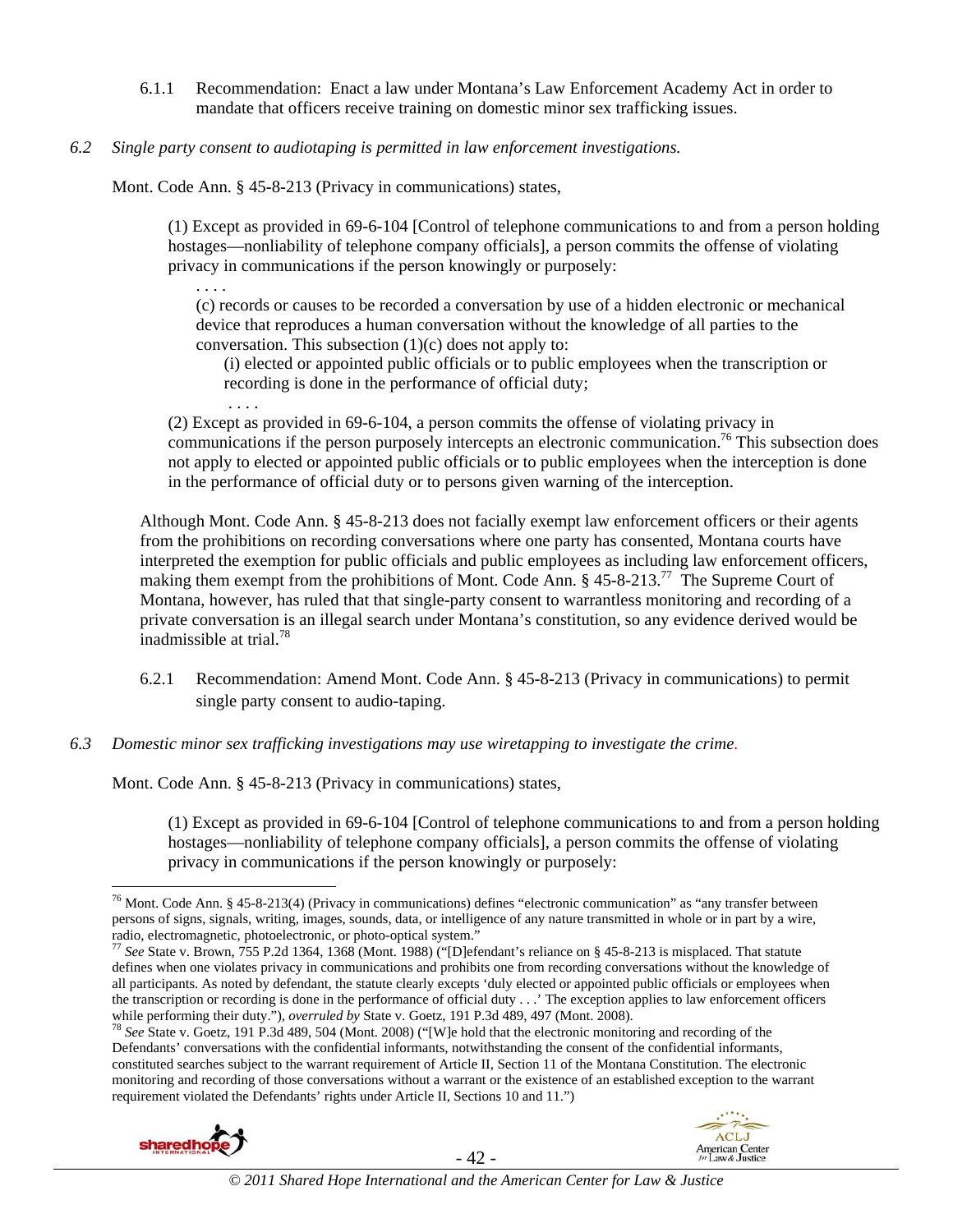6.1.1 Recommendation: Enact a law under Montana's Law Enforcement Academy Act in order to mandate that officers receive training on domestic minor sex trafficking issues.

*6.2 Single party consent to audiotaping is permitted in law enforcement investigations.*

Mont. Code Ann. § 45-8-213 (Privacy in communications) states,

> (1) Except as provided in 69-6-104 [Control of telephone communications to and from a person holding hostages—nonliability of telephone company officials], a person commits the offense of violating privacy in communications if the person knowingly or purposely:
>
> . . . .
>
> (c) records or causes to be recorded a conversation by use of a hidden electronic or mechanical device that reproduces a human conversation without the knowledge of all parties to the conversation. This subsection (1)(c) does not apply to:
>
> (i) elected or appointed public officials or to public employees when the transcription or recording is done in the performance of official duty;
>
> . . . .
>
> (2) Except as provided in 69-6-104, a person commits the offense of violating privacy in communications if the person purposely intercepts an electronic communication.[76] This subsection does not apply to elected or appointed public officials or to public employees when the interception is done in the performance of official duty or to persons given warning of the interception.

Although Mont. Code Ann. § 45-8-213 does not facially exempt law enforcement officers or their agents from the prohibitions on recording conversations where one party has consented, Montana courts have interpreted the exemption for public officials and public employees as including law enforcement officers, making them exempt from the prohibitions of Mont. Code Ann. § 45-8-213.[77] The Supreme Court of Montana, however, has ruled that that single-party consent to warrantless monitoring and recording of a private conversation is an illegal search under Montana's constitution, so any evidence derived would be inadmissible at trial.[78]

6.2.1 Recommendation: Amend Mont. Code Ann. § 45-8-213 (Privacy in communications) to permit single party consent to audio-taping.

*6.3 Domestic minor sex trafficking investigations may use wiretapping to investigate the crime.*

Mont. Code Ann. § 45-8-213 (Privacy in communications) states,

> (1) Except as provided in 69-6-104 [Control of telephone communications to and from a person holding hostages—nonliability of telephone company officials], a person commits the offense of violating privacy in communications if the person knowingly or purposely:

---

[76] Mont. Code Ann. § 45-8-213(4) (Privacy in communications) defines "electronic communication" as "any transfer between persons of signs, signals, writing, images, sounds, data, or intelligence of any nature transmitted in whole or in part by a wire, radio, electromagnetic, photoelectronic, or photo-optical system."

[77] *See* State v. Brown, 755 P.2d 1364, 1368 (Mont. 1988) ("[D]efendant's reliance on § 45-8-213 is misplaced. That statute defines when one violates privacy in communications and prohibits one from recording conversations without the knowledge of all participants. As noted by defendant, the statute clearly excepts 'duly elected or appointed public officials or employees when the transcription or recording is done in the performance of official duty . . .' The exception applies to law enforcement officers while performing their duty."), *overruled by* State v. Goetz, 191 P.3d 489, 497 (Mont. 2008).

[78] *See* State v. Goetz, 191 P.3d 489, 504 (Mont. 2008) ("[W]e hold that the electronic monitoring and recording of the Defendants' conversations with the confidential informants, notwithstanding the consent of the confidential informants, constituted searches subject to the warrant requirement of Article II, Section 11 of the Montana Constitution. The electronic monitoring and recording of those conversations without a warrant or the existence of an established exception to the warrant requirement violated the Defendants' rights under Article II, Sections 10 and 11.")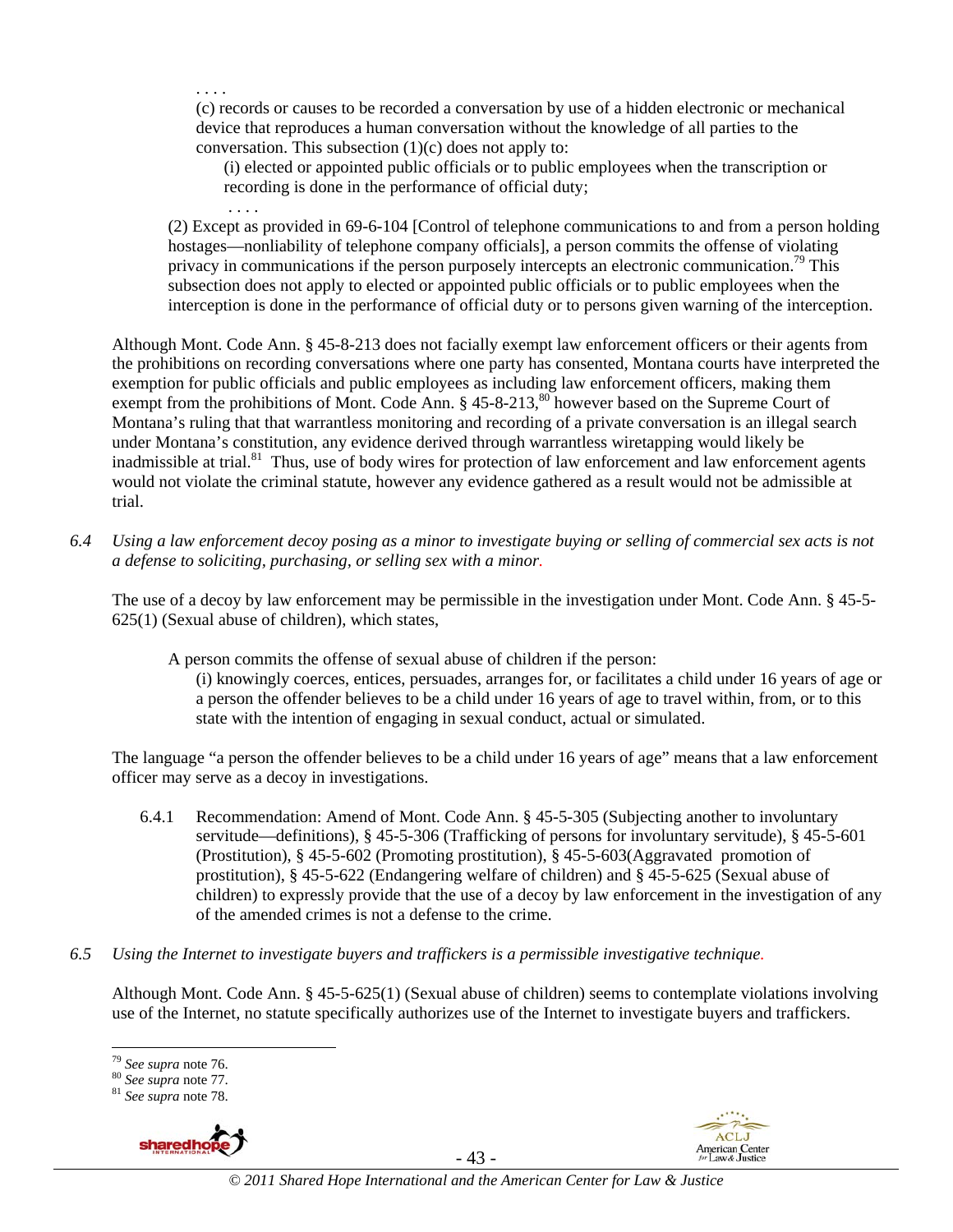. . . .

(c) records or causes to be recorded a conversation by use of a hidden electronic or mechanical device that reproduces a human conversation without the knowledge of all parties to the conversation. This subsection (1)(c) does not apply to:

(i) elected or appointed public officials or to public employees when the transcription or recording is done in the performance of official duty;

. . . .

(2) Except as provided in 69-6-104 [Control of telephone communications to and from a person holding hostages—nonliability of telephone company officials], a person commits the offense of violating privacy in communications if the person purposely intercepts an electronic communication.[79] This subsection does not apply to elected or appointed public officials or to public employees when the interception is done in the performance of official duty or to persons given warning of the interception.

Although Mont. Code Ann. § 45-8-213 does not facially exempt law enforcement officers or their agents from the prohibitions on recording conversations where one party has consented, Montana courts have interpreted the exemption for public officials and public employees as including law enforcement officers, making them exempt from the prohibitions of Mont. Code Ann. § 45-8-213,[80] however based on the Supreme Court of Montana's ruling that that warrantless monitoring and recording of a private conversation is an illegal search under Montana's constitution, any evidence derived through warrantless wiretapping would likely be inadmissible at trial.[81] Thus, use of body wires for protection of law enforcement and law enforcement agents would not violate the criminal statute, however any evidence gathered as a result would not be admissible at trial.

*6.4 Using a law enforcement decoy posing as a minor to investigate buying or selling of commercial sex acts is not a defense to soliciting, purchasing, or selling sex with a minor.*

The use of a decoy by law enforcement may be permissible in the investigation under Mont. Code Ann. § 45-5-625(1) (Sexual abuse of children), which states,

A person commits the offense of sexual abuse of children if the person:

(i) knowingly coerces, entices, persuades, arranges for, or facilitates a child under 16 years of age or a person the offender believes to be a child under 16 years of age to travel within, from, or to this state with the intention of engaging in sexual conduct, actual or simulated.

The language "a person the offender believes to be a child under 16 years of age" means that a law enforcement officer may serve as a decoy in investigations.

6.4.1 Recommendation: Amend of Mont. Code Ann. § 45-5-305 (Subjecting another to involuntary servitude—definitions), § 45-5-306 (Trafficking of persons for involuntary servitude), § 45-5-601 (Prostitution), § 45-5-602 (Promoting prostitution), § 45-5-603(Aggravated promotion of prostitution), § 45-5-622 (Endangering welfare of children) and § 45-5-625 (Sexual abuse of children) to expressly provide that the use of a decoy by law enforcement in the investigation of any of the amended crimes is not a defense to the crime.

*6.5 Using the Internet to investigate buyers and traffickers is a permissible investigative technique.*

Although Mont. Code Ann. § 45-5-625(1) (Sexual abuse of children) seems to contemplate violations involving use of the Internet, no statute specifically authorizes use of the Internet to investigate buyers and traffickers.

---

[79] *See supra* note 76.

[80] *See supra* note 77.

[81] *See supra* note 78.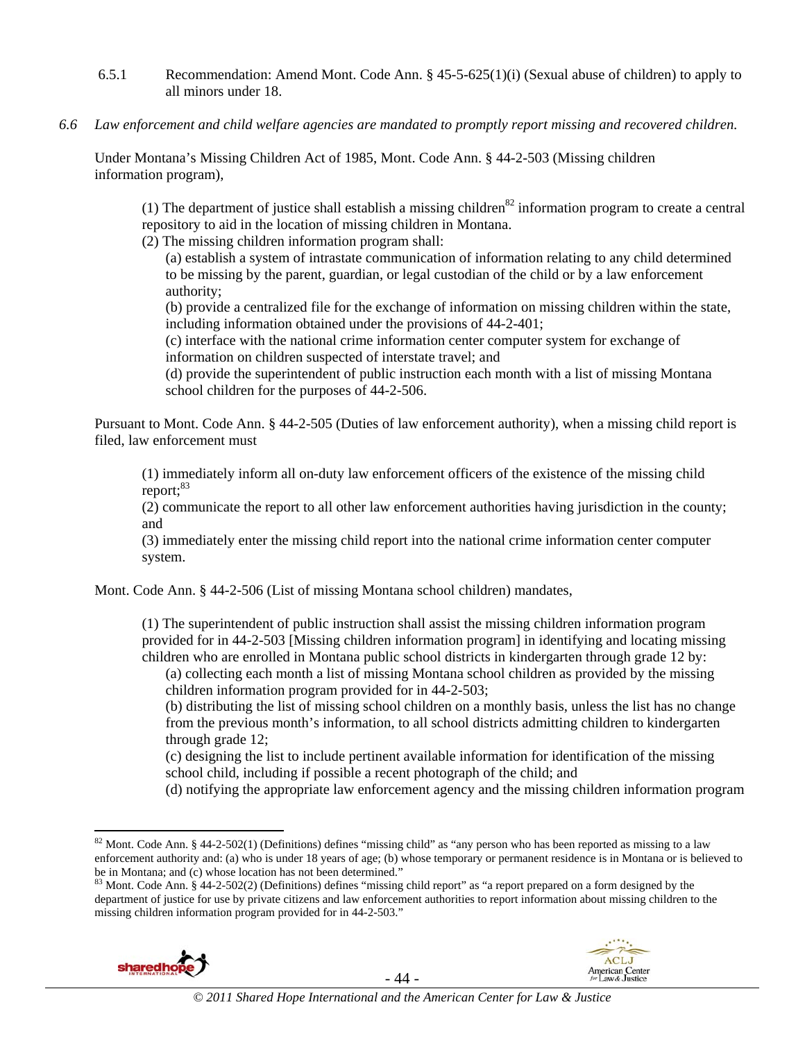6.5.1 Recommendation: Amend Mont. Code Ann. § 45-5-625(1)(i) (Sexual abuse of children) to apply to all minors under 18.

*6.6 Law enforcement and child welfare agencies are mandated to promptly report missing and recovered children.*

Under Montana's Missing Children Act of 1985, Mont. Code Ann. § 44-2-503 (Missing children information program),

> (1) The department of justice shall establish a missing children[82] information program to create a central repository to aid in the location of missing children in Montana.
> (2) The missing children information program shall:
> (a) establish a system of intrastate communication of information relating to any child determined to be missing by the parent, guardian, or legal custodian of the child or by a law enforcement authority;
> (b) provide a centralized file for the exchange of information on missing children within the state, including information obtained under the provisions of 44-2-401;
> (c) interface with the national crime information center computer system for exchange of information on children suspected of interstate travel; and
> (d) provide the superintendent of public instruction each month with a list of missing Montana school children for the purposes of 44-2-506.

Pursuant to Mont. Code Ann. § 44-2-505 (Duties of law enforcement authority), when a missing child report is filed, law enforcement must

> (1) immediately inform all on-duty law enforcement officers of the existence of the missing child report;[83]
> (2) communicate the report to all other law enforcement authorities having jurisdiction in the county; and
> (3) immediately enter the missing child report into the national crime information center computer system.

Mont. Code Ann. § 44-2-506 (List of missing Montana school children) mandates,

> (1) The superintendent of public instruction shall assist the missing children information program provided for in 44-2-503 [Missing children information program] in identifying and locating missing children who are enrolled in Montana public school districts in kindergarten through grade 12 by:
> (a) collecting each month a list of missing Montana school children as provided by the missing children information program provided for in 44-2-503;
> (b) distributing the list of missing school children on a monthly basis, unless the list has no change from the previous month's information, to all school districts admitting children to kindergarten through grade 12;
> (c) designing the list to include pertinent available information for identification of the missing school child, including if possible a recent photograph of the child; and
> (d) notifying the appropriate law enforcement agency and the missing children information program

---

[82] Mont. Code Ann. § 44-2-502(1) (Definitions) defines "missing child" as "any person who has been reported as missing to a law enforcement authority and: (a) who is under 18 years of age; (b) whose temporary or permanent residence is in Montana or is believed to be in Montana; and (c) whose location has not been determined."

[83] Mont. Code Ann. § 44-2-502(2) (Definitions) defines "missing child report" as "a report prepared on a form designed by the department of justice for use by private citizens and law enforcement authorities to report information about missing children to the missing children information program provided for in 44-2-503."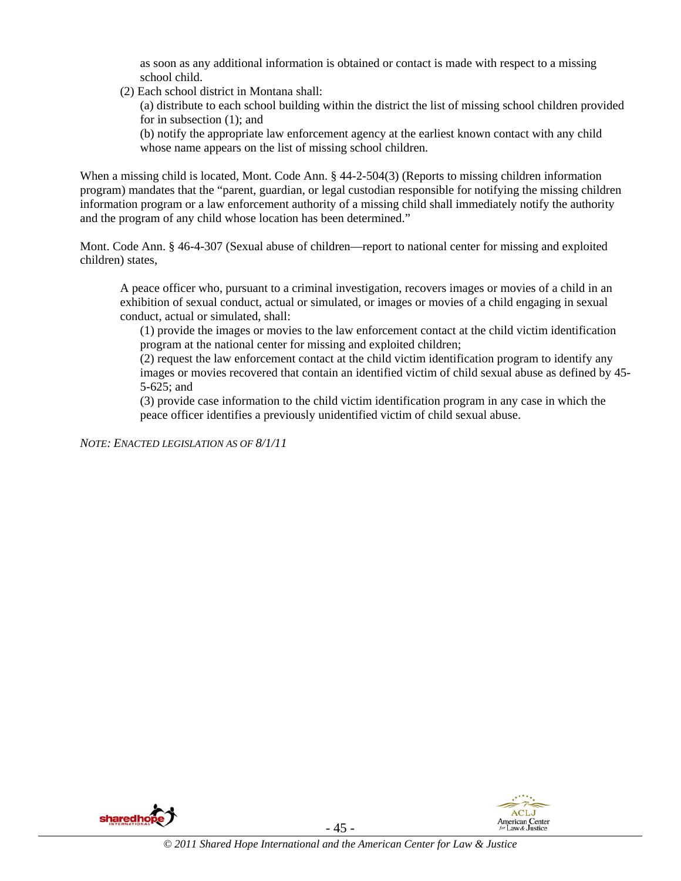as soon as any additional information is obtained or contact is made with respect to a missing school child.

(2) Each school district in Montana shall:

(a) distribute to each school building within the district the list of missing school children provided for in subsection (1); and

(b) notify the appropriate law enforcement agency at the earliest known contact with any child whose name appears on the list of missing school children.

When a missing child is located, Mont. Code Ann. § 44-2-504(3) (Reports to missing children information program) mandates that the "parent, guardian, or legal custodian responsible for notifying the missing children information program or a law enforcement authority of a missing child shall immediately notify the authority and the program of any child whose location has been determined."

Mont. Code Ann. § 46-4-307 (Sexual abuse of children—report to national center for missing and exploited children) states,

> A peace officer who, pursuant to a criminal investigation, recovers images or movies of a child in an exhibition of sexual conduct, actual or simulated, or images or movies of a child engaging in sexual conduct, actual or simulated, shall:
>
> (1) provide the images or movies to the law enforcement contact at the child victim identification program at the national center for missing and exploited children;
>
> (2) request the law enforcement contact at the child victim identification program to identify any images or movies recovered that contain an identified victim of child sexual abuse as defined by 45-5-625; and
>
> (3) provide case information to the child victim identification program in any case in which the peace officer identifies a previously unidentified victim of child sexual abuse.

*NOTE: ENACTED LEGISLATION AS OF 8/1/11*